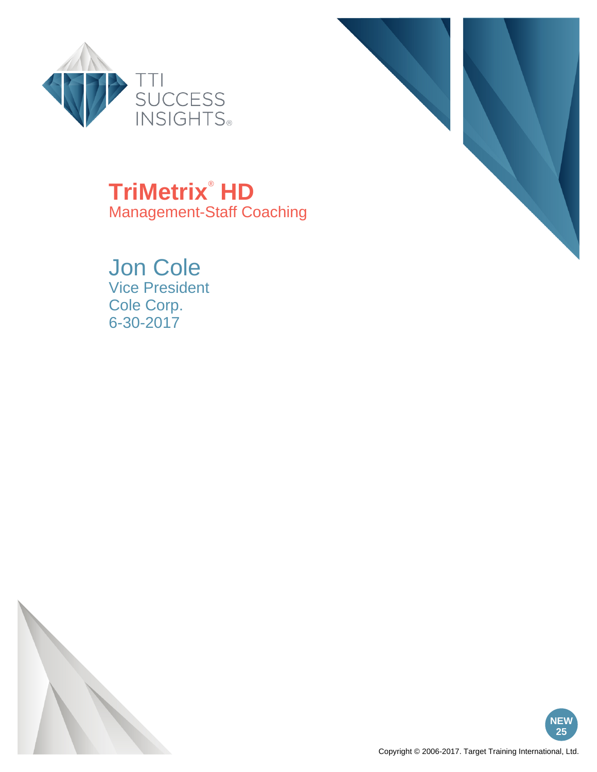TTI SUCCESS INSIGHTS®

# TriMetrix® HD

Management-Staff Coaching

## Jon Cole

Vice President
Cole Corp.
6-30-2017

NEW 25

Copyright © 2006-2017. Target Training International, Ltd.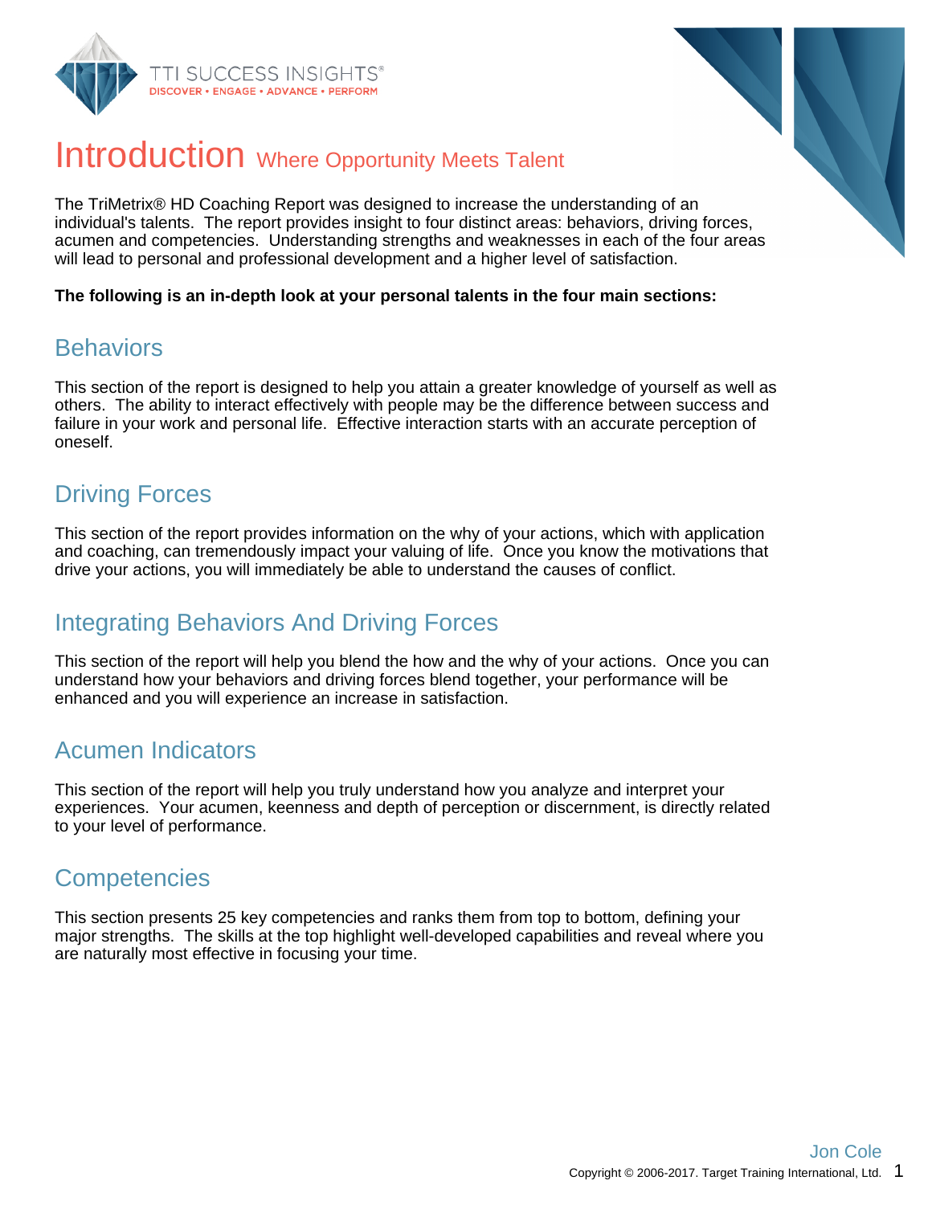# Introduction Where Opportunity Meets Talent

The TriMetrix® HD Coaching Report was designed to increase the understanding of an individual's talents. The report provides insight to four distinct areas: behaviors, driving forces, acumen and competencies. Understanding strengths and weaknesses in each of the four areas will lead to personal and professional development and a higher level of satisfaction.

**The following is an in-depth look at your personal talents in the four main sections:**

## Behaviors

This section of the report is designed to help you attain a greater knowledge of yourself as well as others. The ability to interact effectively with people may be the difference between success and failure in your work and personal life. Effective interaction starts with an accurate perception of oneself.

## Driving Forces

This section of the report provides information on the why of your actions, which with application and coaching, can tremendously impact your valuing of life. Once you know the motivations that drive your actions, you will immediately be able to understand the causes of conflict.

## Integrating Behaviors And Driving Forces

This section of the report will help you blend the how and the why of your actions. Once you can understand how your behaviors and driving forces blend together, your performance will be enhanced and you will experience an increase in satisfaction.

## Acumen Indicators

This section of the report will help you truly understand how you analyze and interpret your experiences. Your acumen, keenness and depth of perception or discernment, is directly related to your level of performance.

## Competencies

This section presents 25 key competencies and ranks them from top to bottom, defining your major strengths. The skills at the top highlight well-developed capabilities and reveal where you are naturally most effective in focusing your time.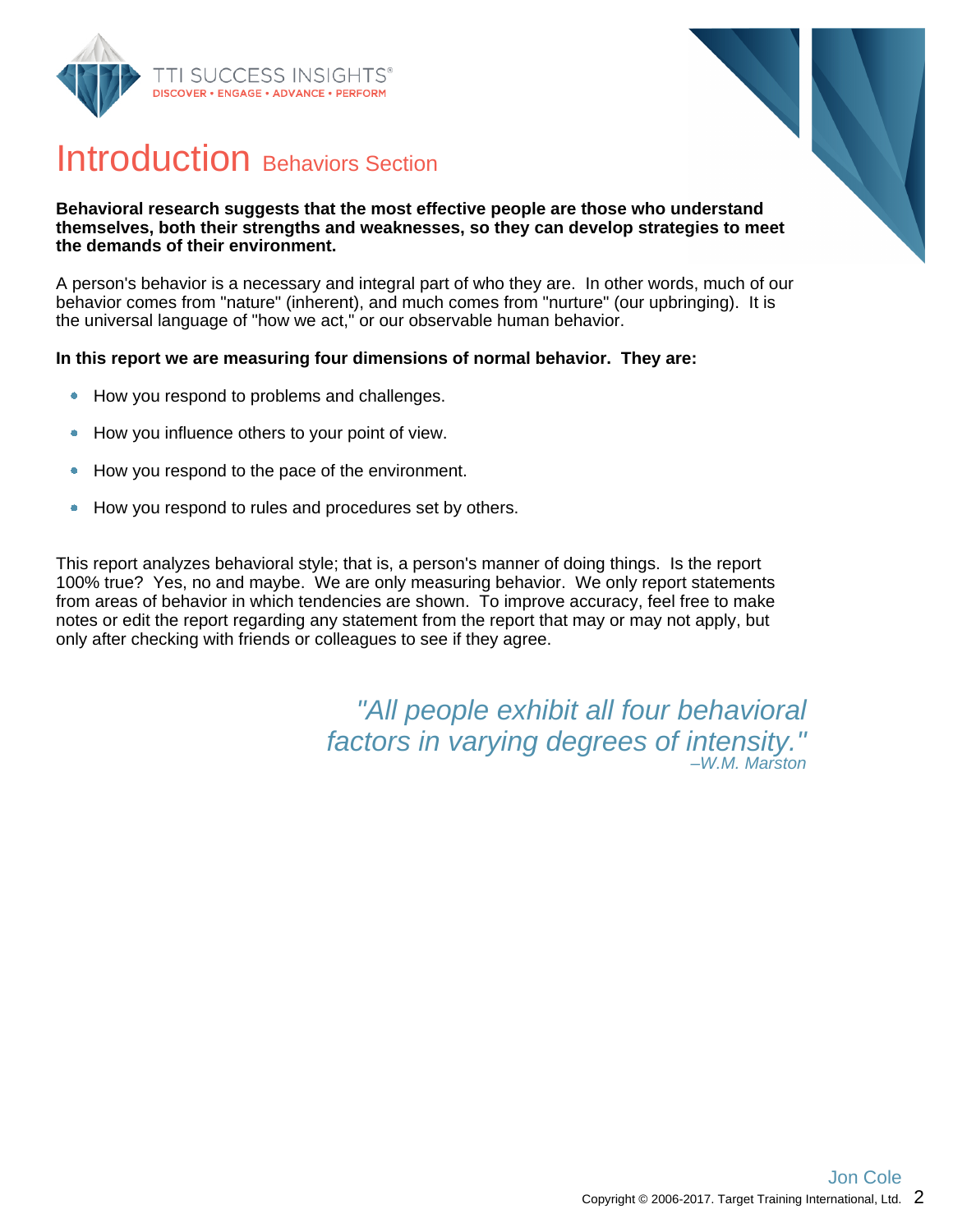# Introduction Behaviors Section

**Behavioral research suggests that the most effective people are those who understand themselves, both their strengths and weaknesses, so they can develop strategies to meet the demands of their environment.**

A person's behavior is a necessary and integral part of who they are. In other words, much of our behavior comes from "nature" (inherent), and much comes from "nurture" (our upbringing). It is the universal language of "how we act," or our observable human behavior.

**In this report we are measuring four dimensions of normal behavior. They are:**

- How you respond to problems and challenges.
- How you influence others to your point of view.
- How you respond to the pace of the environment.
- How you respond to rules and procedures set by others.

This report analyzes behavioral style; that is, a person's manner of doing things. Is the report 100% true? Yes, no and maybe. We are only measuring behavior. We only report statements from areas of behavior in which tendencies are shown. To improve accuracy, feel free to make notes or edit the report regarding any statement from the report that may or may not apply, but only after checking with friends or colleagues to see if they agree.

*"All people exhibit all four behavioral factors in varying degrees of intensity."*
*–W.M. Marston*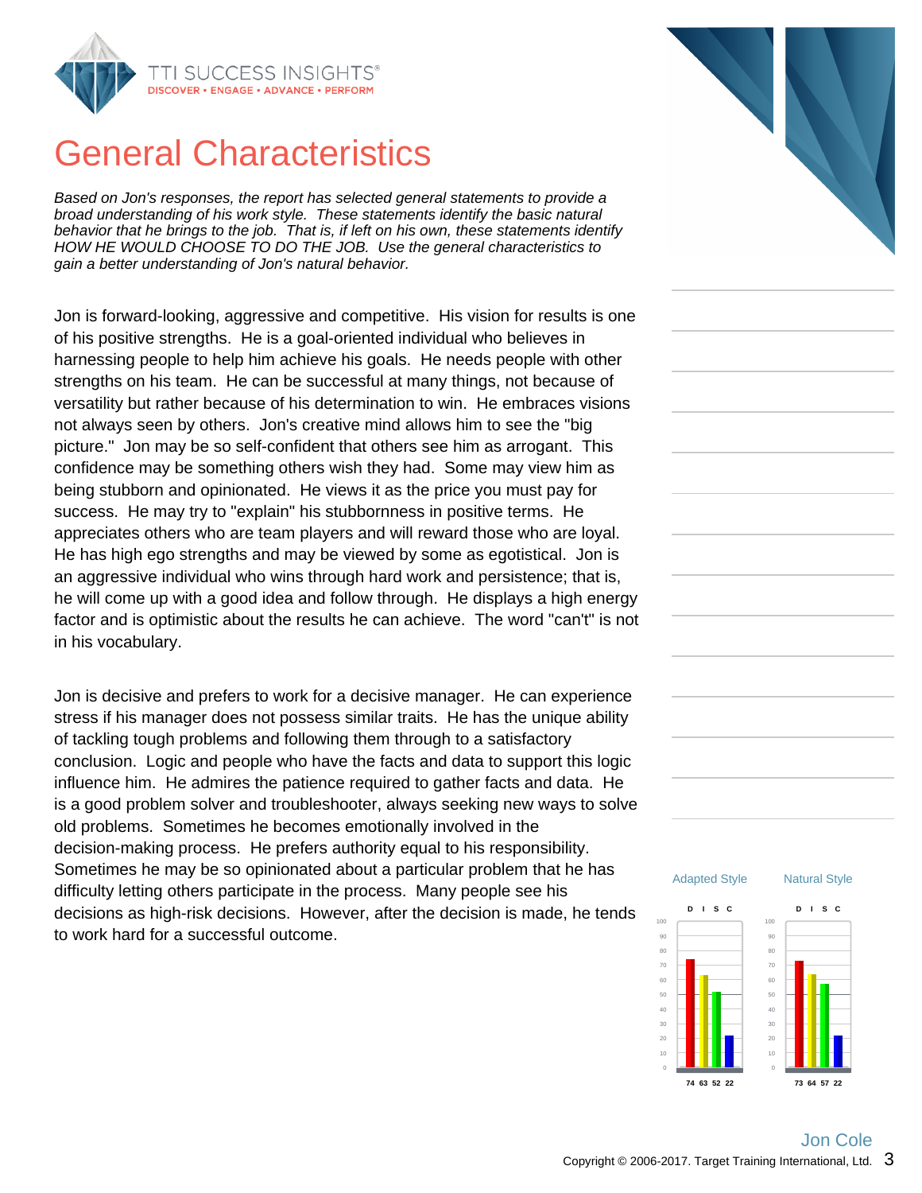# General Characteristics

*Based on Jon's responses, the report has selected general statements to provide a broad understanding of his work style. These statements identify the basic natural behavior that he brings to the job. That is, if left on his own, these statements identify HOW HE WOULD CHOOSE TO DO THE JOB. Use the general characteristics to gain a better understanding of Jon's natural behavior.*

Jon is forward-looking, aggressive and competitive. His vision for results is one of his positive strengths. He is a goal-oriented individual who believes in harnessing people to help him achieve his goals. He needs people with other strengths on his team. He can be successful at many things, not because of versatility but rather because of his determination to win. He embraces visions not always seen by others. Jon's creative mind allows him to see the "big picture." Jon may be so self-confident that others see him as arrogant. This confidence may be something others wish they had. Some may view him as being stubborn and opinionated. He views it as the price you must pay for success. He may try to "explain" his stubbornness in positive terms. He appreciates others who are team players and will reward those who are loyal. He has high ego strengths and may be viewed by some as egotistical. Jon is an aggressive individual who wins through hard work and persistence; that is, he will come up with a good idea and follow through. He displays a high energy factor and is optimistic about the results he can achieve. The word "can't" is not in his vocabulary.

Jon is decisive and prefers to work for a decisive manager. He can experience stress if his manager does not possess similar traits. He has the unique ability of tackling tough problems and following them through to a satisfactory conclusion. Logic and people who have the facts and data to support this logic influence him. He admires the patience required to gather facts and data. He is a good problem solver and troubleshooter, always seeking new ways to solve old problems. Sometimes he becomes emotionally involved in the decision-making process. He prefers authority equal to his responsibility. Sometimes he may be so opinionated about a particular problem that he has difficulty letting others participate in the process. Many people see his decisions as high-risk decisions. However, after the decision is made, he tends to work hard for a successful outcome.

| | D | I | S | C |
|---|---|---|---|---|
| Adapted Style | 74 | 63 | 52 | 22 |
| Natural Style | 73 | 64 | 57 | 22 |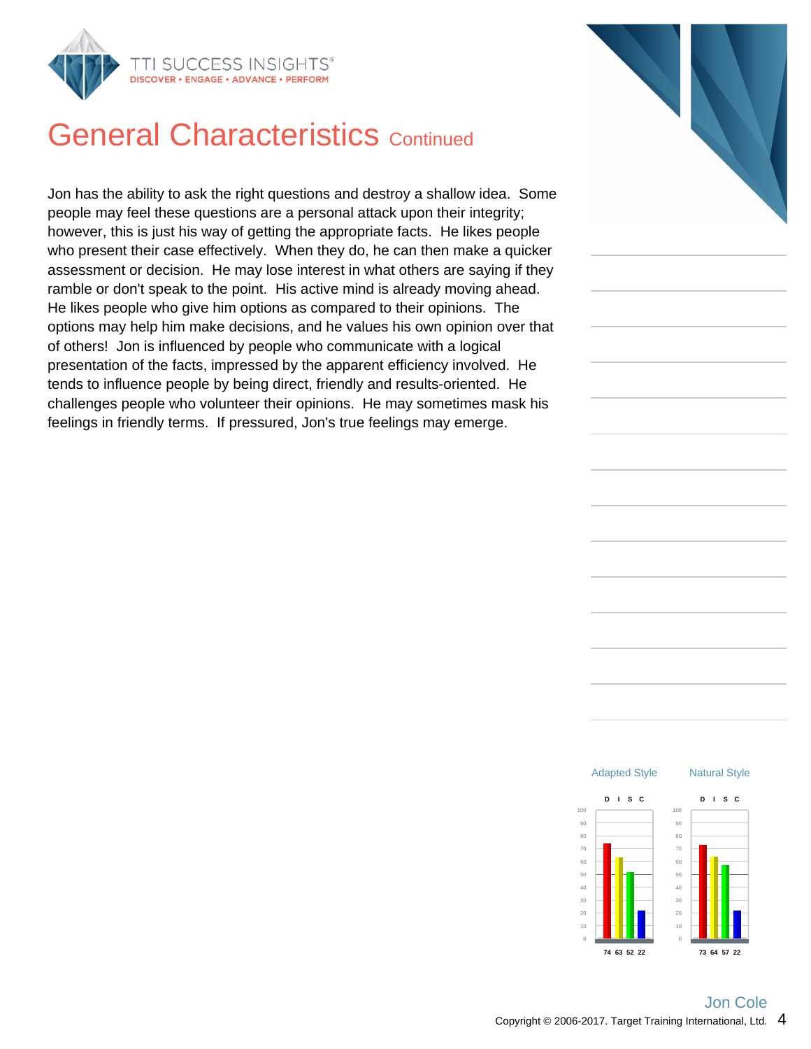# General Characteristics Continued

Jon has the ability to ask the right questions and destroy a shallow idea. Some people may feel these questions are a personal attack upon their integrity; however, this is just his way of getting the appropriate facts. He likes people who present their case effectively. When they do, he can then make a quicker assessment or decision. He may lose interest in what others are saying if they ramble or don't speak to the point. His active mind is already moving ahead. He likes people who give him options as compared to their opinions. The options may help him make decisions, and he values his own opinion over that of others! Jon is influenced by people who communicate with a logical presentation of the facts, impressed by the apparent efficiency involved. He tends to influence people by being direct, friendly and results-oriented. He challenges people who volunteer their opinions. He may sometimes mask his feelings in friendly terms. If pressured, Jon's true feelings may emerge.

| | D | I | S | C |
|---|---|---|---|---|
| Adapted Style | 74 | 63 | 52 | 22 |
| Natural Style | 73 | 64 | 57 | 22 |

Jon Cole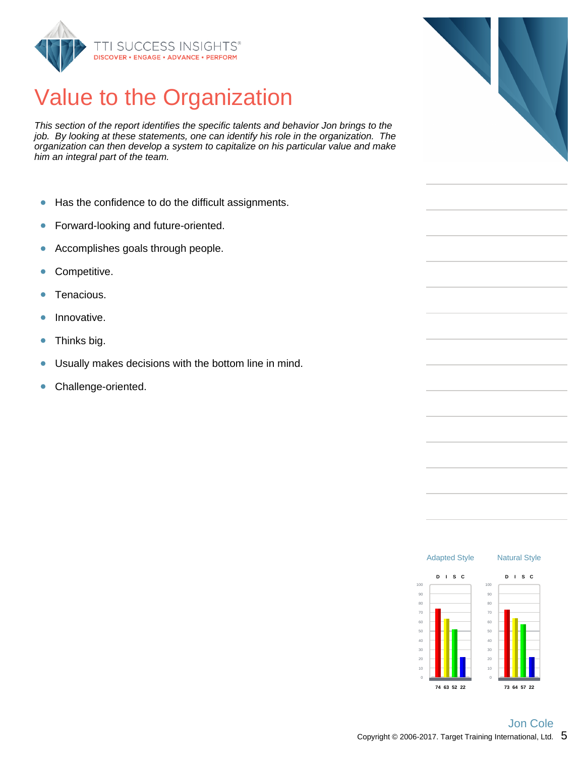# Value to the Organization

*This section of the report identifies the specific talents and behavior Jon brings to the job. By looking at these statements, one can identify his role in the organization. The organization can then develop a system to capitalize on his particular value and make him an integral part of the team.*

- Has the confidence to do the difficult assignments.
- Forward-looking and future-oriented.
- Accomplishes goals through people.
- Competitive.
- Tenacious.
- Innovative.
- Thinks big.
- Usually makes decisions with the bottom line in mind.
- Challenge-oriented.

| | D | I | S | C |
|---|---|---|---|---|
| Adapted Style | 74 | 63 | 52 | 22 |
| Natural Style | 73 | 64 | 57 | 22 |

Jon Cole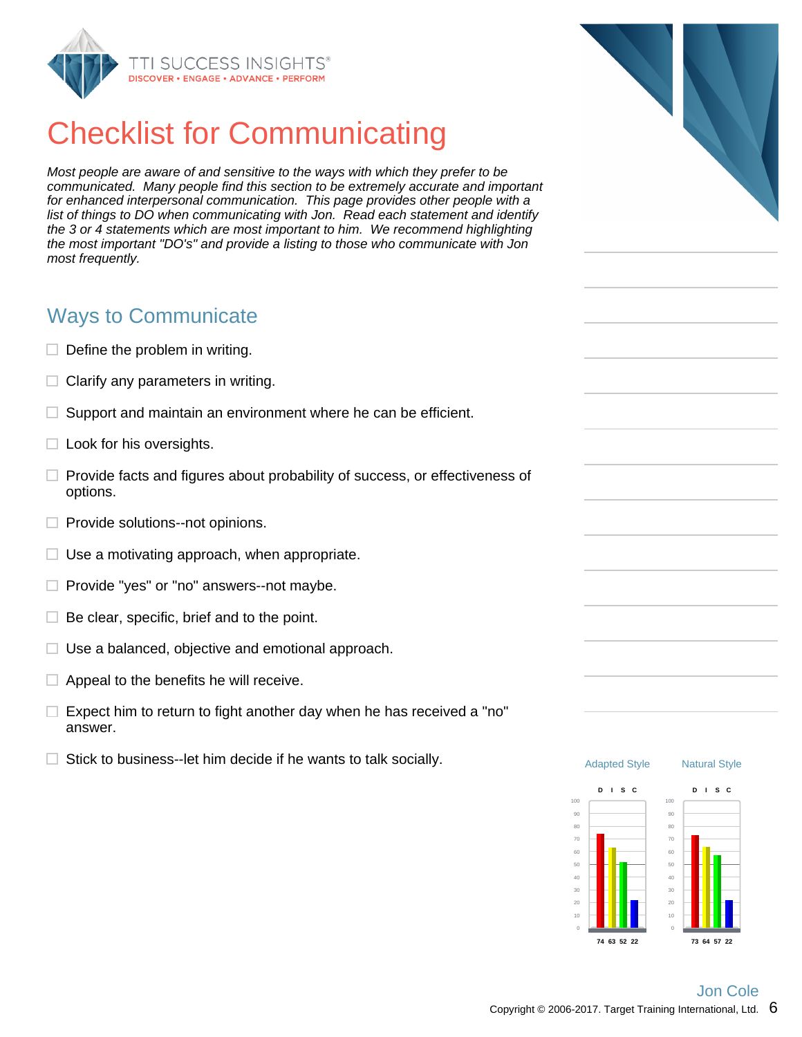# Checklist for Communicating

*Most people are aware of and sensitive to the ways with which they prefer to be communicated. Many people find this section to be extremely accurate and important for enhanced interpersonal communication. This page provides other people with a list of things to DO when communicating with Jon. Read each statement and identify the 3 or 4 statements which are most important to him. We recommend highlighting the most important "DO's" and provide a listing to those who communicate with Jon most frequently.*

## Ways to Communicate

- [ ] Define the problem in writing.
- [ ] Clarify any parameters in writing.
- [ ] Support and maintain an environment where he can be efficient.
- [ ] Look for his oversights.
- [ ] Provide facts and figures about probability of success, or effectiveness of options.
- [ ] Provide solutions--not opinions.
- [ ] Use a motivating approach, when appropriate.
- [ ] Provide "yes" or "no" answers--not maybe.
- [ ] Be clear, specific, brief and to the point.
- [ ] Use a balanced, objective and emotional approach.
- [ ] Appeal to the benefits he will receive.
- [ ] Expect him to return to fight another day when he has received a "no" answer.
- [ ] Stick to business--let him decide if he wants to talk socially.

| | D | I | S | C |
|---|---|---|---|---|
| Adapted Style | 74 | 63 | 52 | 22 |
| Natural Style | 73 | 64 | 57 | 22 |

Jon Cole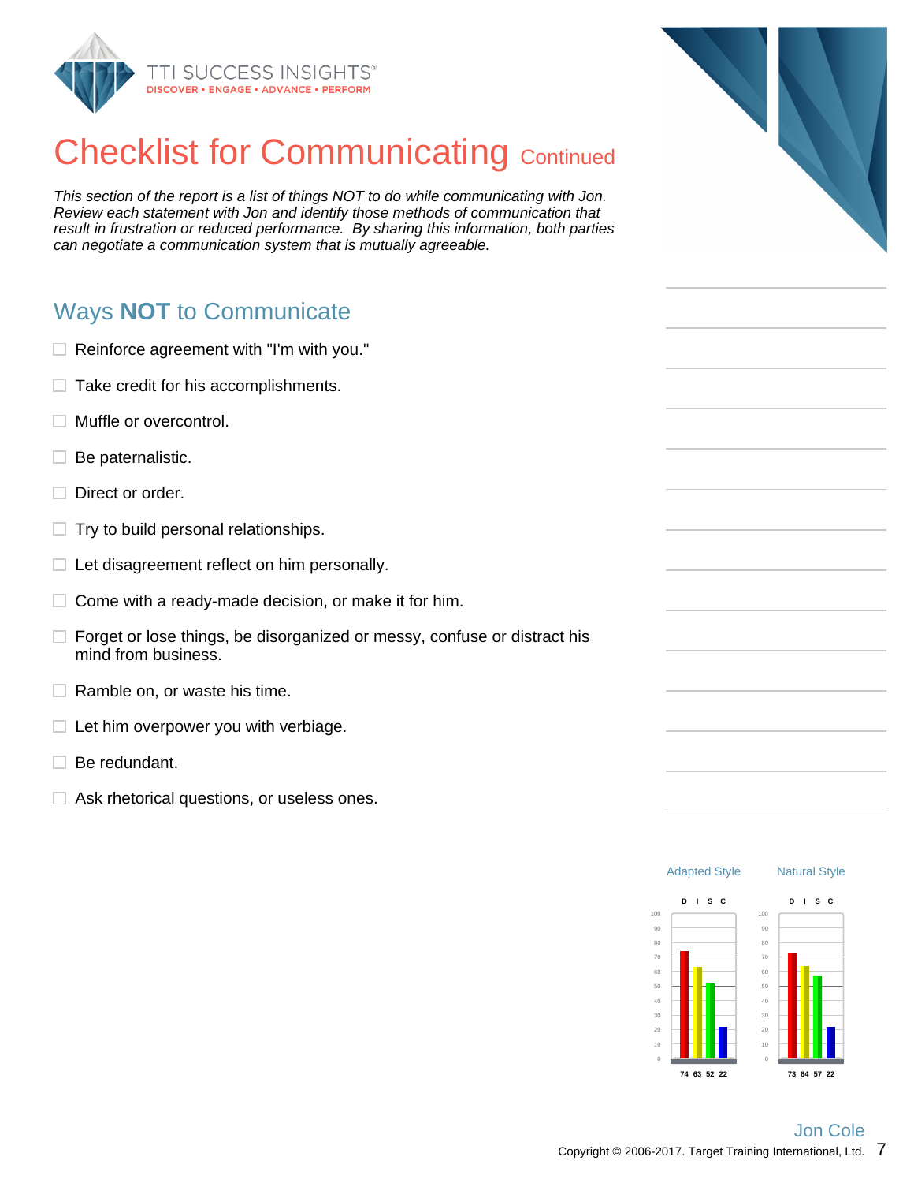# Checklist for Communicating Continued

*This section of the report is a list of things NOT to do while communicating with Jon. Review each statement with Jon and identify those methods of communication that result in frustration or reduced performance. By sharing this information, both parties can negotiate a communication system that is mutually agreeable.*

## Ways **NOT** to Communicate

- ☐ Reinforce agreement with "I'm with you."
- ☐ Take credit for his accomplishments.
- ☐ Muffle or overcontrol.
- ☐ Be paternalistic.
- ☐ Direct or order.
- ☐ Try to build personal relationships.
- ☐ Let disagreement reflect on him personally.
- ☐ Come with a ready-made decision, or make it for him.
- ☐ Forget or lose things, be disorganized or messy, confuse or distract his mind from business.
- ☐ Ramble on, or waste his time.
- ☐ Let him overpower you with verbiage.
- ☐ Be redundant.
- ☐ Ask rhetorical questions, or useless ones.

| | D | I | S | C |
|---|---|---|---|---|
| Adapted Style | 74 | 63 | 52 | 22 |
| Natural Style | 73 | 64 | 57 | 22 |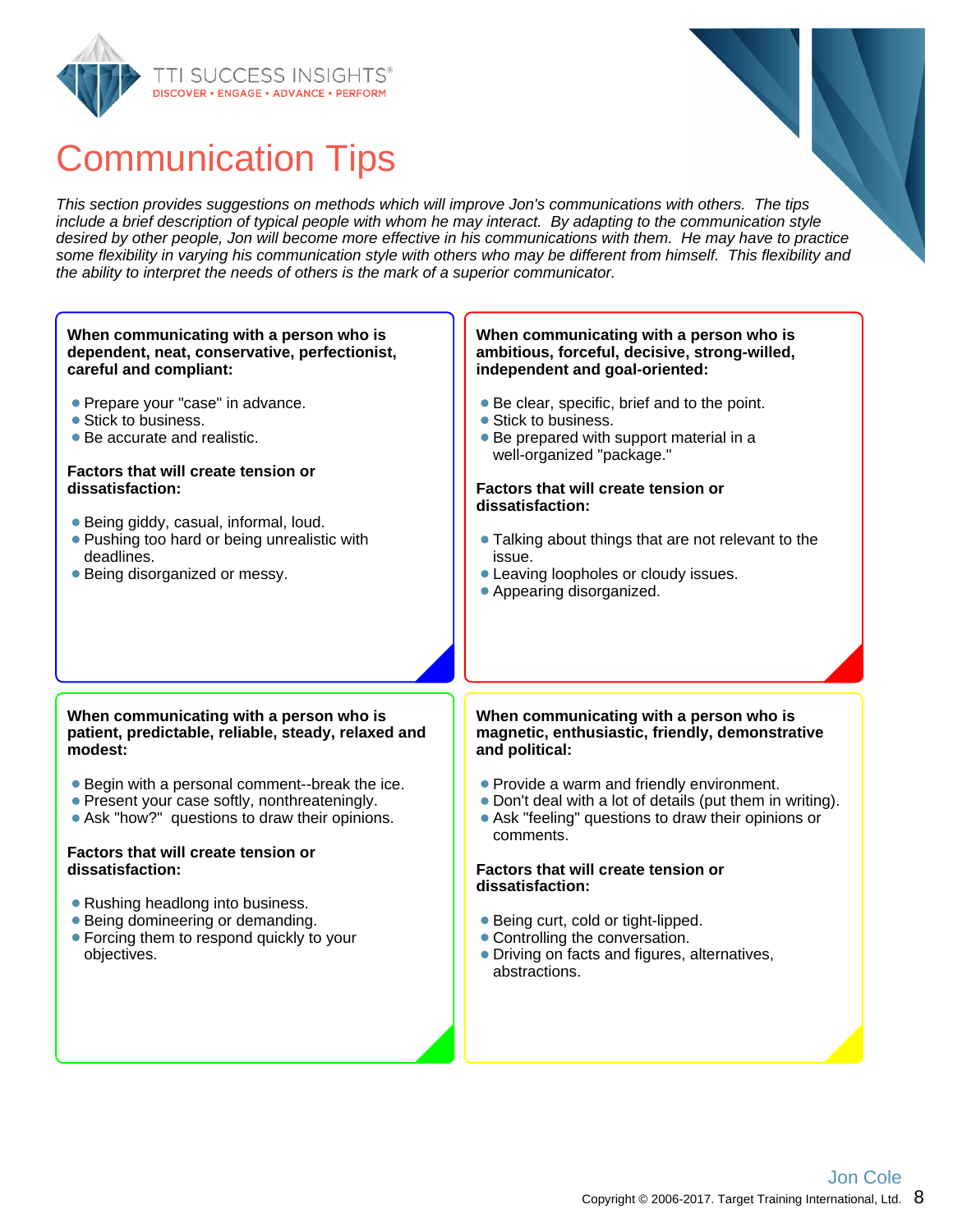# Communication Tips

*This section provides suggestions on methods which will improve Jon's communications with others. The tips include a brief description of typical people with whom he may interact. By adapting to the communication style desired by other people, Jon will become more effective in his communications with them. He may have to practice some flexibility in varying his communication style with others who may be different from himself. This flexibility and the ability to interpret the needs of others is the mark of a superior communicator.*

**When communicating with a person who is dependent, neat, conservative, perfectionist, careful and compliant:**

- Prepare your "case" in advance.
- Stick to business.
- Be accurate and realistic.

**Factors that will create tension or dissatisfaction:**

- Being giddy, casual, informal, loud.
- Pushing too hard or being unrealistic with deadlines.
- Being disorganized or messy.

**When communicating with a person who is ambitious, forceful, decisive, strong-willed, independent and goal-oriented:**

- Be clear, specific, brief and to the point.
- Stick to business.
- Be prepared with support material in a well-organized "package."

**Factors that will create tension or dissatisfaction:**

- Talking about things that are not relevant to the issue.
- Leaving loopholes or cloudy issues.
- Appearing disorganized.

**When communicating with a person who is patient, predictable, reliable, steady, relaxed and modest:**

- Begin with a personal comment--break the ice.
- Present your case softly, nonthreateningly.
- Ask "how?" questions to draw their opinions.

**Factors that will create tension or dissatisfaction:**

- Rushing headlong into business.
- Being domineering or demanding.
- Forcing them to respond quickly to your objectives.

**When communicating with a person who is magnetic, enthusiastic, friendly, demonstrative and political:**

- Provide a warm and friendly environment.
- Don't deal with a lot of details (put them in writing).
- Ask "feeling" questions to draw their opinions or comments.

**Factors that will create tension or dissatisfaction:**

- Being curt, cold or tight-lipped.
- Controlling the conversation.
- Driving on facts and figures, alternatives, abstractions.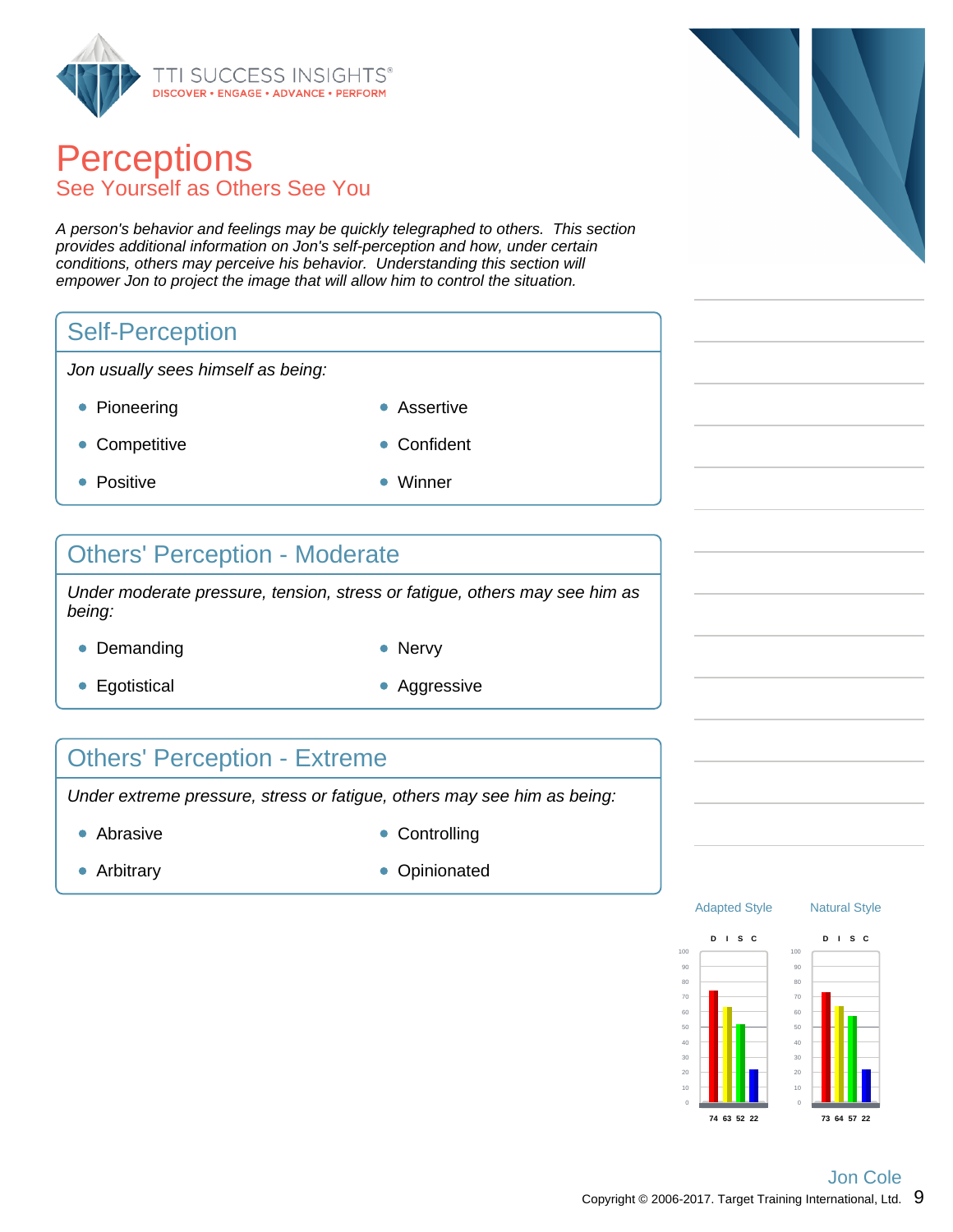# Perceptions

## See Yourself as Others See You

*A person's behavior and feelings may be quickly telegraphed to others. This section provides additional information on Jon's self-perception and how, under certain conditions, others may perceive his behavior. Understanding this section will empower Jon to project the image that will allow him to control the situation.*

### Self-Perception

*Jon usually sees himself as being:*

- Pioneering
- Assertive
- Competitive
- Confident
- Positive
- Winner

### Others' Perception - Moderate

*Under moderate pressure, tension, stress or fatigue, others may see him as being:*

- Demanding
- Nervy
- Egotistical
- Aggressive

### Others' Perception - Extreme

*Under extreme pressure, stress or fatigue, others may see him as being:*

- Abrasive
- Controlling
- Arbitrary
- Opinionated

| | D | I | S | C |
|---|---|---|---|---|
| Adapted Style | 74 | 63 | 52 | 22 |
| Natural Style | 73 | 64 | 57 | 22 |

Jon Cole

Copyright © 2006-2017. Target Training International, Ltd.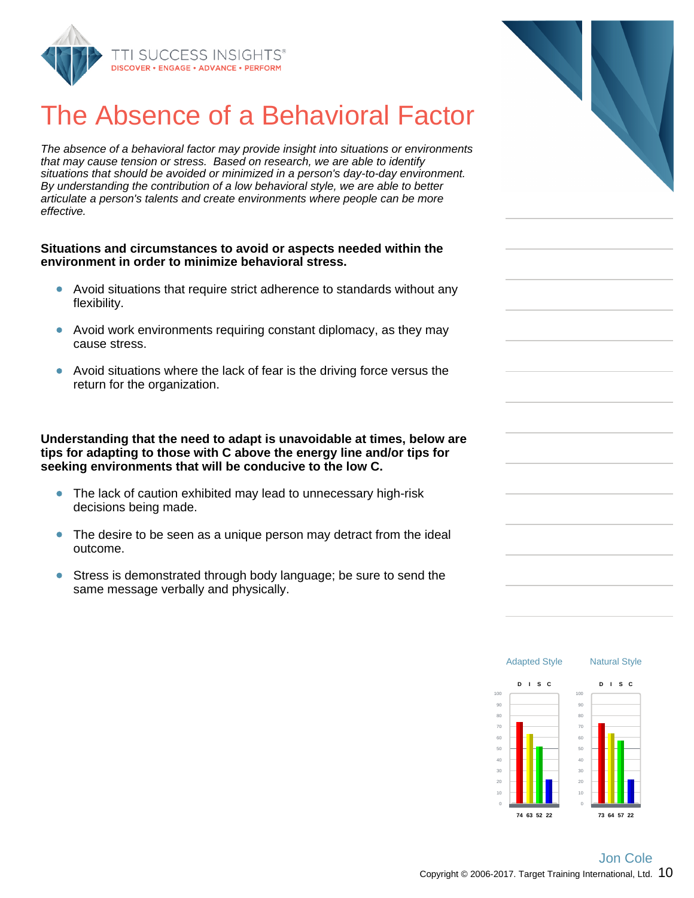# The Absence of a Behavioral Factor

*The absence of a behavioral factor may provide insight into situations or environments that may cause tension or stress. Based on research, we are able to identify situations that should be avoided or minimized in a person's day-to-day environment. By understanding the contribution of a low behavioral style, we are able to better articulate a person's talents and create environments where people can be more effective.*

**Situations and circumstances to avoid or aspects needed within the environment in order to minimize behavioral stress.**

- Avoid situations that require strict adherence to standards without any flexibility.
- Avoid work environments requiring constant diplomacy, as they may cause stress.
- Avoid situations where the lack of fear is the driving force versus the return for the organization.

**Understanding that the need to adapt is unavoidable at times, below are tips for adapting to those with C above the energy line and/or tips for seeking environments that will be conducive to the low C.**

- The lack of caution exhibited may lead to unnecessary high-risk decisions being made.
- The desire to be seen as a unique person may detract from the ideal outcome.
- Stress is demonstrated through body language; be sure to send the same message verbally and physically.

| | D | I | S | C |
|---|---|---|---|---|
| Adapted Style | 74 | 63 | 52 | 22 |
| Natural Style | 73 | 64 | 57 | 22 |

Jon Cole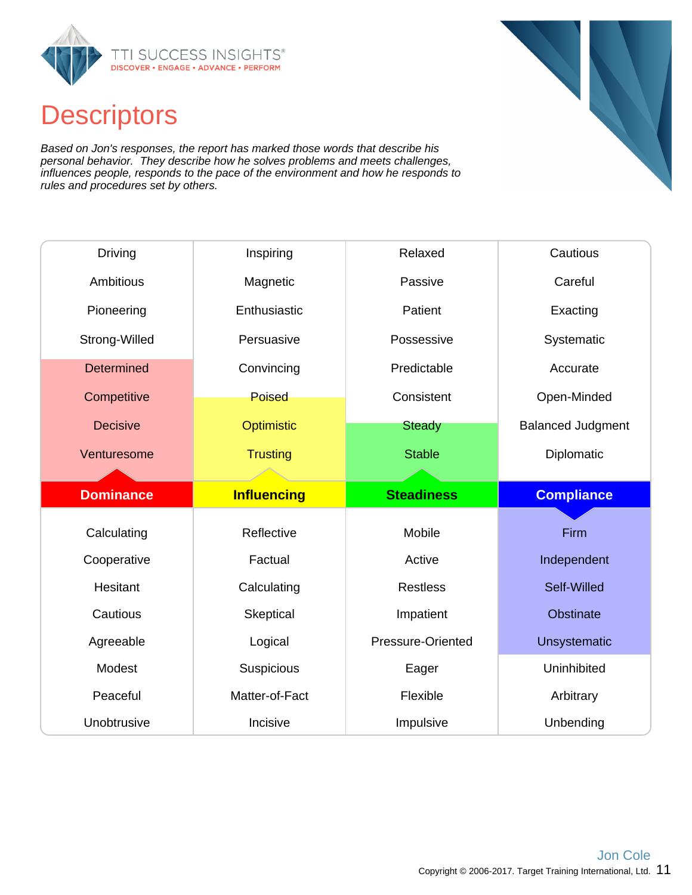# Descriptors

*Based on Jon's responses, the report has marked those words that describe his personal behavior. They describe how he solves problems and meets challenges, influences people, responds to the pace of the environment and how he responds to rules and procedures set by others.*

| Dominance | Influencing | Steadiness | Compliance |
|---|---|---|---|
| Driving | Inspiring | Relaxed | Cautious |
| Ambitious | Magnetic | Passive | Careful |
| Pioneering | Enthusiastic | Patient | Exacting |
| Strong-Willed | Persuasive | Possessive | Systematic |
| **Determined** | Convincing | Predictable | Accurate |
| **Competitive** | **Poised** | Consistent | Open-Minded |
| **Decisive** | **Optimistic** | **Steady** | Balanced Judgment |
| **Venturesome** | **Trusting** | **Stable** | Diplomatic |
| Calculating | Reflective | Mobile | **Firm** |
| Cooperative | Factual | Active | **Independent** |
| Hesitant | Calculating | Restless | **Self-Willed** |
| Cautious | Skeptical | Impatient | **Obstinate** |
| Agreeable | Logical | Pressure-Oriented | **Unsystematic** |
| Modest | Suspicious | Eager | Uninhibited |
| Peaceful | Matter-of-Fact | Flexible | Arbitrary |
| Unobtrusive | Incisive | Impulsive | Unbending |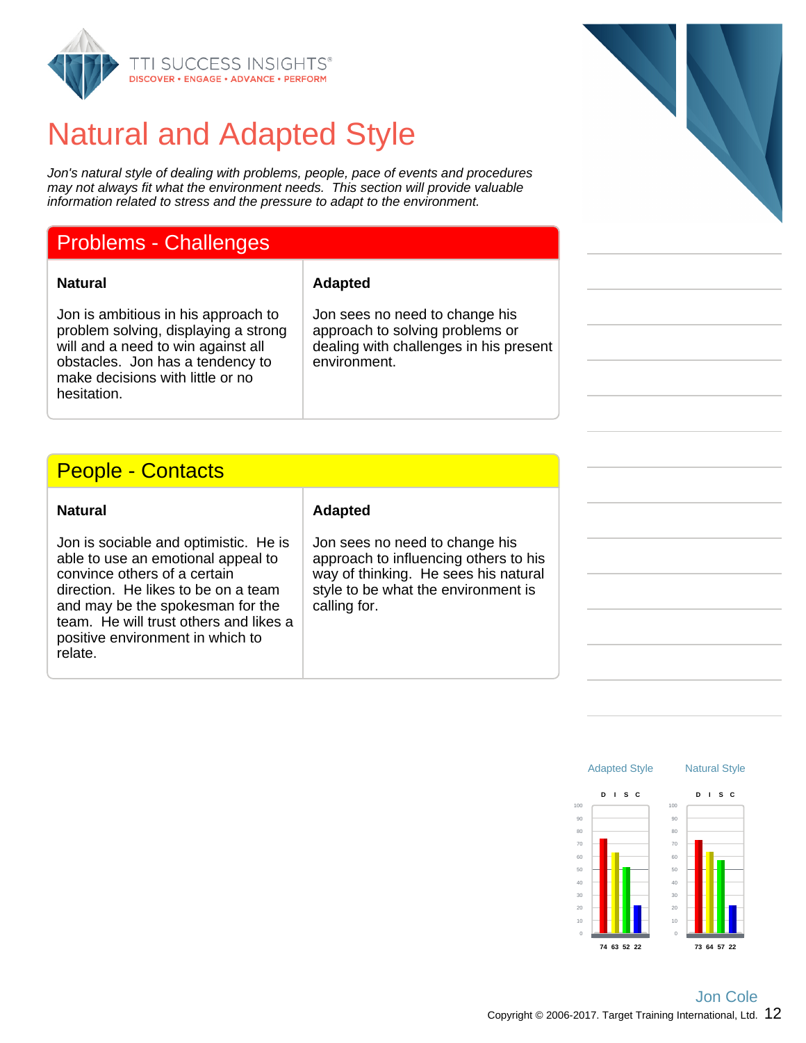# Natural and Adapted Style

*Jon's natural style of dealing with problems, people, pace of events and procedures may not always fit what the environment needs. This section will provide valuable information related to stress and the pressure to adapt to the environment.*

## Problems - Challenges

| Natural | Adapted |
| --- | --- |
| Jon is ambitious in his approach to problem solving, displaying a strong will and a need to win against all obstacles. Jon has a tendency to make decisions with little or no hesitation. | Jon sees no need to change his approach to solving problems or dealing with challenges in his present environment. |

## People - Contacts

| Natural | Adapted |
| --- | --- |
| Jon is sociable and optimistic. He is able to use an emotional appeal to convince others of a certain direction. He likes to be on a team and may be the spokesman for the team. He will trust others and likes a positive environment in which to relate. | Jon sees no need to change his approach to influencing others to his way of thinking. He sees his natural style to be what the environment is calling for. |

| | D | I | S | C |
| --- | --- | --- | --- | --- |
| Adapted Style | 74 | 63 | 52 | 22 |
| Natural Style | 73 | 64 | 57 | 22 |

Jon Cole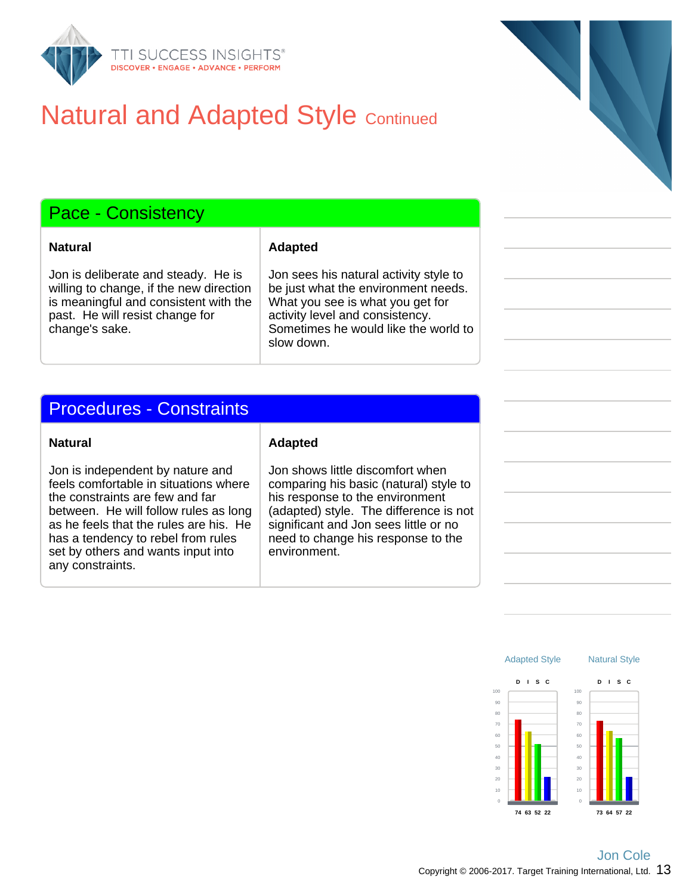# Natural and Adapted Style Continued

## Pace - Consistency

| Natural | Adapted |
| --- | --- |
| Jon is deliberate and steady. He is willing to change, if the new direction is meaningful and consistent with the past. He will resist change for change's sake. | Jon sees his natural activity style to be just what the environment needs. What you see is what you get for activity level and consistency. Sometimes he would like the world to slow down. |

## Procedures - Constraints

| Natural | Adapted |
| --- | --- |
| Jon is independent by nature and feels comfortable in situations where the constraints are few and far between. He will follow rules as long as he feels that the rules are his. He has a tendency to rebel from rules set by others and wants input into any constraints. | Jon shows little discomfort when comparing his basic (natural) style to his response to the environment (adapted) style. The difference is not significant and Jon sees little or no need to change his response to the environment. |

| | D | I | S | C |
| --- | --- | --- | --- | --- |
| Adapted Style | 74 | 63 | 52 | 22 |
| Natural Style | 73 | 64 | 57 | 22 |

Jon Cole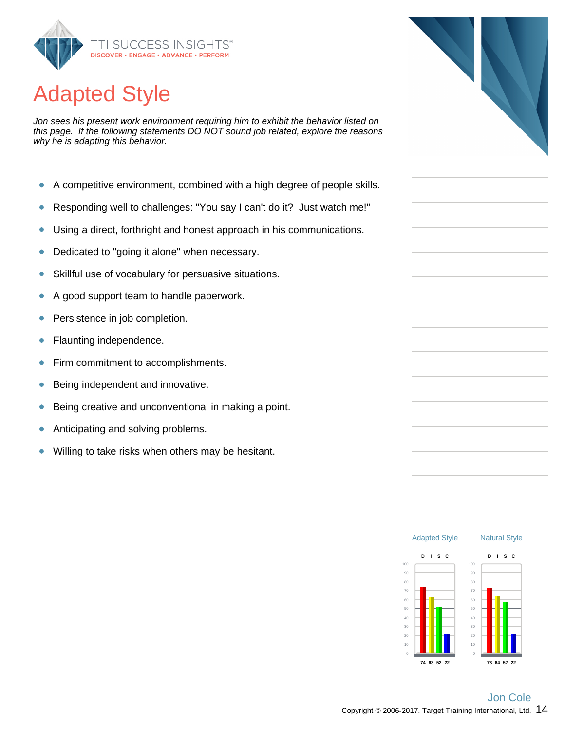# Adapted Style

*Jon sees his present work environment requiring him to exhibit the behavior listed on this page. If the following statements DO NOT sound job related, explore the reasons why he is adapting this behavior.*

- A competitive environment, combined with a high degree of people skills.
- Responding well to challenges: "You say I can't do it? Just watch me!"
- Using a direct, forthright and honest approach in his communications.
- Dedicated to "going it alone" when necessary.
- Skillful use of vocabulary for persuasive situations.
- A good support team to handle paperwork.
- Persistence in job completion.
- Flaunting independence.
- Firm commitment to accomplishments.
- Being independent and innovative.
- Being creative and unconventional in making a point.
- Anticipating and solving problems.
- Willing to take risks when others may be hesitant.

| | D | I | S | C |
|---|---|---|---|---|
| Adapted Style | 74 | 63 | 52 | 22 |
| Natural Style | 73 | 64 | 57 | 22 |

Jon Cole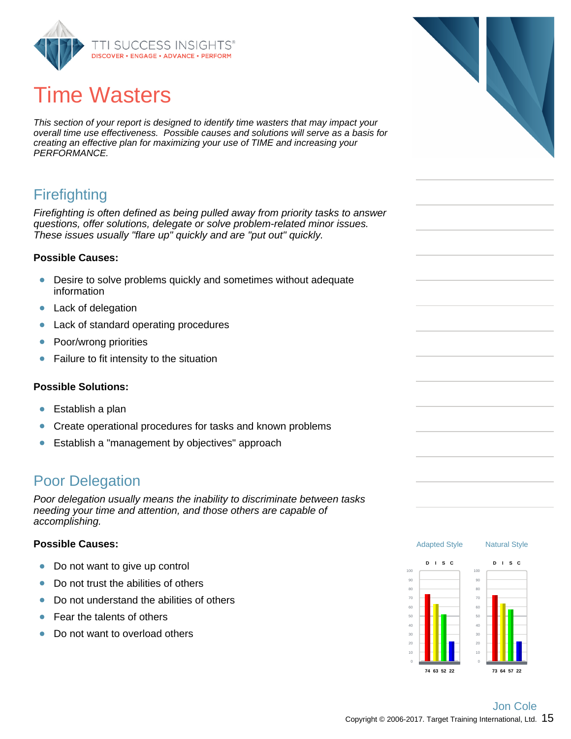# Time Wasters

*This section of your report is designed to identify time wasters that may impact your overall time use effectiveness. Possible causes and solutions will serve as a basis for creating an effective plan for maximizing your use of TIME and increasing your PERFORMANCE.*

## Firefighting

*Firefighting is often defined as being pulled away from priority tasks to answer questions, offer solutions, delegate or solve problem-related minor issues. These issues usually "flare up" quickly and are "put out" quickly.*

**Possible Causes:**

- Desire to solve problems quickly and sometimes without adequate information
- Lack of delegation
- Lack of standard operating procedures
- Poor/wrong priorities
- Failure to fit intensity to the situation

**Possible Solutions:**

- Establish a plan
- Create operational procedures for tasks and known problems
- Establish a "management by objectives" approach

## Poor Delegation

*Poor delegation usually means the inability to discriminate between tasks needing your time and attention, and those others are capable of accomplishing.*

**Possible Causes:**

- Do not want to give up control
- Do not trust the abilities of others
- Do not understand the abilities of others
- Fear the talents of others
- Do not want to overload others

| | Adapted Style | Natural Style |
|---|---|---|
| D | 74 | 73 |
| I | 63 | 64 |
| S | 52 | 57 |
| C | 22 | 22 |

Jon Cole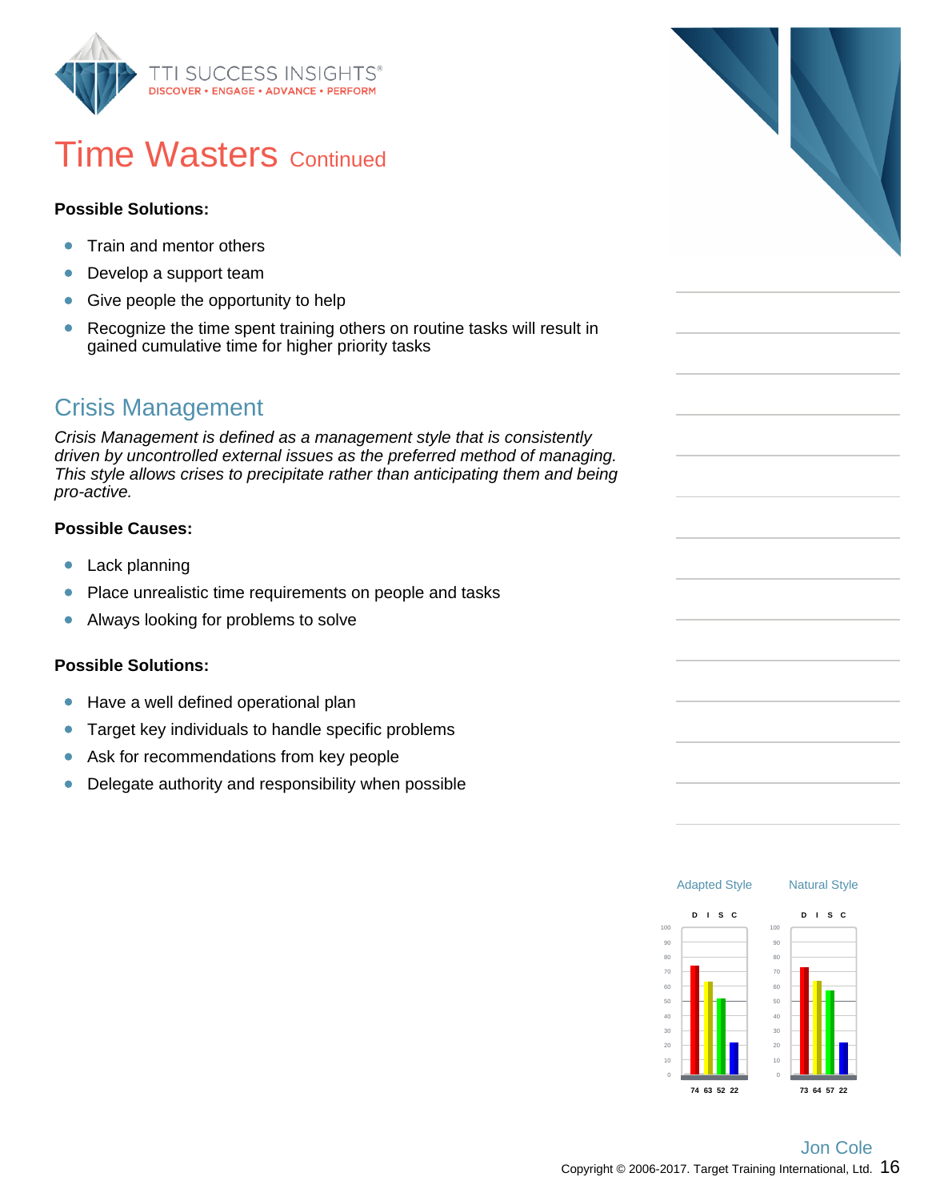# Time Wasters Continued

**Possible Solutions:**

- Train and mentor others
- Develop a support team
- Give people the opportunity to help
- Recognize the time spent training others on routine tasks will result in gained cumulative time for higher priority tasks

## Crisis Management

*Crisis Management is defined as a management style that is consistently driven by uncontrolled external issues as the preferred method of managing. This style allows crises to precipitate rather than anticipating them and being pro-active.*

**Possible Causes:**

- Lack planning
- Place unrealistic time requirements on people and tasks
- Always looking for problems to solve

**Possible Solutions:**

- Have a well defined operational plan
- Target key individuals to handle specific problems
- Ask for recommendations from key people
- Delegate authority and responsibility when possible

| | D | I | S | C |
|---|---|---|---|---|
| Adapted Style | 74 | 63 | 52 | 22 |
| Natural Style | 73 | 64 | 57 | 22 |

Jon Cole

Copyright © 2006-2017. Target Training International, Ltd.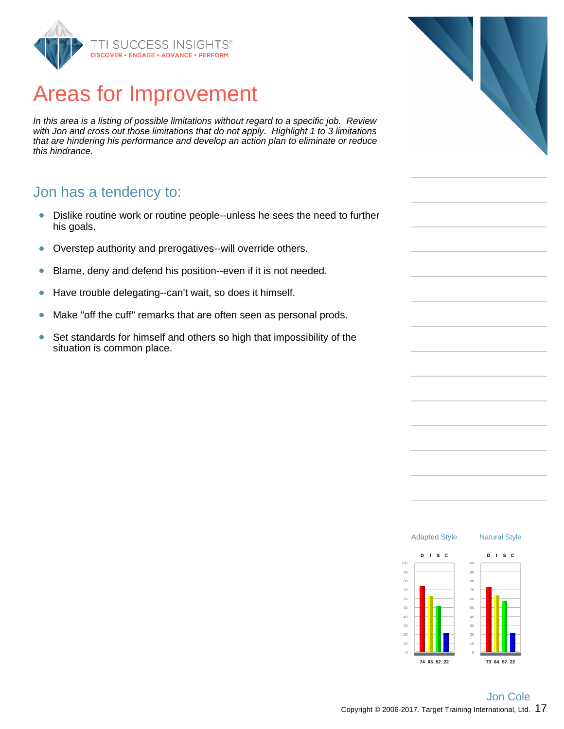# Areas for Improvement

*In this area is a listing of possible limitations without regard to a specific job. Review with Jon and cross out those limitations that do not apply. Highlight 1 to 3 limitations that are hindering his performance and develop an action plan to eliminate or reduce this hindrance.*

## Jon has a tendency to:

- Dislike routine work or routine people--unless he sees the need to further his goals.
- Overstep authority and prerogatives--will override others.
- Blame, deny and defend his position--even if it is not needed.
- Have trouble delegating--can't wait, so does it himself.
- Make "off the cuff" remarks that are often seen as personal prods.
- Set standards for himself and others so high that impossibility of the situation is common place.

| | D | I | S | C |
|---|---|---|---|---|
| Adapted Style | 74 | 63 | 52 | 22 |
| Natural Style | 73 | 64 | 57 | 22 |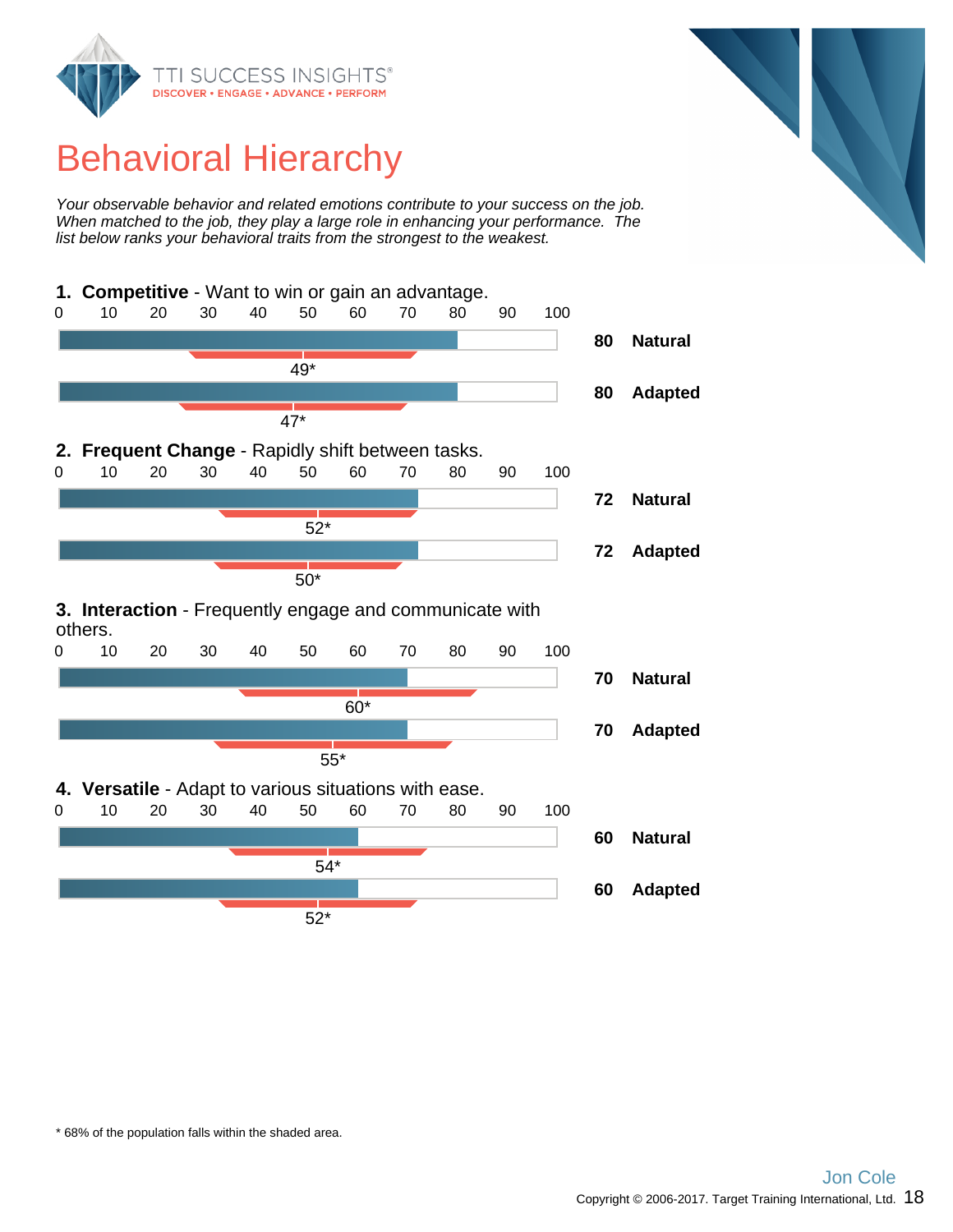# Behavioral Hierarchy

*Your observable behavior and related emotions contribute to your success on the job. When matched to the job, they play a large role in enhancing your performance. The list below ranks your behavioral traits from the strongest to the weakest.*

**1. Competitive** - Want to win or gain an advantage.

| Score | Type | Population mean |
|---|---|---|
| 80 | Natural | 49* |
| 80 | Adapted | 47* |

**2. Frequent Change** - Rapidly shift between tasks.

| Score | Type | Population mean |
|---|---|---|
| 72 | Natural | 52* |
| 72 | Adapted | 50* |

**3. Interaction** - Frequently engage and communicate with others.

| Score | Type | Population mean |
|---|---|---|
| 70 | Natural | 60* |
| 70 | Adapted | 55* |

**4. Versatile** - Adapt to various situations with ease.

| Score | Type | Population mean |
|---|---|---|
| 60 | Natural | 54* |
| 60 | Adapted | 52* |

\* 68% of the population falls within the shaded area.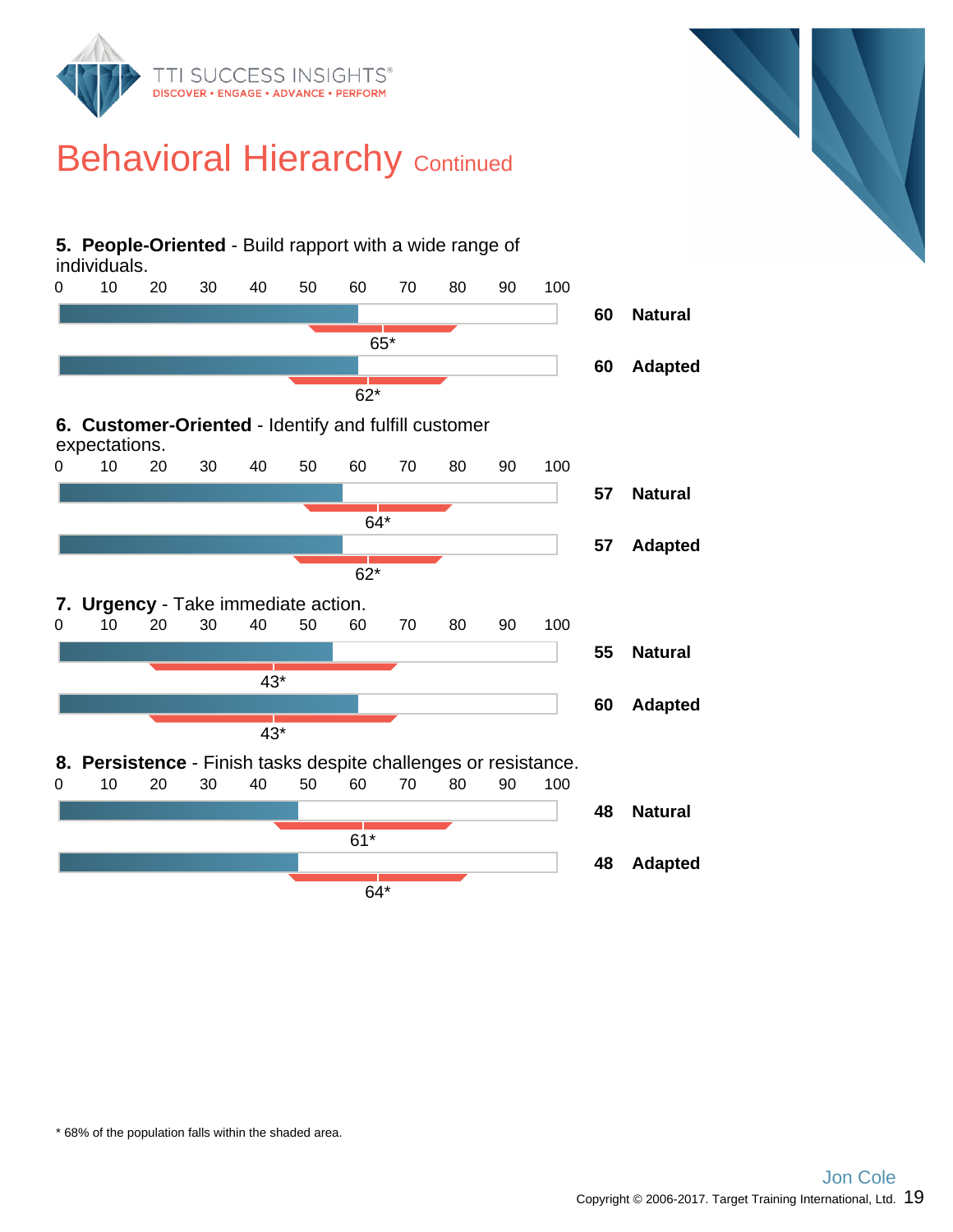# Behavioral Hierarchy Continued

**5. People-Oriented** - Build rapport with a wide range of individuals.

| Score | Type | Population mean* |
|---|---|---|
| 60 | Natural | 65* |
| 60 | Adapted | 62* |

**6. Customer-Oriented** - Identify and fulfill customer expectations.

| Score | Type | Population mean* |
|---|---|---|
| 57 | Natural | 64* |
| 57 | Adapted | 62* |

**7. Urgency** - Take immediate action.

| Score | Type | Population mean* |
|---|---|---|
| 55 | Natural | 43* |
| 60 | Adapted | 43* |

**8. Persistence** - Finish tasks despite challenges or resistance.

| Score | Type | Population mean* |
|---|---|---|
| 48 | Natural | 61* |
| 48 | Adapted | 64* |

* 68% of the population falls within the shaded area.

Jon Cole

Copyright © 2006-2017. Target Training International, Ltd.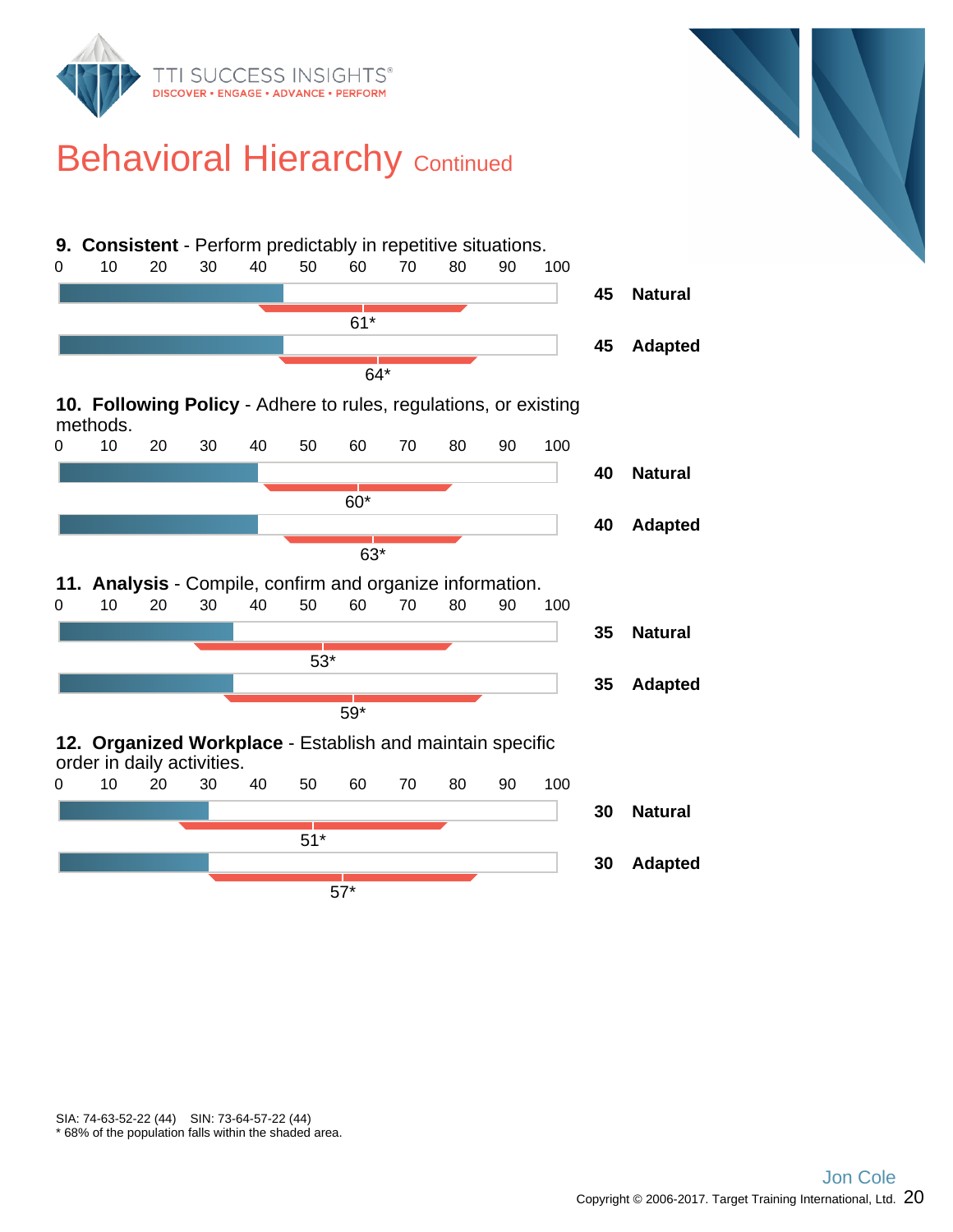# Behavioral Hierarchy Continued

**9. Consistent** - Perform predictably in repetitive situations.

| | Score | | Population mean |
|---|---|---|---|
| Natural | 45 | | 61* |
| Adapted | 45 | | 64* |

**10. Following Policy** - Adhere to rules, regulations, or existing methods.

| | Score | | Population mean |
|---|---|---|---|
| Natural | 40 | | 60* |
| Adapted | 40 | | 63* |

**11. Analysis** - Compile, confirm and organize information.

| | Score | | Population mean |
|---|---|---|---|
| Natural | 35 | | 53* |
| Adapted | 35 | | 59* |

**12. Organized Workplace** - Establish and maintain specific order in daily activities.

| | Score | | Population mean |
|---|---|---|---|
| Natural | 30 | | 51* |
| Adapted | 30 | | 57* |

SIA: 74-63-52-22 (44) SIN: 73-64-57-22 (44)

* 68% of the population falls within the shaded area.

Jon Cole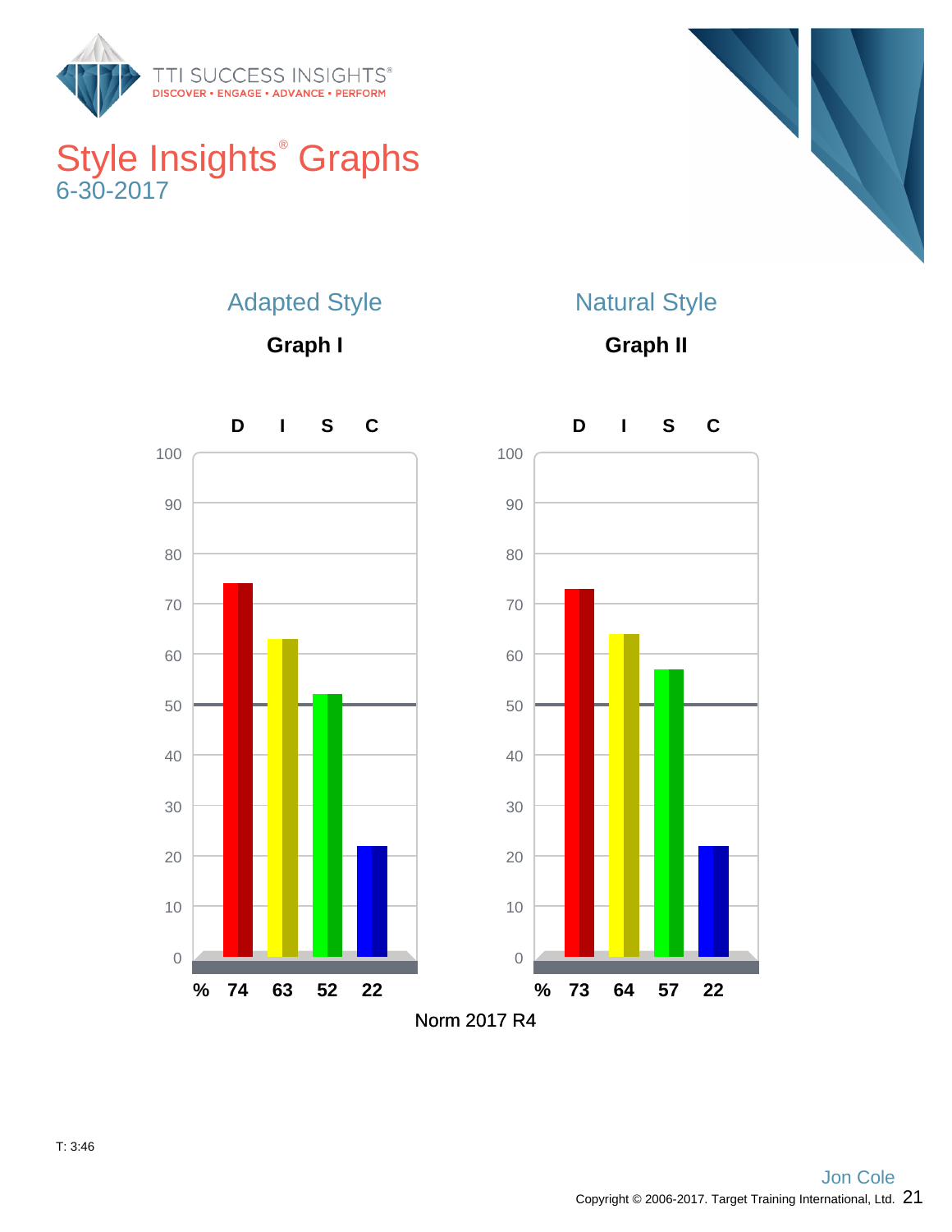# Style Insights® Graphs

6-30-2017

## Adapted Style

### Graph I

| | D | I | S | C |
|---|---|---|---|---|
| % | 74 | 63 | 52 | 22 |

## Natural Style

### Graph II

| | D | I | S | C |
|---|---|---|---|---|
| % | 73 | 64 | 57 | 22 |

Norm 2017 R4

T: 3:46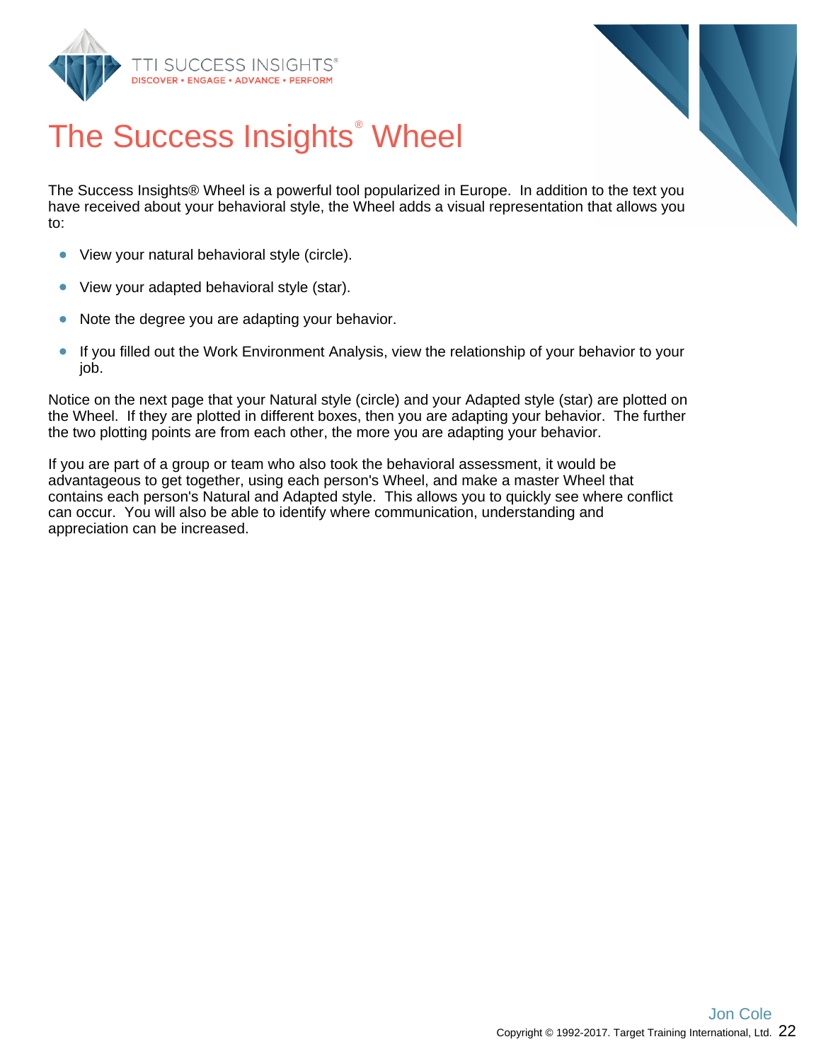# The Success Insights® Wheel

The Success Insights® Wheel is a powerful tool popularized in Europe. In addition to the text you have received about your behavioral style, the Wheel adds a visual representation that allows you to:

- View your natural behavioral style (circle).
- View your adapted behavioral style (star).
- Note the degree you are adapting your behavior.
- If you filled out the Work Environment Analysis, view the relationship of your behavior to your job.

Notice on the next page that your Natural style (circle) and your Adapted style (star) are plotted on the Wheel. If they are plotted in different boxes, then you are adapting your behavior. The further the two plotting points are from each other, the more you are adapting your behavior.

If you are part of a group or team who also took the behavioral assessment, it would be advantageous to get together, using each person's Wheel, and make a master Wheel that contains each person's Natural and Adapted style. This allows you to quickly see where conflict can occur. You will also be able to identify where communication, understanding and appreciation can be increased.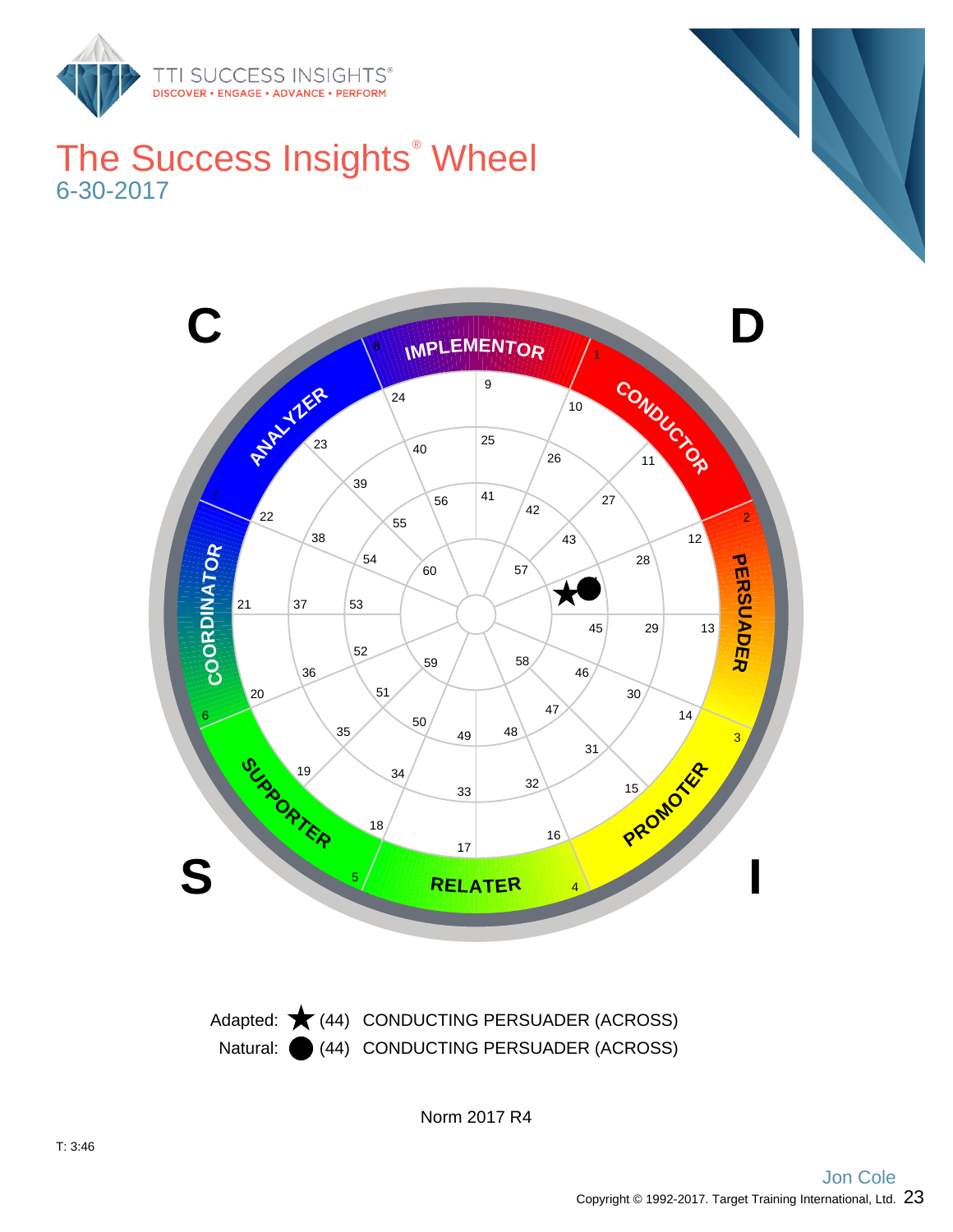# The Success Insights® Wheel

6-30-2017

C

D

S

I

IMPLEMENTOR

CONDUCTOR

PERSUADER

PROMOTER

RELATER

SUPPORTER

COORDINATOR

ANALYZER

Adapted: ★ (44) CONDUCTING PERSUADER (ACROSS)

Natural: ● (44) CONDUCTING PERSUADER (ACROSS)

Norm 2017 R4

T: 3:46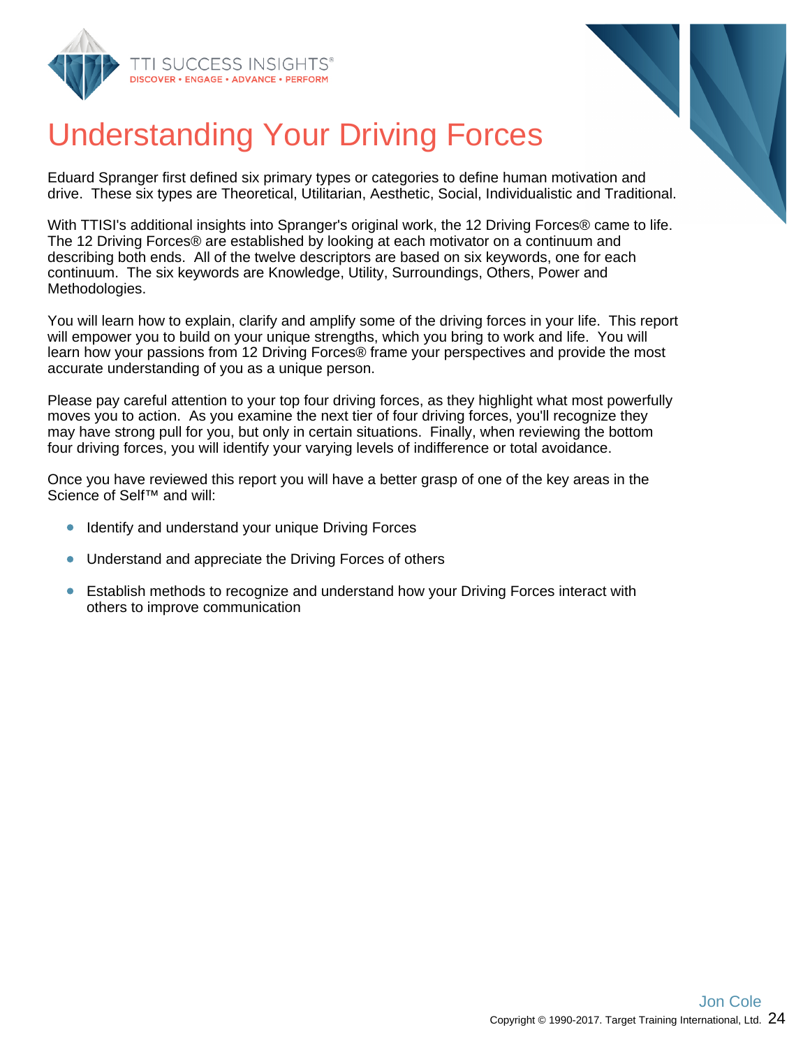# Understanding Your Driving Forces

Eduard Spranger first defined six primary types or categories to define human motivation and drive. These six types are Theoretical, Utilitarian, Aesthetic, Social, Individualistic and Traditional.

With TTISI's additional insights into Spranger's original work, the 12 Driving Forces® came to life. The 12 Driving Forces® are established by looking at each motivator on a continuum and describing both ends. All of the twelve descriptors are based on six keywords, one for each continuum. The six keywords are Knowledge, Utility, Surroundings, Others, Power and Methodologies.

You will learn how to explain, clarify and amplify some of the driving forces in your life. This report will empower you to build on your unique strengths, which you bring to work and life. You will learn how your passions from 12 Driving Forces® frame your perspectives and provide the most accurate understanding of you as a unique person.

Please pay careful attention to your top four driving forces, as they highlight what most powerfully moves you to action. As you examine the next tier of four driving forces, you'll recognize they may have strong pull for you, but only in certain situations. Finally, when reviewing the bottom four driving forces, you will identify your varying levels of indifference or total avoidance.

Once you have reviewed this report you will have a better grasp of one of the key areas in the Science of Self™ and will:

- Identify and understand your unique Driving Forces
- Understand and appreciate the Driving Forces of others
- Establish methods to recognize and understand how your Driving Forces interact with others to improve communication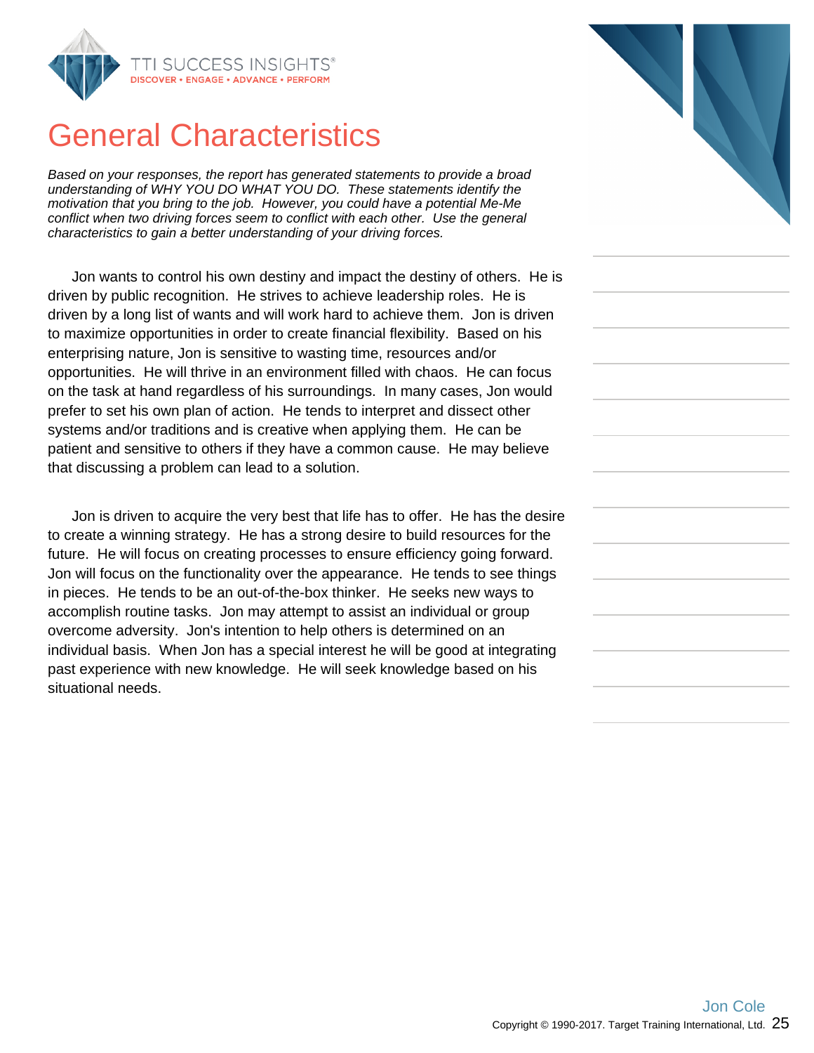# General Characteristics

*Based on your responses, the report has generated statements to provide a broad understanding of WHY YOU DO WHAT YOU DO. These statements identify the motivation that you bring to the job. However, you could have a potential Me-Me conflict when two driving forces seem to conflict with each other. Use the general characteristics to gain a better understanding of your driving forces.*

Jon wants to control his own destiny and impact the destiny of others. He is driven by public recognition. He strives to achieve leadership roles. He is driven by a long list of wants and will work hard to achieve them. Jon is driven to maximize opportunities in order to create financial flexibility. Based on his enterprising nature, Jon is sensitive to wasting time, resources and/or opportunities. He will thrive in an environment filled with chaos. He can focus on the task at hand regardless of his surroundings. In many cases, Jon would prefer to set his own plan of action. He tends to interpret and dissect other systems and/or traditions and is creative when applying them. He can be patient and sensitive to others if they have a common cause. He may believe that discussing a problem can lead to a solution.

Jon is driven to acquire the very best that life has to offer. He has the desire to create a winning strategy. He has a strong desire to build resources for the future. He will focus on creating processes to ensure efficiency going forward. Jon will focus on the functionality over the appearance. He tends to see things in pieces. He tends to be an out-of-the-box thinker. He seeks new ways to accomplish routine tasks. Jon may attempt to assist an individual or group overcome adversity. Jon's intention to help others is determined on an individual basis. When Jon has a special interest he will be good at integrating past experience with new knowledge. He will seek knowledge based on his situational needs.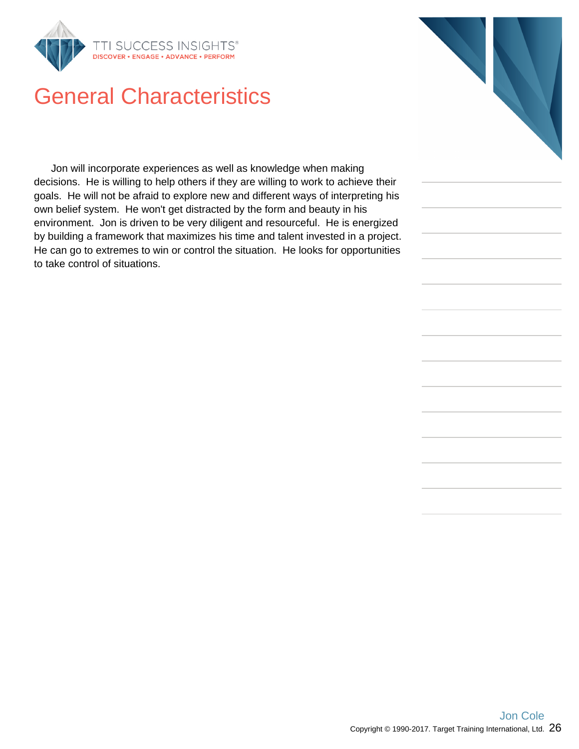# General Characteristics

Jon will incorporate experiences as well as knowledge when making decisions. He is willing to help others if they are willing to work to achieve their goals. He will not be afraid to explore new and different ways of interpreting his own belief system. He won't get distracted by the form and beauty in his environment. Jon is driven to be very diligent and resourceful. He is energized by building a framework that maximizes his time and talent invested in a project. He can go to extremes to win or control the situation. He looks for opportunities to take control of situations.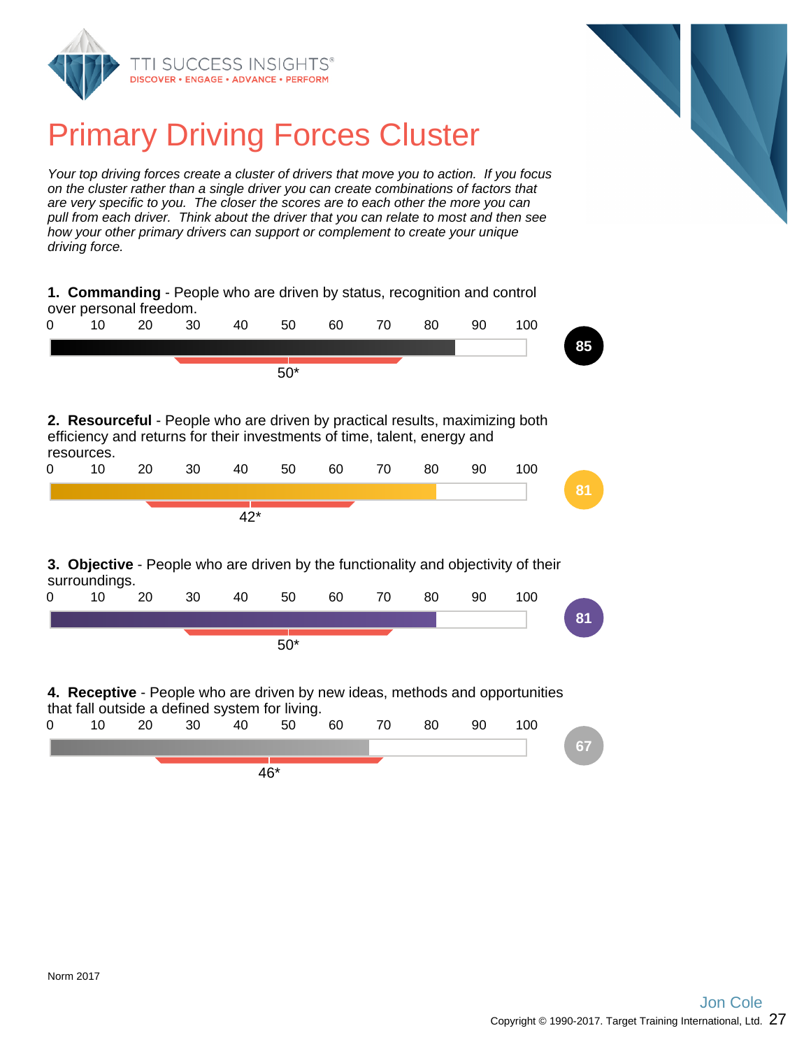# Primary Driving Forces Cluster

*Your top driving forces create a cluster of drivers that move you to action. If you focus on the cluster rather than a single driver you can create combinations of factors that are very specific to you. The closer the scores are to each other the more you can pull from each driver. Think about the driver that you can relate to most and then see how your other primary drivers can support or complement to create your unique driving force.*

**1. Commanding** - People who are driven by status, recognition and control over personal freedom.

0 10 20 30 40 50 60 70 80 90 100

Score: **85**

50*

**2. Resourceful** - People who are driven by practical results, maximizing both efficiency and returns for their investments of time, talent, energy and resources.

0 10 20 30 40 50 60 70 80 90 100

Score: **81**

42*

**3. Objective** - People who are driven by the functionality and objectivity of their surroundings.

0 10 20 30 40 50 60 70 80 90 100

Score: **81**

50*

**4. Receptive** - People who are driven by new ideas, methods and opportunities that fall outside a defined system for living.

0 10 20 30 40 50 60 70 80 90 100

Score: **67**

46*

Norm 2017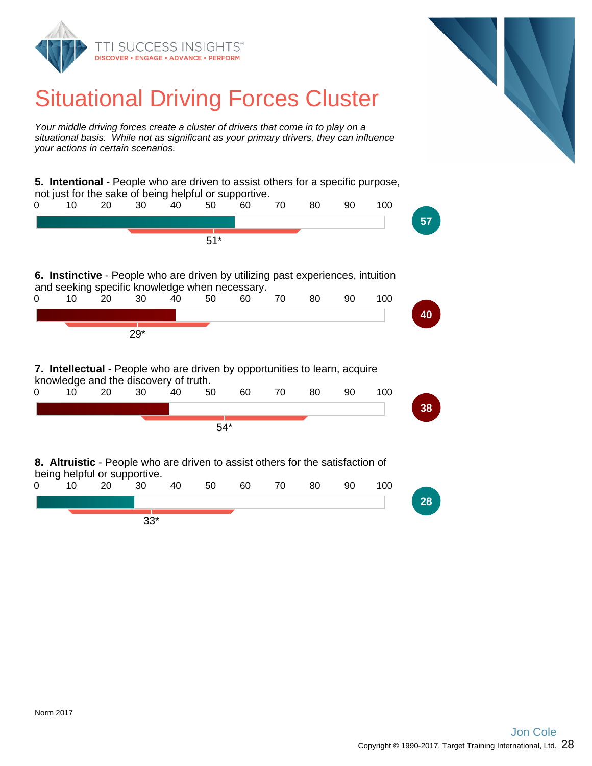# Situational Driving Forces Cluster

*Your middle driving forces create a cluster of drivers that come in to play on a situational basis. While not as significant as your primary drivers, they can influence your actions in certain scenarios.*

**5. Intentional** - People who are driven to assist others for a specific purpose, not just for the sake of being helpful or supportive.

0 10 20 30 40 50 60 70 80 90 100

51*

**57**

**6. Instinctive** - People who are driven by utilizing past experiences, intuition and seeking specific knowledge when necessary.

0 10 20 30 40 50 60 70 80 90 100

29*

**40**

**7. Intellectual** - People who are driven by opportunities to learn, acquire knowledge and the discovery of truth.

0 10 20 30 40 50 60 70 80 90 100

54*

**38**

**8. Altruistic** - People who are driven to assist others for the satisfaction of being helpful or supportive.

0 10 20 30 40 50 60 70 80 90 100

33*

**28**

Norm 2017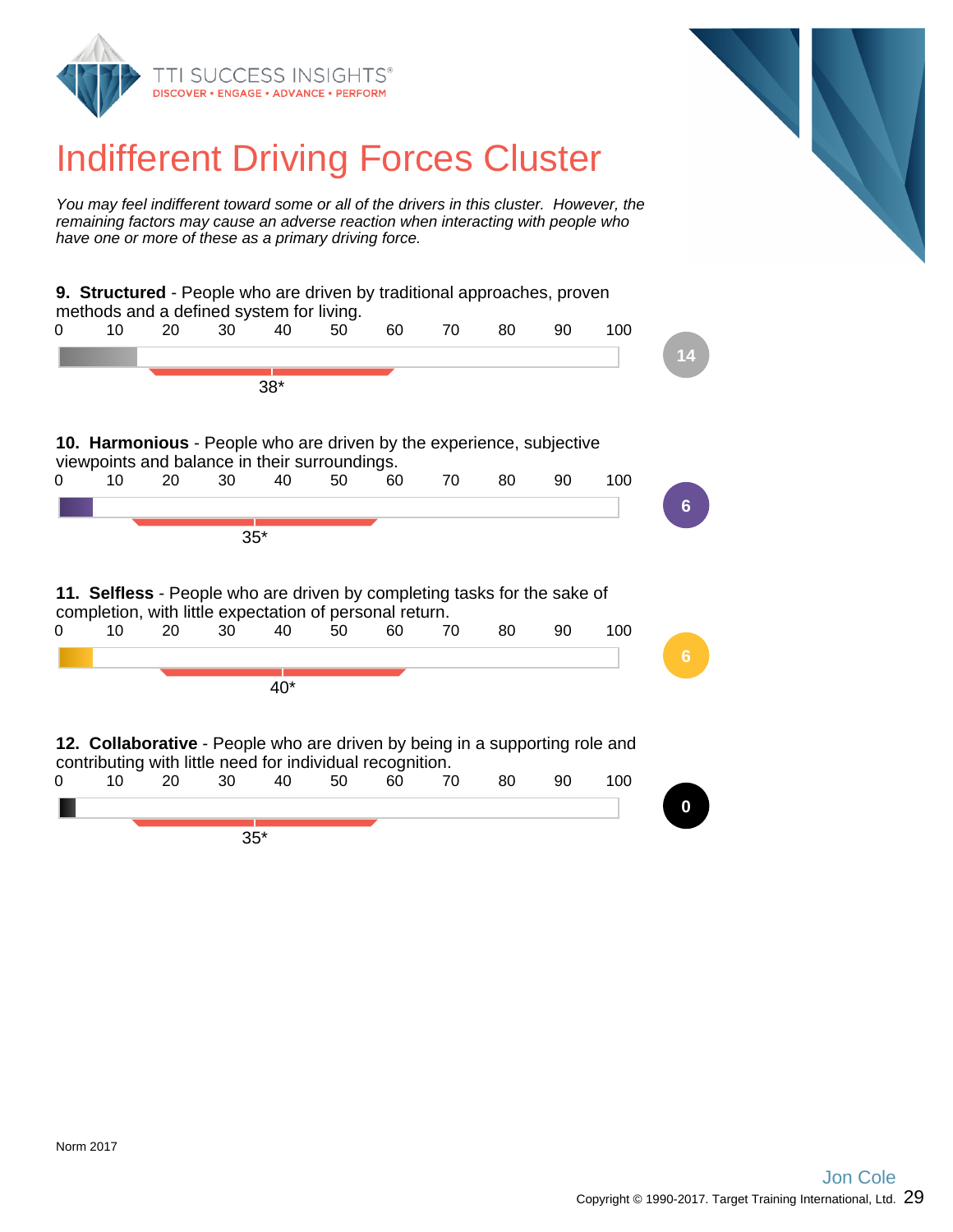# Indifferent Driving Forces Cluster

*You may feel indifferent toward some or all of the drivers in this cluster. However, the remaining factors may cause an adverse reaction when interacting with people who have one or more of these as a primary driving force.*

**9. Structured** - People who are driven by traditional approaches, proven methods and a defined system for living.

0 10 20 30 40 50 60 70 80 90 100

38*

14

**10. Harmonious** - People who are driven by the experience, subjective viewpoints and balance in their surroundings.

0 10 20 30 40 50 60 70 80 90 100

35*

6

**11. Selfless** - People who are driven by completing tasks for the sake of completion, with little expectation of personal return.

0 10 20 30 40 50 60 70 80 90 100

40*

6

**12. Collaborative** - People who are driven by being in a supporting role and contributing with little need for individual recognition.

0 10 20 30 40 50 60 70 80 90 100

35*

0

Norm 2017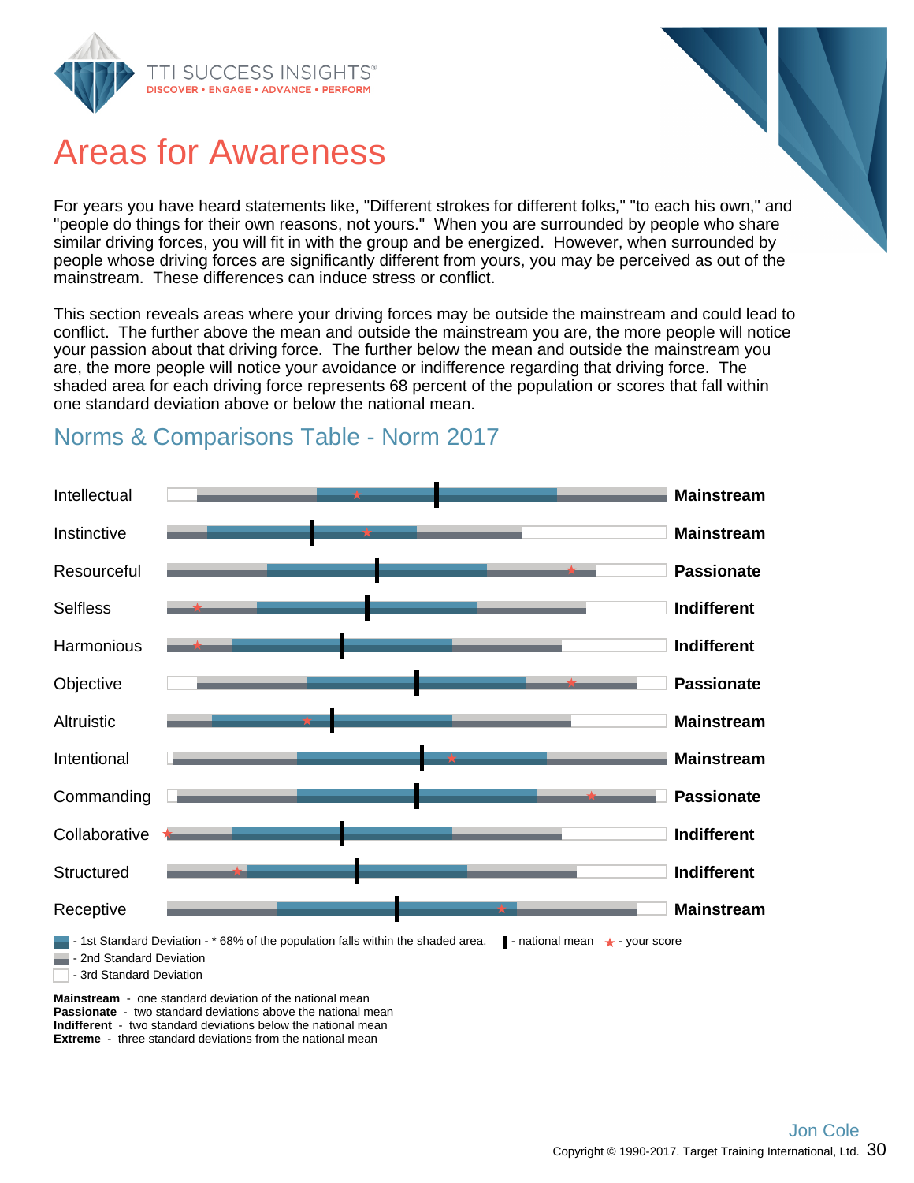# Areas for Awareness

For years you have heard statements like, "Different strokes for different folks," "to each his own," and "people do things for their own reasons, not yours." When you are surrounded by people who share similar driving forces, you will fit in with the group and be energized. However, when surrounded by people whose driving forces are significantly different from yours, you may be perceived as out of the mainstream. These differences can induce stress or conflict.

This section reveals areas where your driving forces may be outside the mainstream and could lead to conflict. The further above the mean and outside the mainstream you are, the more people will notice your passion about that driving force. The further below the mean and outside the mainstream you are, the more people will notice your avoidance or indifference regarding that driving force. The shaded area for each driving force represents 68 percent of the population or scores that fall within one standard deviation above or below the national mean.

## Norms & Comparisons Table - Norm 2017

| Driving Force | Result |
|---|---|
| Intellectual | **Mainstream** |
| Instinctive | **Mainstream** |
| Resourceful | **Passionate** |
| Selfless | **Indifferent** |
| Harmonious | **Indifferent** |
| Objective | **Passionate** |
| Altruistic | **Mainstream** |
| Intentional | **Mainstream** |
| Commanding | **Passionate** |
| Collaborative | **Indifferent** |
| Structured | **Indifferent** |
| Receptive | **Mainstream** |

- 1st Standard Deviation - * 68% of the population falls within the shaded area. | - national mean ★ - your score
- 2nd Standard Deviation
- 3rd Standard Deviation

**Mainstream** - one standard deviation of the national mean
**Passionate** - two standard deviations above the national mean
**Indifferent** - two standard deviations below the national mean
**Extreme** - three standard deviations from the national mean

Jon Cole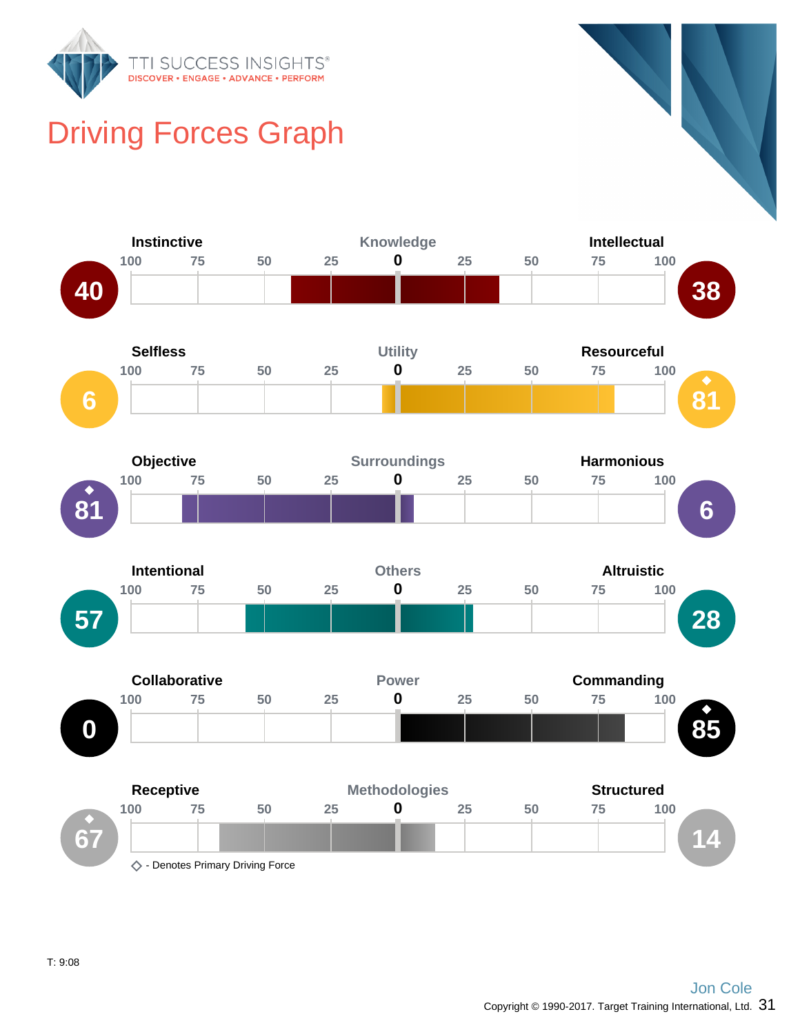# Driving Forces Graph

| Left Driver | Score | Motivator | Score | Right Driver |
|---|---|---|---|---|
| Instinctive | 40 | Knowledge | 38 | Intellectual |
| Selfless | 6 | Utility | 81 ◆ | Resourceful |
| Objective | 81 ◆ | Surroundings | 6 | Harmonious |
| Intentional | 57 | Others | 28 | Altruistic |
| Collaborative | 0 | Power | 85 ◆ | Commanding |
| Receptive | 67 ◆ | Methodologies | 14 | Structured |

◇ - Denotes Primary Driving Force

T: 9:08

Jon Cole

Copyright © 1990-2017. Target Training International, Ltd.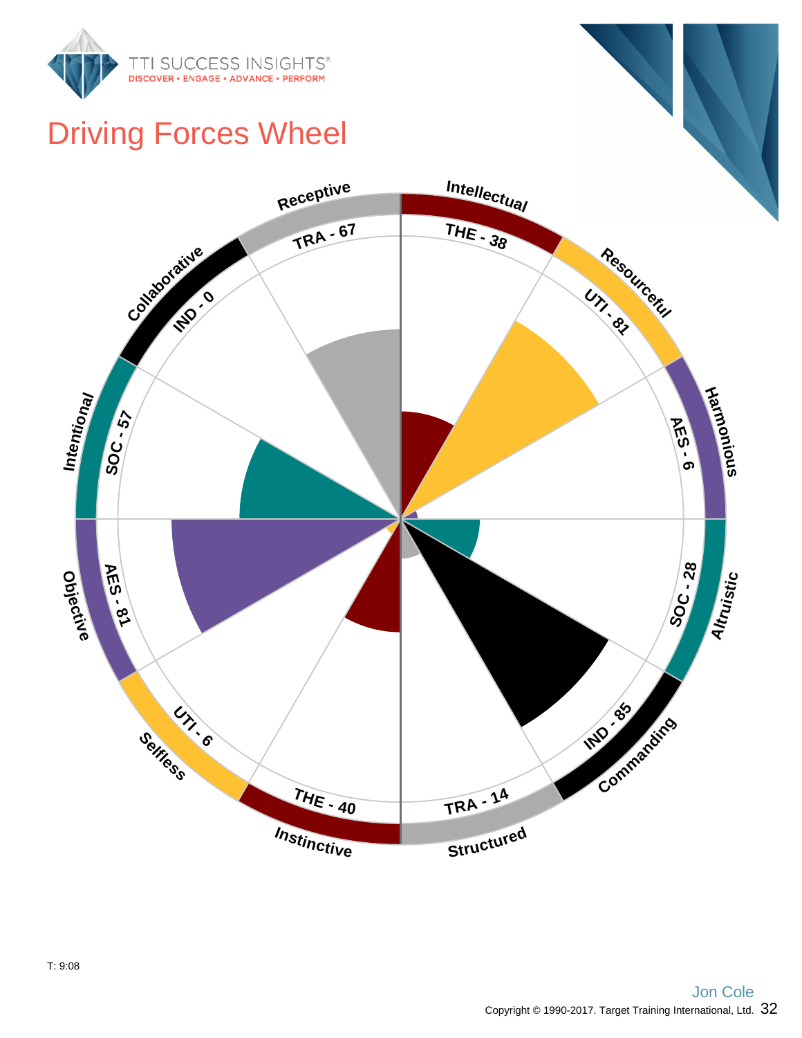# Driving Forces Wheel

Receptive
TRA - 67

Intellectual
THE - 38

Resourceful
UTI - 81

Harmonious
AES - 6

Altruistic
SOC - 28

Commanding
IND - 85

Structured
TRA - 14

Instinctive
THE - 40

Selfless
UTI - 6

Objective
AES - 81

Intentional
SOC - 57

Collaborative
IND - 0

T: 9:08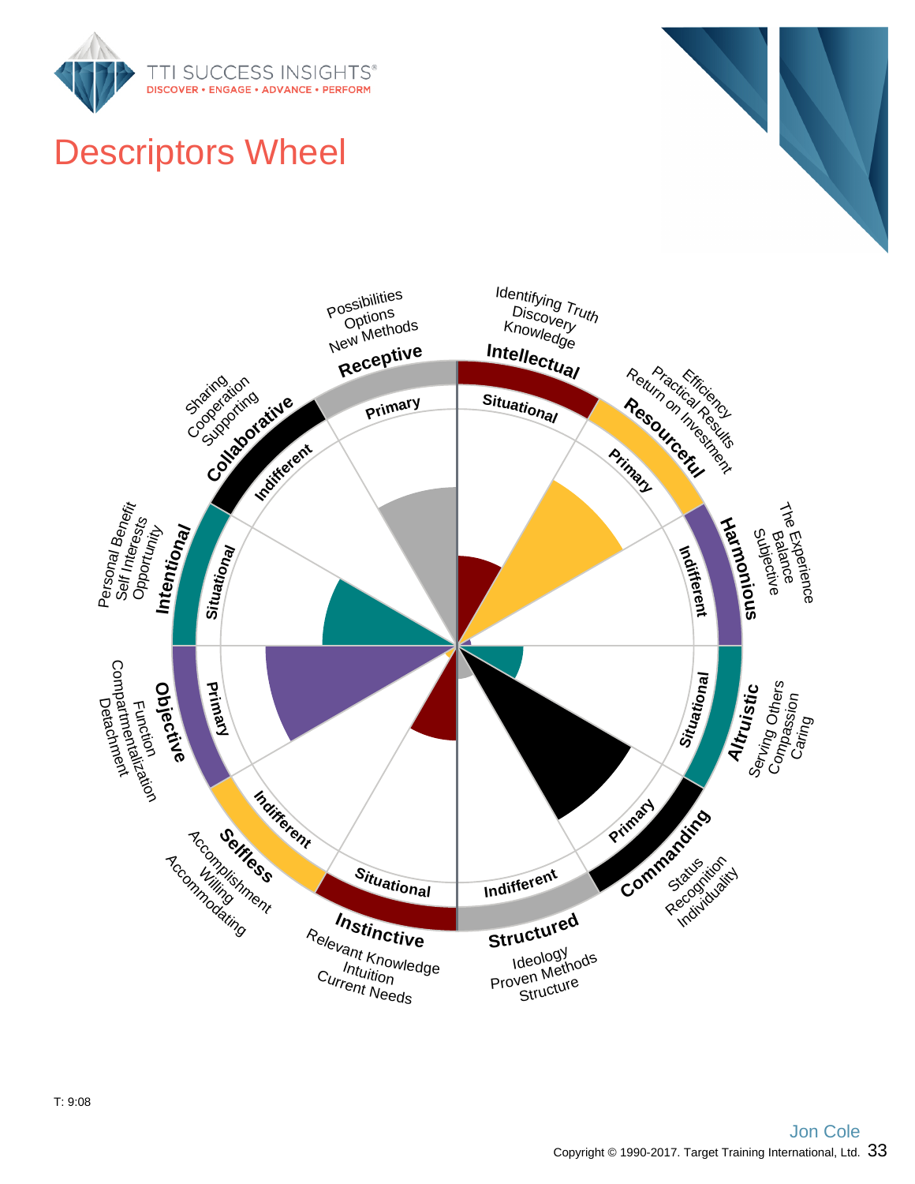# Descriptors Wheel

Receptive — Primary
Possibilities
Options
New Methods

Intellectual — Situational
Identifying Truth
Discovery
Knowledge

Resourceful — Primary
Efficiency
Practical Results
Return on Investment

Harmonious — Indifferent
The Experience
Balance
Subjective

Altruistic — Situational
Serving Others
Compassion
Caring

Commanding — Primary
Status
Recognition
Individuality

Structured — Indifferent
Ideology
Proven Methods
Structure

Instinctive — Situational
Relevant Knowledge
Intuition
Current Needs

Selfless — Indifferent
Accomplishment
Willing
Accommodating

Objective — Primary
Function
Compartmentalization
Detachment

Intentional — Situational
Personal Benefit
Self Interests
Opportunity

Collaborative — Indifferent
Sharing
Cooperation
Supporting

T: 9:08

Jon Cole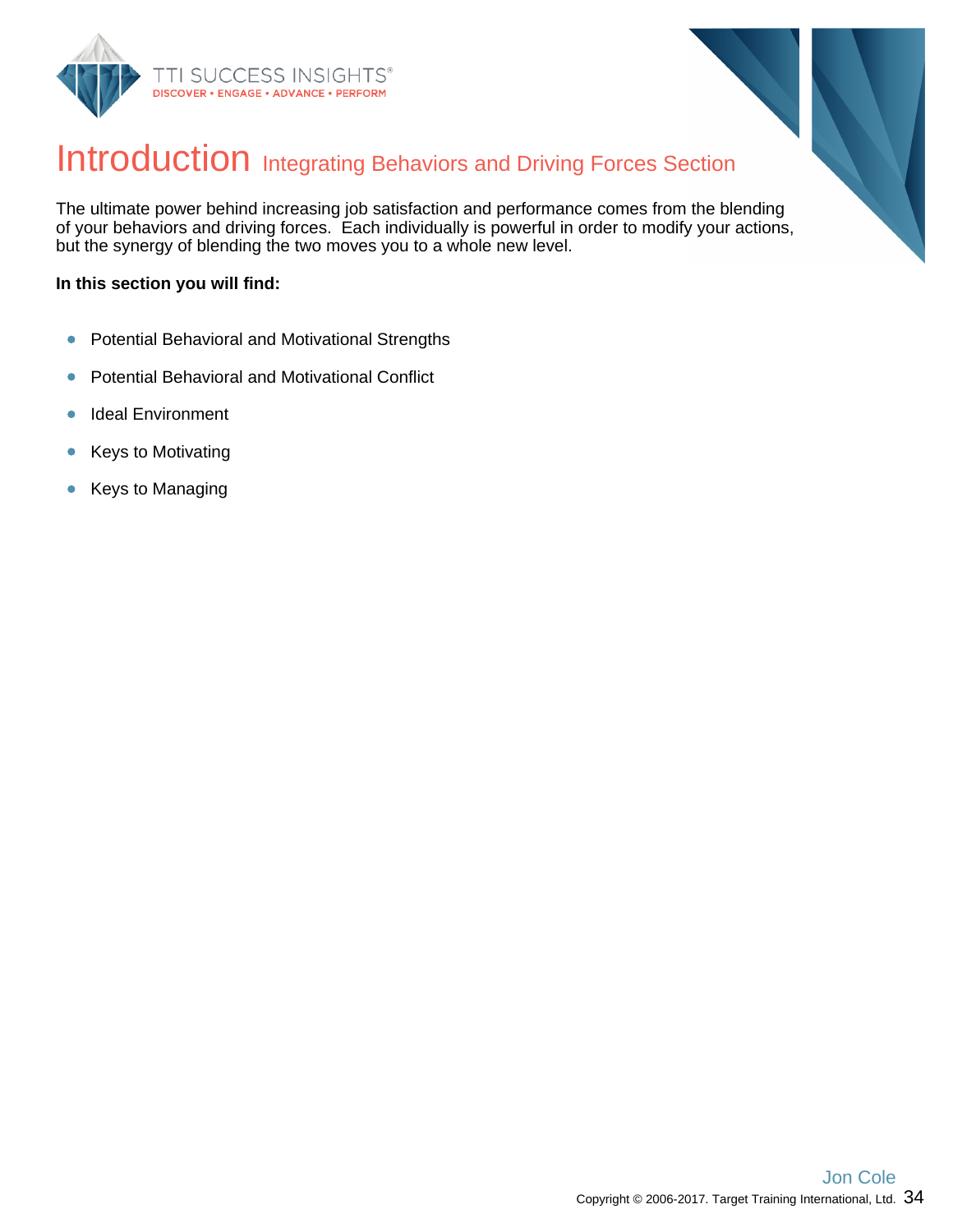# Introduction Integrating Behaviors and Driving Forces Section

The ultimate power behind increasing job satisfaction and performance comes from the blending of your behaviors and driving forces. Each individually is powerful in order to modify your actions, but the synergy of blending the two moves you to a whole new level.

**In this section you will find:**

- Potential Behavioral and Motivational Strengths
- Potential Behavioral and Motivational Conflict
- Ideal Environment
- Keys to Motivating
- Keys to Managing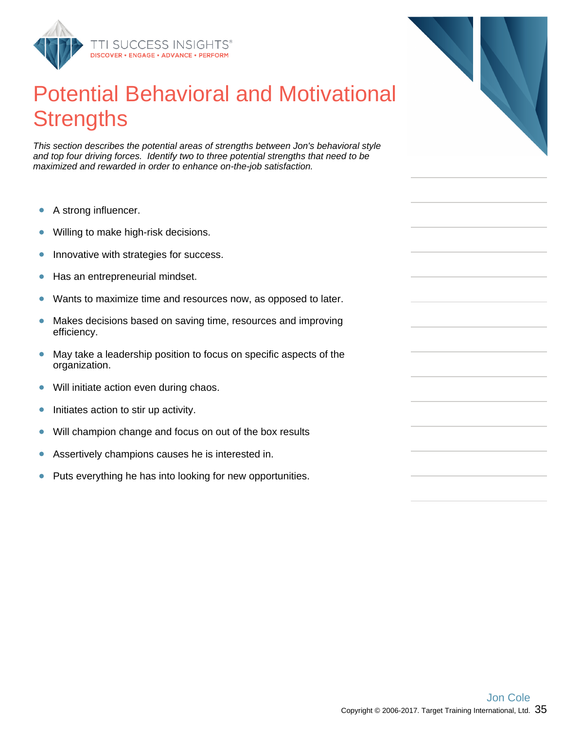# Potential Behavioral and Motivational Strengths

*This section describes the potential areas of strengths between Jon's behavioral style and top four driving forces. Identify two to three potential strengths that need to be maximized and rewarded in order to enhance on-the-job satisfaction.*

- A strong influencer.
- Willing to make high-risk decisions.
- Innovative with strategies for success.
- Has an entrepreneurial mindset.
- Wants to maximize time and resources now, as opposed to later.
- Makes decisions based on saving time, resources and improving efficiency.
- May take a leadership position to focus on specific aspects of the organization.
- Will initiate action even during chaos.
- Initiates action to stir up activity.
- Will champion change and focus on out of the box results
- Assertively champions causes he is interested in.
- Puts everything he has into looking for new opportunities.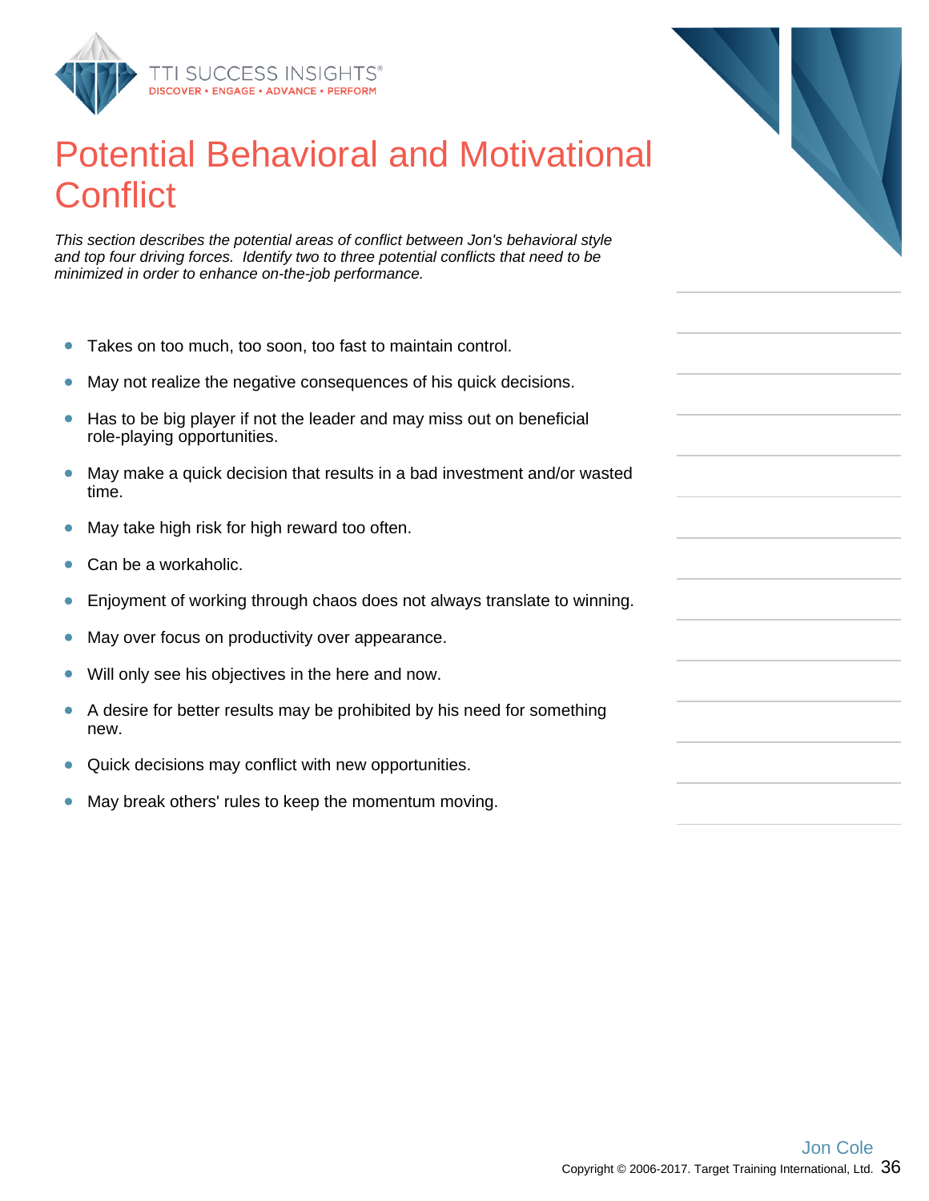# Potential Behavioral and Motivational Conflict

*This section describes the potential areas of conflict between Jon's behavioral style and top four driving forces. Identify two to three potential conflicts that need to be minimized in order to enhance on-the-job performance.*

- Takes on too much, too soon, too fast to maintain control.
- May not realize the negative consequences of his quick decisions.
- Has to be big player if not the leader and may miss out on beneficial role-playing opportunities.
- May make a quick decision that results in a bad investment and/or wasted time.
- May take high risk for high reward too often.
- Can be a workaholic.
- Enjoyment of working through chaos does not always translate to winning.
- May over focus on productivity over appearance.
- Will only see his objectives in the here and now.
- A desire for better results may be prohibited by his need for something new.
- Quick decisions may conflict with new opportunities.
- May break others' rules to keep the momentum moving.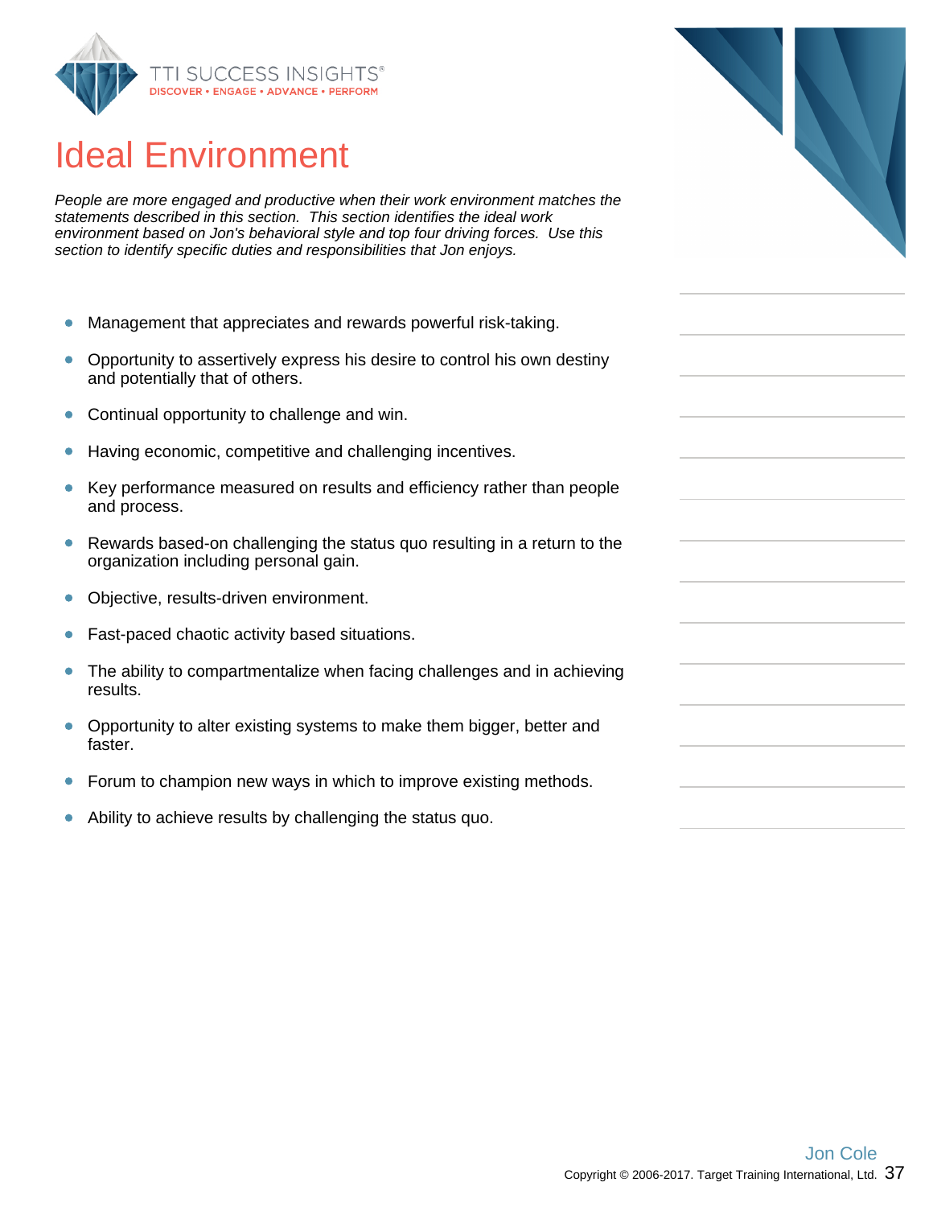# Ideal Environment

*People are more engaged and productive when their work environment matches the statements described in this section. This section identifies the ideal work environment based on Jon's behavioral style and top four driving forces. Use this section to identify specific duties and responsibilities that Jon enjoys.*

- Management that appreciates and rewards powerful risk-taking.
- Opportunity to assertively express his desire to control his own destiny and potentially that of others.
- Continual opportunity to challenge and win.
- Having economic, competitive and challenging incentives.
- Key performance measured on results and efficiency rather than people and process.
- Rewards based-on challenging the status quo resulting in a return to the organization including personal gain.
- Objective, results-driven environment.
- Fast-paced chaotic activity based situations.
- The ability to compartmentalize when facing challenges and in achieving results.
- Opportunity to alter existing systems to make them bigger, better and faster.
- Forum to champion new ways in which to improve existing methods.
- Ability to achieve results by challenging the status quo.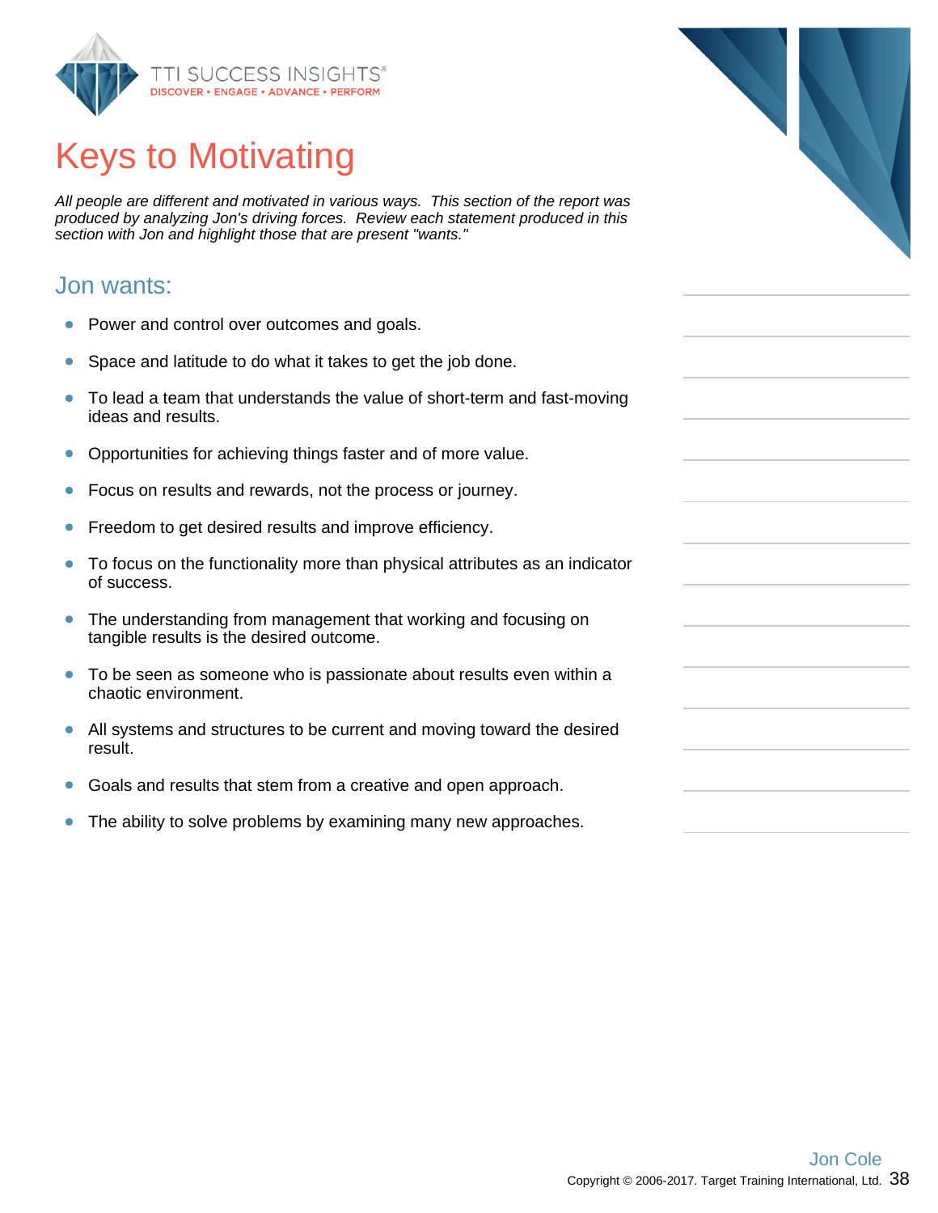# Keys to Motivating

*All people are different and motivated in various ways. This section of the report was produced by analyzing Jon's driving forces. Review each statement produced in this section with Jon and highlight those that are present "wants."*

## Jon wants:

- Power and control over outcomes and goals.
- Space and latitude to do what it takes to get the job done.
- To lead a team that understands the value of short-term and fast-moving ideas and results.
- Opportunities for achieving things faster and of more value.
- Focus on results and rewards, not the process or journey.
- Freedom to get desired results and improve efficiency.
- To focus on the functionality more than physical attributes as an indicator of success.
- The understanding from management that working and focusing on tangible results is the desired outcome.
- To be seen as someone who is passionate about results even within a chaotic environment.
- All systems and structures to be current and moving toward the desired result.
- Goals and results that stem from a creative and open approach.
- The ability to solve problems by examining many new approaches.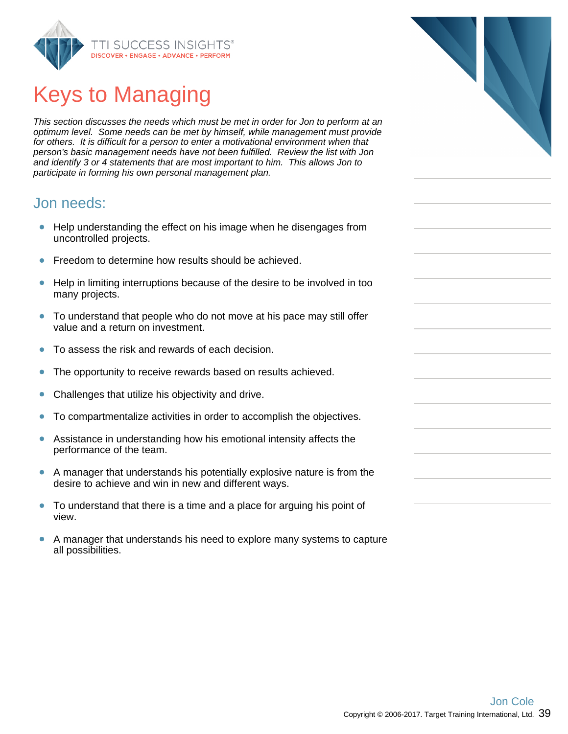# Keys to Managing

*This section discusses the needs which must be met in order for Jon to perform at an optimum level. Some needs can be met by himself, while management must provide for others. It is difficult for a person to enter a motivational environment when that person's basic management needs have not been fulfilled. Review the list with Jon and identify 3 or 4 statements that are most important to him. This allows Jon to participate in forming his own personal management plan.*

## Jon needs:

- Help understanding the effect on his image when he disengages from uncontrolled projects.
- Freedom to determine how results should be achieved.
- Help in limiting interruptions because of the desire to be involved in too many projects.
- To understand that people who do not move at his pace may still offer value and a return on investment.
- To assess the risk and rewards of each decision.
- The opportunity to receive rewards based on results achieved.
- Challenges that utilize his objectivity and drive.
- To compartmentalize activities in order to accomplish the objectives.
- Assistance in understanding how his emotional intensity affects the performance of the team.
- A manager that understands his potentially explosive nature is from the desire to achieve and win in new and different ways.
- To understand that there is a time and a place for arguing his point of view.
- A manager that understands his need to explore many systems to capture all possibilities.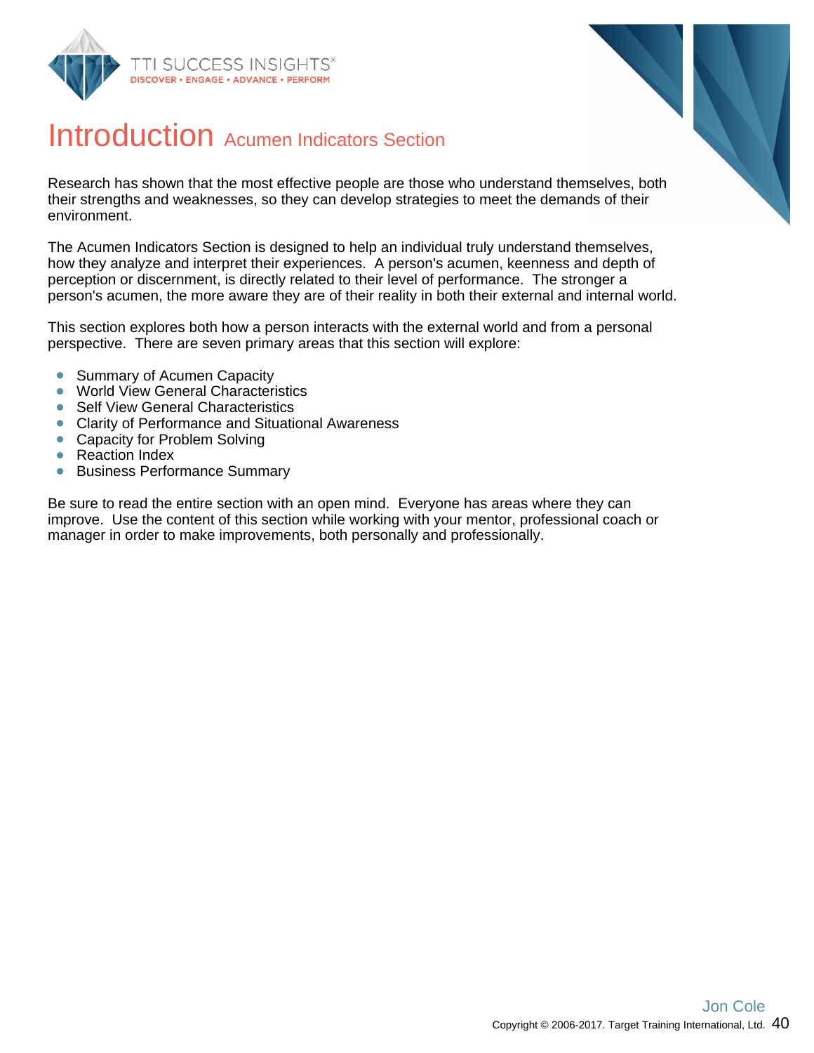# Introduction Acumen Indicators Section

Research has shown that the most effective people are those who understand themselves, both their strengths and weaknesses, so they can develop strategies to meet the demands of their environment.

The Acumen Indicators Section is designed to help an individual truly understand themselves, how they analyze and interpret their experiences. A person's acumen, keenness and depth of perception or discernment, is directly related to their level of performance. The stronger a person's acumen, the more aware they are of their reality in both their external and internal world.

This section explores both how a person interacts with the external world and from a personal perspective. There are seven primary areas that this section will explore:

- Summary of Acumen Capacity
- World View General Characteristics
- Self View General Characteristics
- Clarity of Performance and Situational Awareness
- Capacity for Problem Solving
- Reaction Index
- Business Performance Summary

Be sure to read the entire section with an open mind. Everyone has areas where they can improve. Use the content of this section while working with your mentor, professional coach or manager in order to make improvements, both personally and professionally.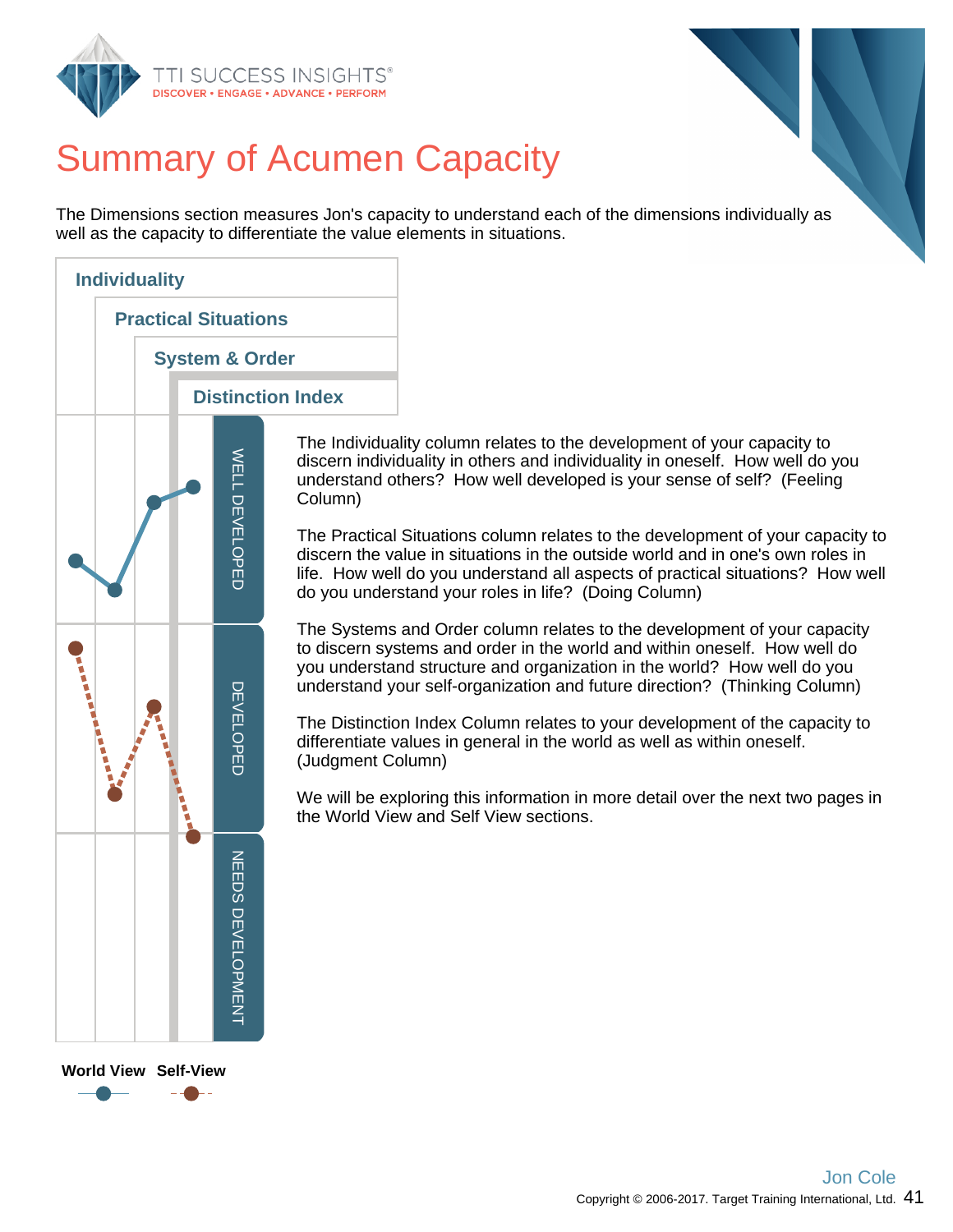# Summary of Acumen Capacity

The Dimensions section measures Jon's capacity to understand each of the dimensions individually as well as the capacity to differentiate the value elements in situations.

Individuality

Practical Situations

System & Order

Distinction Index

WELL DEVELOPED

DEVELOPED

NEEDS DEVELOPMENT

World View Self-View

The Individuality column relates to the development of your capacity to discern individuality in others and individuality in oneself. How well do you understand others? How well developed is your sense of self? (Feeling Column)

The Practical Situations column relates to the development of your capacity to discern the value in situations in the outside world and in one's own roles in life. How well do you understand all aspects of practical situations? How well do you understand your roles in life? (Doing Column)

The Systems and Order column relates to the development of your capacity to discern systems and order in the world and within oneself. How well do you understand structure and organization in the world? How well do you understand your self-organization and future direction? (Thinking Column)

The Distinction Index Column relates to your development of the capacity to differentiate values in general in the world as well as within oneself. (Judgment Column)

We will be exploring this information in more detail over the next two pages in the World View and Self View sections.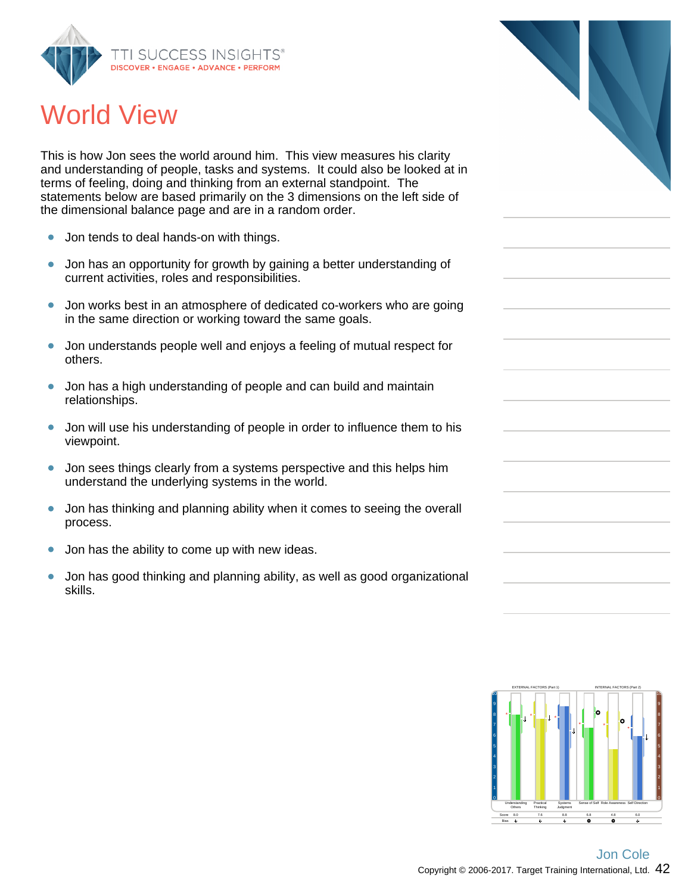# World View

This is how Jon sees the world around him. This view measures his clarity and understanding of people, tasks and systems. It could also be looked at in terms of feeling, doing and thinking from an external standpoint. The statements below are based primarily on the 3 dimensions on the left side of the dimensional balance page and are in a random order.

- Jon tends to deal hands-on with things.
- Jon has an opportunity for growth by gaining a better understanding of current activities, roles and responsibilities.
- Jon works best in an atmosphere of dedicated co-workers who are going in the same direction or working toward the same goals.
- Jon understands people well and enjoys a feeling of mutual respect for others.
- Jon has a high understanding of people and can build and maintain relationships.
- Jon will use his understanding of people in order to influence them to his viewpoint.
- Jon sees things clearly from a systems perspective and this helps him understand the underlying systems in the world.
- Jon has thinking and planning ability when it comes to seeing the overall process.
- Jon has the ability to come up with new ideas.
- Jon has good thinking and planning ability, as well as good organizational skills.

| | EXTERNAL FACTORS (Part 1) | | | INTERNAL FACTORS (Part 2) | | |
|---|---|---|---|---|---|---|
| | Understanding Others | Practical Thinking | Systems Judgment | Sense of Self | Role Awareness | Self Direction |
| Score | 8.0 | 7.6 | 8.8 | 6.8 | 4.8 | 6.0 |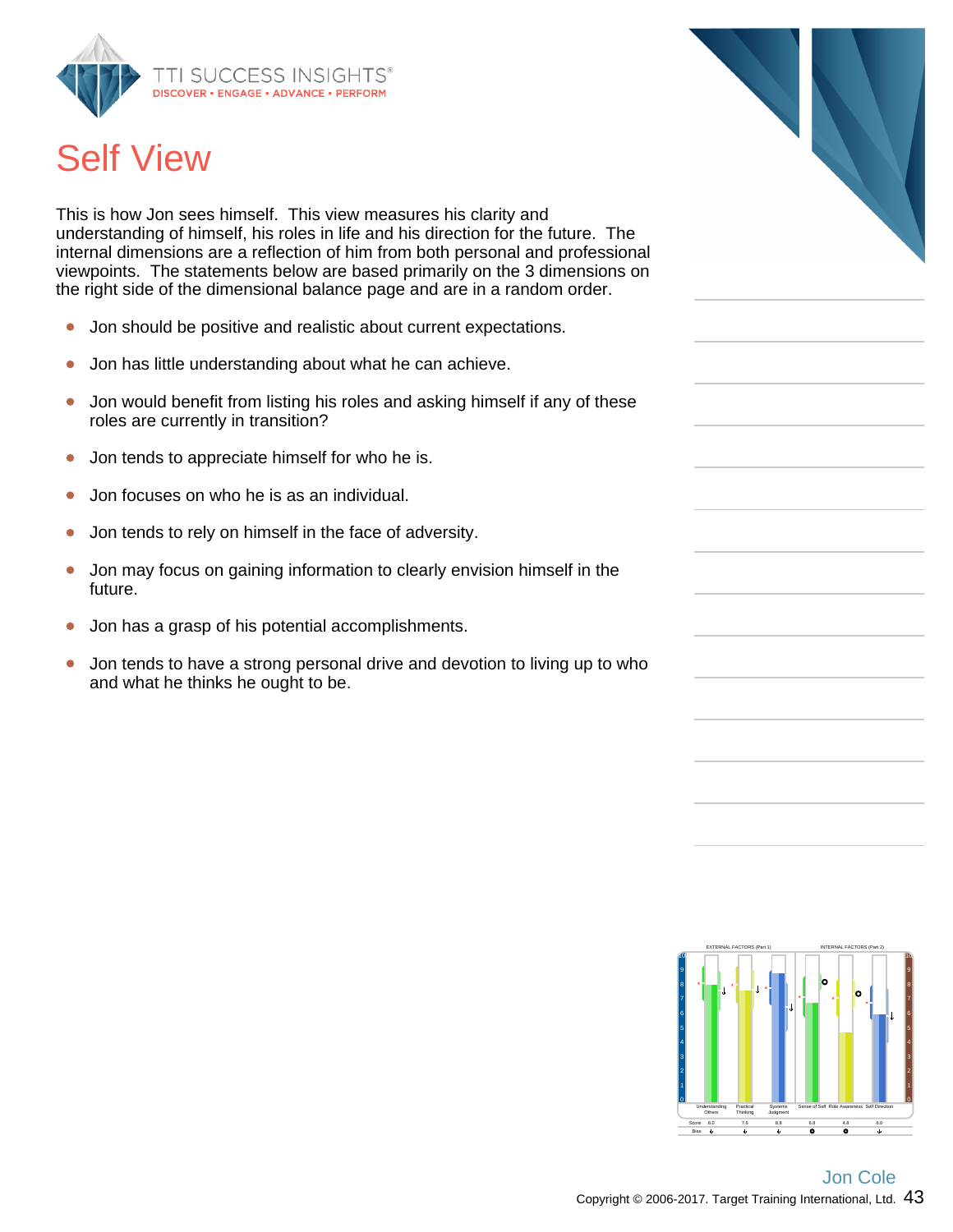# Self View

This is how Jon sees himself. This view measures his clarity and understanding of himself, his roles in life and his direction for the future. The internal dimensions are a reflection of him from both personal and professional viewpoints. The statements below are based primarily on the 3 dimensions on the right side of the dimensional balance page and are in a random order.

- Jon should be positive and realistic about current expectations.
- Jon has little understanding about what he can achieve.
- Jon would benefit from listing his roles and asking himself if any of these roles are currently in transition?
- Jon tends to appreciate himself for who he is.
- Jon focuses on who he is as an individual.
- Jon tends to rely on himself in the face of adversity.
- Jon may focus on gaining information to clearly envision himself in the future.
- Jon has a grasp of his potential accomplishments.
- Jon tends to have a strong personal drive and devotion to living up to who and what he thinks he ought to be.

| | EXTERNAL FACTORS (Part 1) | | | INTERNAL FACTORS (Part 2) | | |
|---|---|---|---|---|---|---|
| | Understanding Others | Practical Thinking | Systems Judgment | Sense of Self | Role Awareness | Self Direction |
| Score | 8.0 | 7.6 | 8.8 | 6.8 | 4.8 | 6.0 |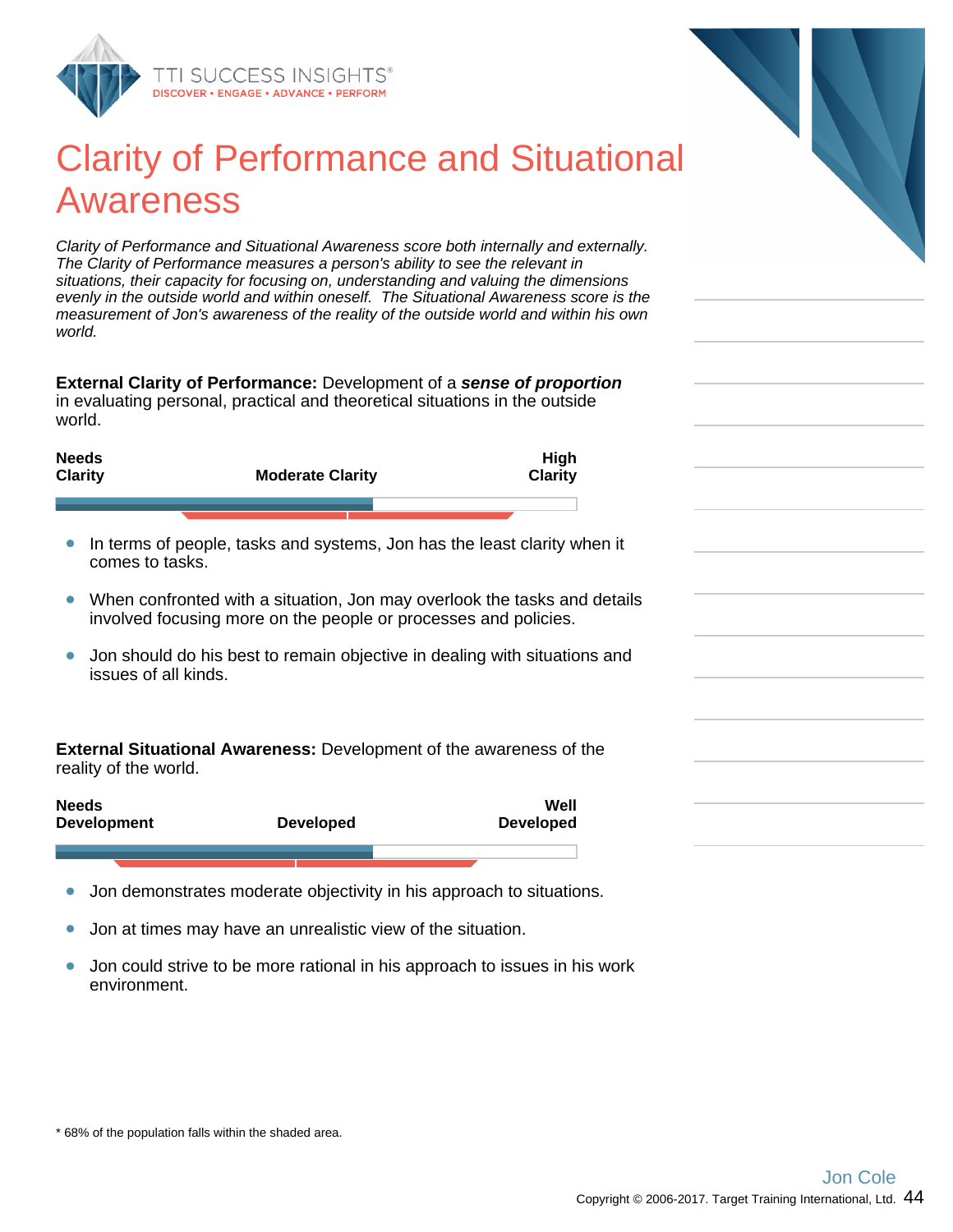# Clarity of Performance and Situational Awareness

*Clarity of Performance and Situational Awareness score both internally and externally. The Clarity of Performance measures a person's ability to see the relevant in situations, their capacity for focusing on, understanding and valuing the dimensions evenly in the outside world and within oneself. The Situational Awareness score is the measurement of Jon's awareness of the reality of the outside world and within his own world.*

**External Clarity of Performance:** Development of a ***sense of proportion*** in evaluating personal, practical and theoretical situations in the outside world.

| Needs Clarity | Moderate Clarity | High Clarity |
|---|---|---|

- In terms of people, tasks and systems, Jon has the least clarity when it comes to tasks.
- When confronted with a situation, Jon may overlook the tasks and details involved focusing more on the people or processes and policies.
- Jon should do his best to remain objective in dealing with situations and issues of all kinds.

**External Situational Awareness:** Development of the awareness of the reality of the world.

| Needs Development | Developed | Well Developed |
|---|---|---|

- Jon demonstrates moderate objectivity in his approach to situations.
- Jon at times may have an unrealistic view of the situation.
- Jon could strive to be more rational in his approach to issues in his work environment.

\* 68% of the population falls within the shaded area.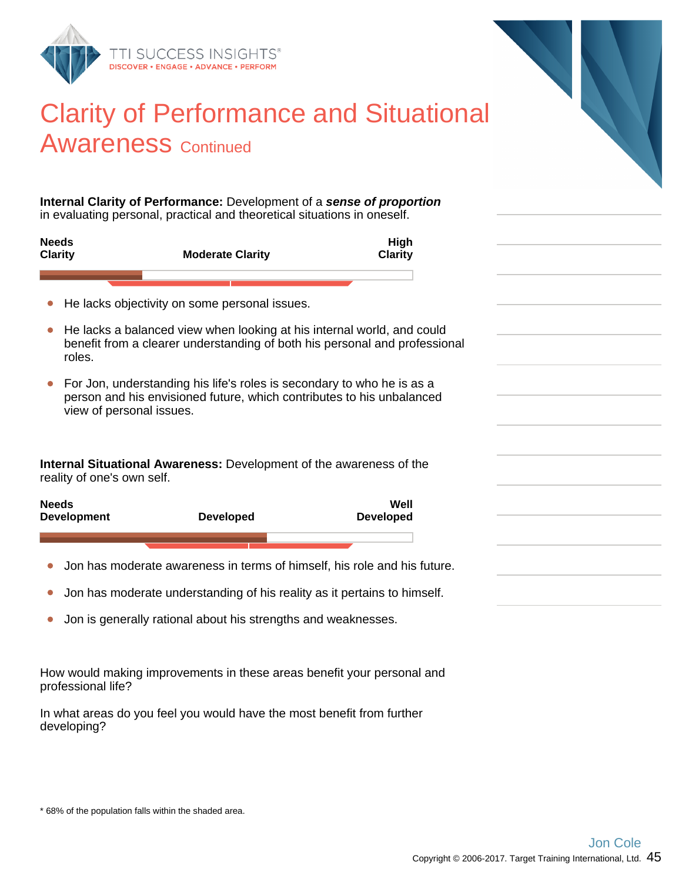# Clarity of Performance and Situational Awareness Continued

**Internal Clarity of Performance:** Development of a ***sense of proportion*** in evaluating personal, practical and theoretical situations in oneself.

| Needs Clarity | Moderate Clarity | High Clarity |
|---|---|---|

- He lacks objectivity on some personal issues.
- He lacks a balanced view when looking at his internal world, and could benefit from a clearer understanding of both his personal and professional roles.
- For Jon, understanding his life's roles is secondary to who he is as a person and his envisioned future, which contributes to his unbalanced view of personal issues.

**Internal Situational Awareness:** Development of the awareness of the reality of one's own self.

| Needs Development | Developed | Well Developed |
|---|---|---|

- Jon has moderate awareness in terms of himself, his role and his future.
- Jon has moderate understanding of his reality as it pertains to himself.
- Jon is generally rational about his strengths and weaknesses.

How would making improvements in these areas benefit your personal and professional life?

In what areas do you feel you would have the most benefit from further developing?

* 68% of the population falls within the shaded area.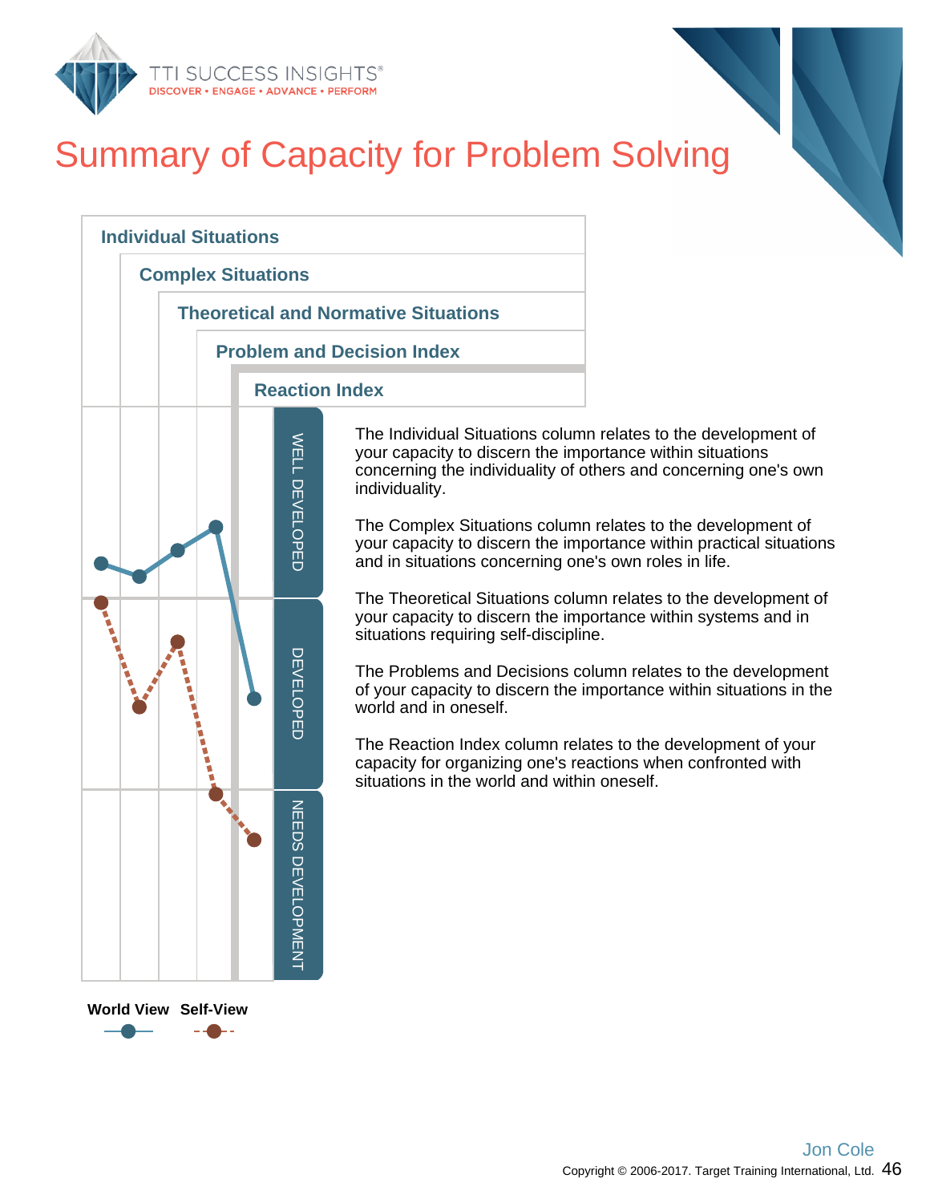# Summary of Capacity for Problem Solving

Individual Situations

Complex Situations

Theoretical and Normative Situations

Problem and Decision Index

Reaction Index

WELL DEVELOPED

DEVELOPED

NEEDS DEVELOPMENT

World View    Self-View

The Individual Situations column relates to the development of your capacity to discern the importance within situations concerning the individuality of others and concerning one's own individuality.

The Complex Situations column relates to the development of your capacity to discern the importance within practical situations and in situations concerning one's own roles in life.

The Theoretical Situations column relates to the development of your capacity to discern the importance within systems and in situations requiring self-discipline.

The Problems and Decisions column relates to the development of your capacity to discern the importance within situations in the world and in oneself.

The Reaction Index column relates to the development of your capacity for organizing one's reactions when confronted with situations in the world and within oneself.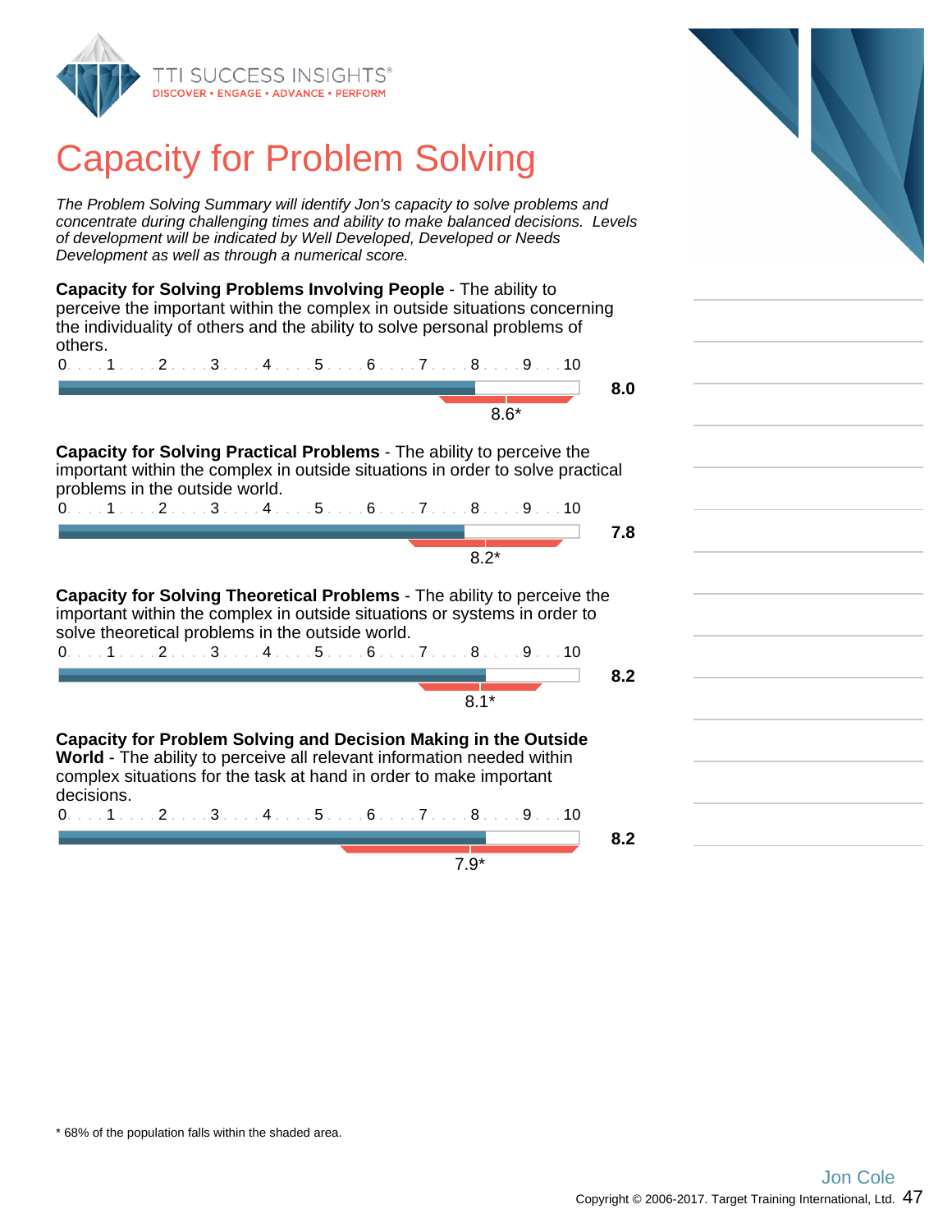# Capacity for Problem Solving

*The Problem Solving Summary will identify Jon's capacity to solve problems and concentrate during challenging times and ability to make balanced decisions. Levels of development will be indicated by Well Developed, Developed or Needs Development as well as through a numerical score.*

**Capacity for Solving Problems Involving People** - The ability to perceive the important within the complex in outside situations concerning the individuality of others and the ability to solve personal problems of others.

0 . . . 1 . . . 2 . . . 3 . . . 4 . . . 5 . . . 6 . . . 7 . . . 8 . . . 9 . . . 10

**8.0**

8.6*

**Capacity for Solving Practical Problems** - The ability to perceive the important within the complex in outside situations in order to solve practical problems in the outside world.

0 . . . 1 . . . 2 . . . 3 . . . 4 . . . 5 . . . 6 . . . 7 . . . 8 . . . 9 . . . 10

**7.8**

8.2*

**Capacity for Solving Theoretical Problems** - The ability to perceive the important within the complex in outside situations or systems in order to solve theoretical problems in the outside world.

0 . . . 1 . . . 2 . . . 3 . . . 4 . . . 5 . . . 6 . . . 7 . . . 8 . . . 9 . . . 10

**8.2**

8.1*

**Capacity for Problem Solving and Decision Making in the Outside World** - The ability to perceive all relevant information needed within complex situations for the task at hand in order to make important decisions.

0 . . . 1 . . . 2 . . . 3 . . . 4 . . . 5 . . . 6 . . . 7 . . . 8 . . . 9 . . . 10

**8.2**

7.9*

* 68% of the population falls within the shaded area.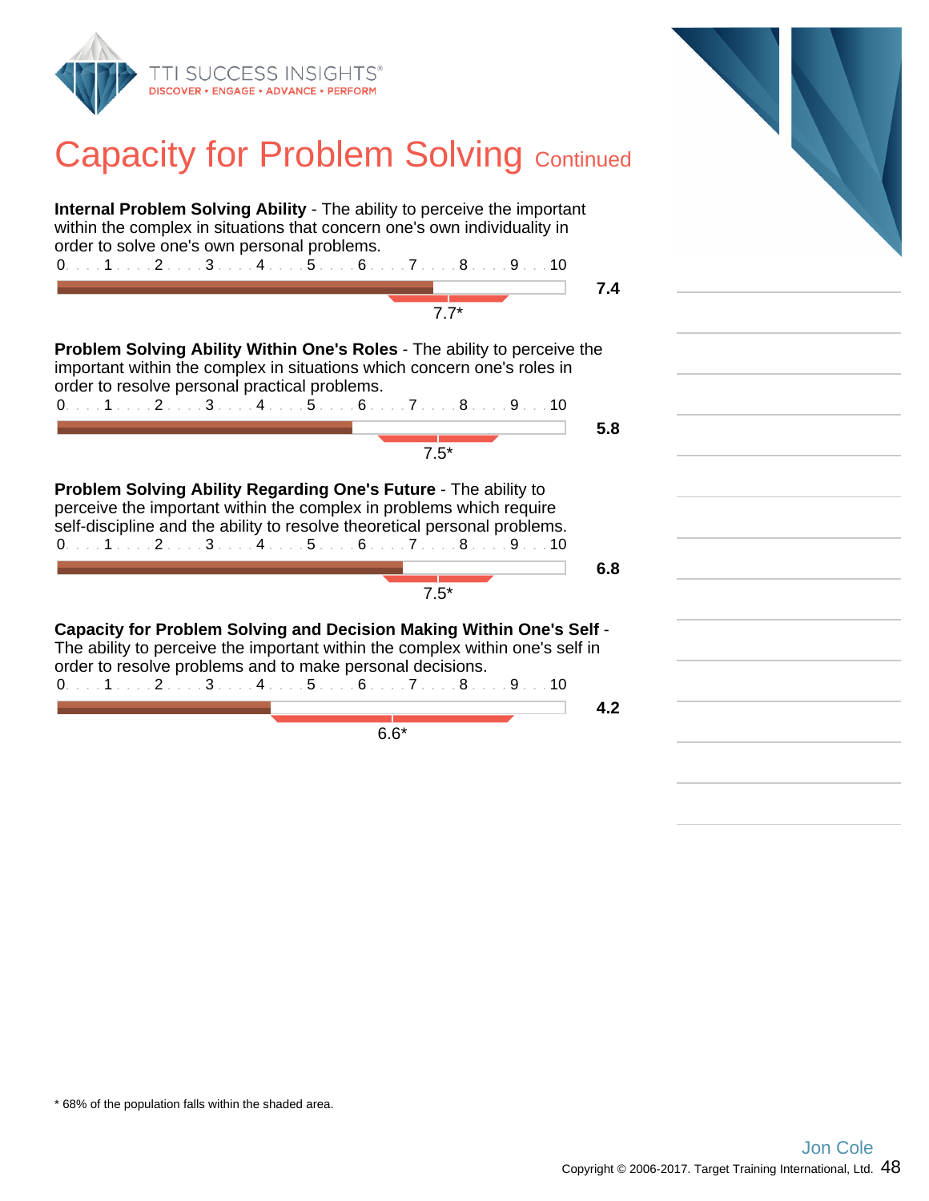# Capacity for Problem Solving Continued

**Internal Problem Solving Ability** - The ability to perceive the important within the complex in situations that concern one's own individuality in order to solve one's own personal problems.

0 . . . 1 . . . 2 . . . 3 . . . 4 . . . 5 . . . 6 . . . 7 . . . 8 . . . 9 . . 10

**7.4**

7.7*

**Problem Solving Ability Within One's Roles** - The ability to perceive the important within the complex in situations which concern one's roles in order to resolve personal practical problems.

0 . . . 1 . . . 2 . . . 3 . . . 4 . . . 5 . . . 6 . . . 7 . . . 8 . . . 9 . . 10

**5.8**

7.5*

**Problem Solving Ability Regarding One's Future** - The ability to perceive the important within the complex in problems which require self-discipline and the ability to resolve theoretical personal problems.

0 . . . 1 . . . 2 . . . 3 . . . 4 . . . 5 . . . 6 . . . 7 . . . 8 . . . 9 . . 10

**6.8**

7.5*

**Capacity for Problem Solving and Decision Making Within One's Self** - The ability to perceive the important within the complex within one's self in order to resolve problems and to make personal decisions.

0 . . . 1 . . . 2 . . . 3 . . . 4 . . . 5 . . . 6 . . . 7 . . . 8 . . . 9 . . 10

**4.2**

6.6*

* 68% of the population falls within the shaded area.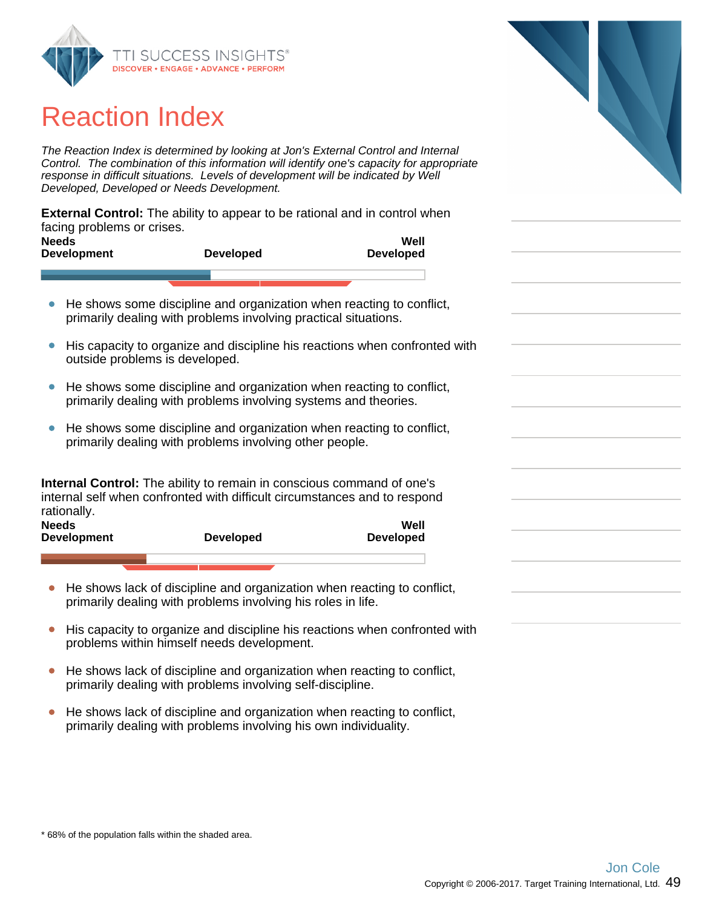# Reaction Index

*The Reaction Index is determined by looking at Jon's External Control and Internal Control. The combination of this information will identify one's capacity for appropriate response in difficult situations. Levels of development will be indicated by Well Developed, Developed or Needs Development.*

**External Control:** The ability to appear to be rational and in control when facing problems or crises.

| Needs Development | Developed | Well Developed |
|---|---|---|

- He shows some discipline and organization when reacting to conflict, primarily dealing with problems involving practical situations.
- His capacity to organize and discipline his reactions when confronted with outside problems is developed.
- He shows some discipline and organization when reacting to conflict, primarily dealing with problems involving systems and theories.
- He shows some discipline and organization when reacting to conflict, primarily dealing with problems involving other people.

**Internal Control:** The ability to remain in conscious command of one's internal self when confronted with difficult circumstances and to respond rationally.

| Needs Development | Developed | Well Developed |
|---|---|---|

- He shows lack of discipline and organization when reacting to conflict, primarily dealing with problems involving his roles in life.
- His capacity to organize and discipline his reactions when confronted with problems within himself needs development.
- He shows lack of discipline and organization when reacting to conflict, primarily dealing with problems involving self-discipline.
- He shows lack of discipline and organization when reacting to conflict, primarily dealing with problems involving his own individuality.

* 68% of the population falls within the shaded area.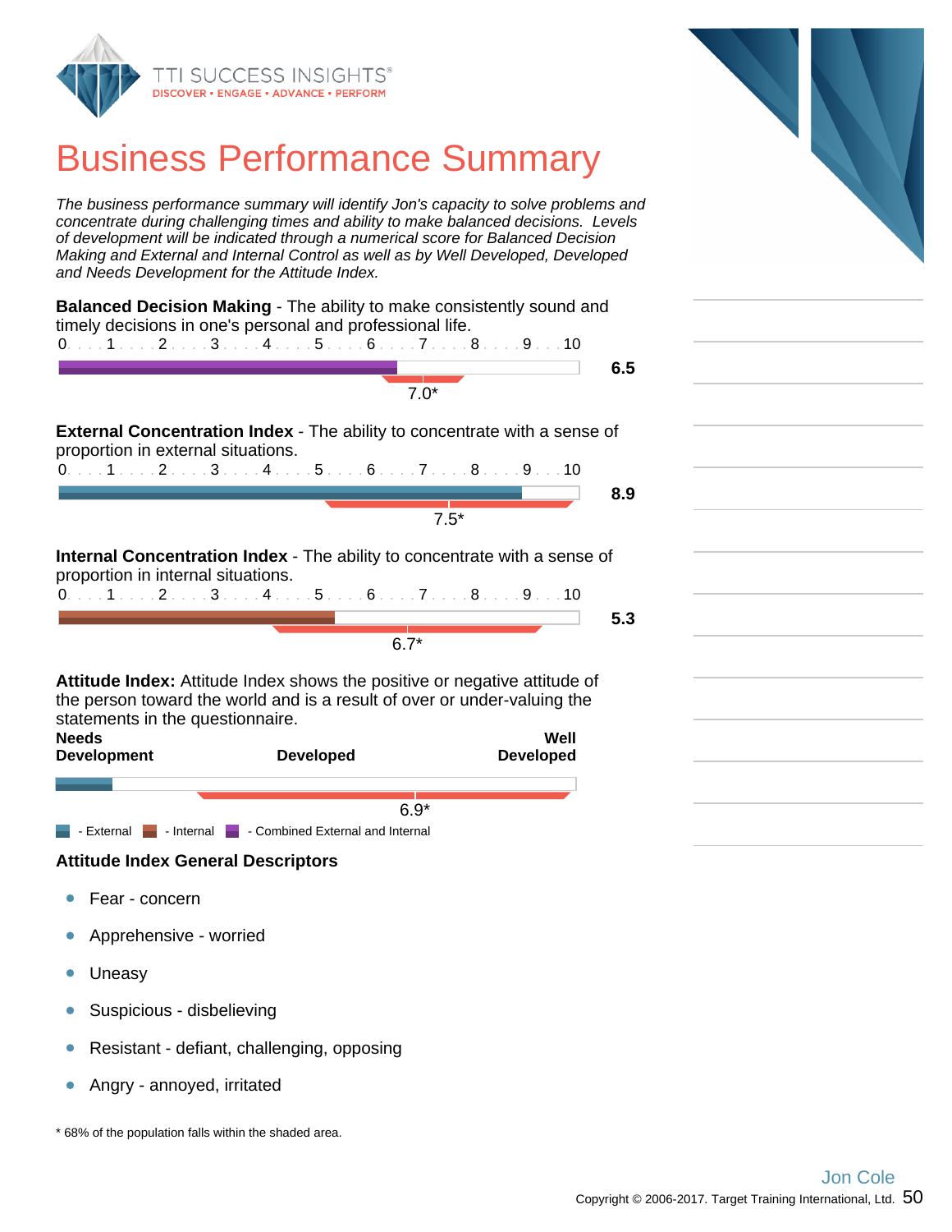# Business Performance Summary

*The business performance summary will identify Jon's capacity to solve problems and concentrate during challenging times and ability to make balanced decisions. Levels of development will be indicated through a numerical score for Balanced Decision Making and External and Internal Control as well as by Well Developed, Developed and Needs Development for the Attitude Index.*

**Balanced Decision Making** - The ability to make consistently sound and timely decisions in one's personal and professional life.

0 . . . 1 . . . 2 . . . 3 . . . 4 . . . 5 . . . 6 . . . 7 . . . 8 . . . 9 . . . 10

**6.5**

7.0*

**External Concentration Index** - The ability to concentrate with a sense of proportion in external situations.

0 . . . 1 . . . 2 . . . 3 . . . 4 . . . 5 . . . 6 . . . 7 . . . 8 . . . 9 . . . 10

**8.9**

7.5*

**Internal Concentration Index** - The ability to concentrate with a sense of proportion in internal situations.

0 . . . 1 . . . 2 . . . 3 . . . 4 . . . 5 . . . 6 . . . 7 . . . 8 . . . 9 . . . 10

**5.3**

6.7*

**Attitude Index:** Attitude Index shows the positive or negative attitude of the person toward the world and is a result of over or under-valuing the statements in the questionnaire.

**Needs Development** | **Developed** | **Well Developed**

6.9*

- External - Internal - Combined External and Internal

**Attitude Index General Descriptors**

- Fear - concern
- Apprehensive - worried
- Uneasy
- Suspicious - disbelieving
- Resistant - defiant, challenging, opposing
- Angry - annoyed, irritated

* 68% of the population falls within the shaded area.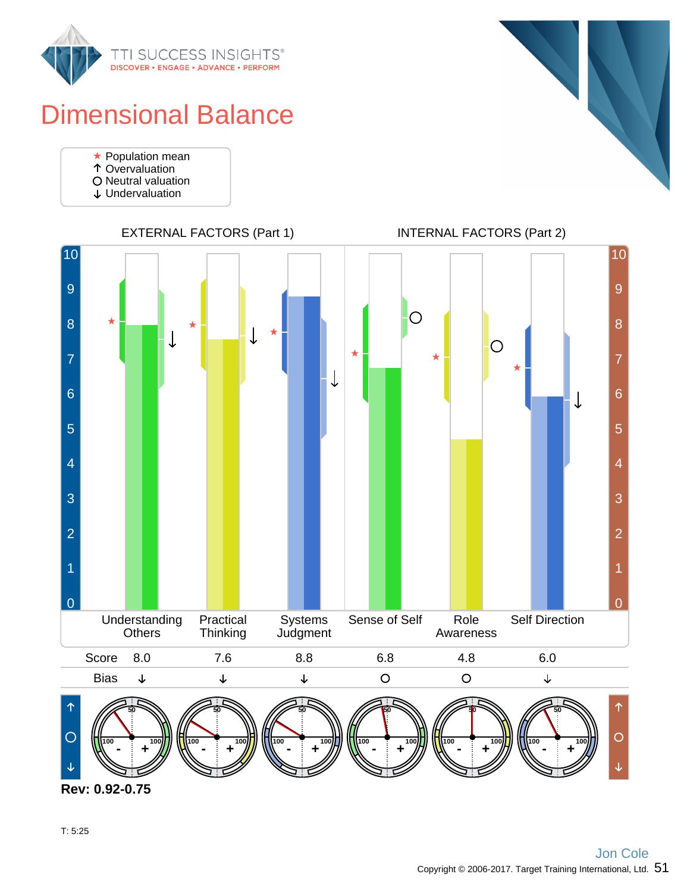# Dimensional Balance

★ Population mean
↑ Overvaluation
O Neutral valuation
↓ Undervaluation

EXTERNAL FACTORS (Part 1) | INTERNAL FACTORS (Part 2)

| | Understanding Others | Practical Thinking | Systems Judgment | Sense of Self | Role Awareness | Self Direction |
|---|---|---|---|---|---|---|
| Score | 8.0 | 7.6 | 8.8 | 6.8 | 4.8 | 6.0 |
| Bias | ↓ | ↓ | ↓ | O | O | ↓ |

**Rev: 0.92-0.75**

T: 5:25

Jon Cole

Copyright © 2006-2017. Target Training International, Ltd.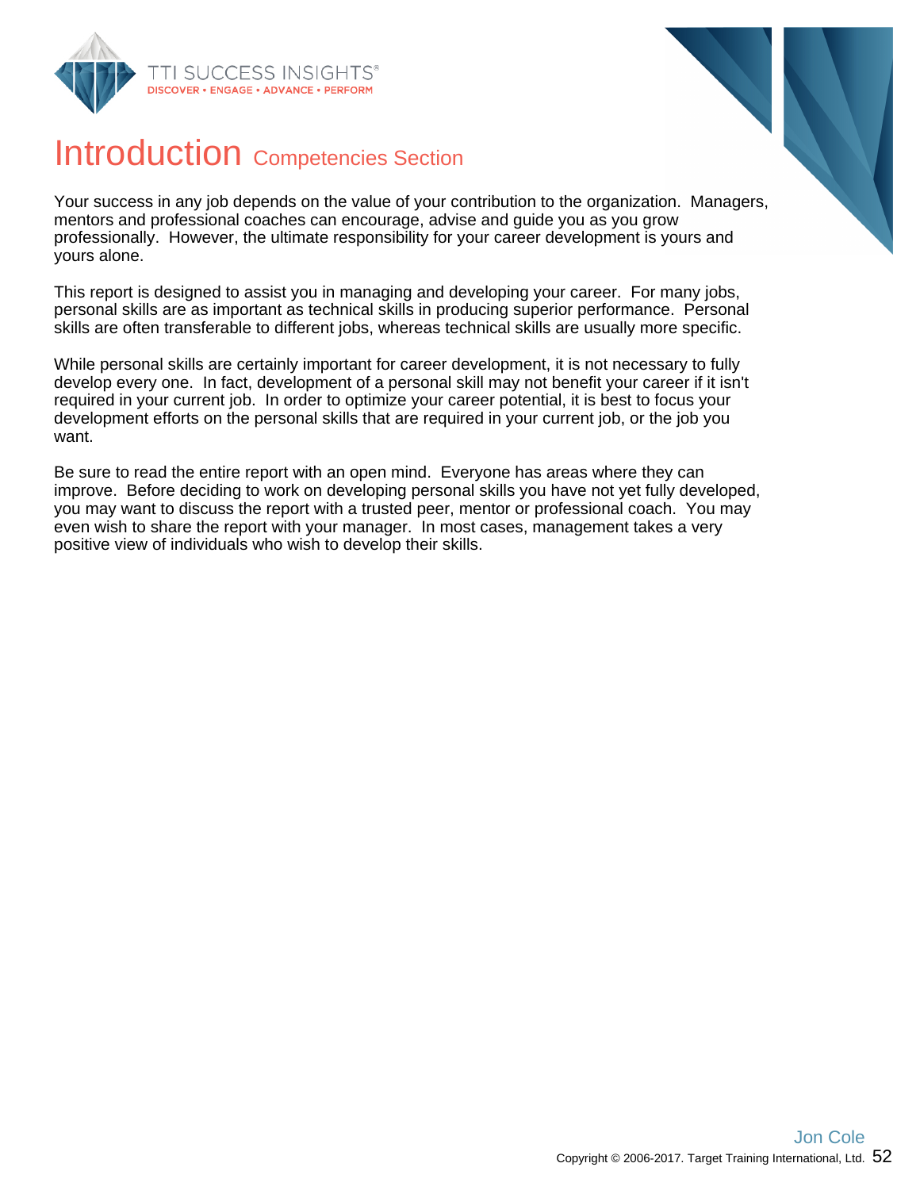# Introduction Competencies Section

Your success in any job depends on the value of your contribution to the organization. Managers, mentors and professional coaches can encourage, advise and guide you as you grow professionally. However, the ultimate responsibility for your career development is yours and yours alone.

This report is designed to assist you in managing and developing your career. For many jobs, personal skills are as important as technical skills in producing superior performance. Personal skills are often transferable to different jobs, whereas technical skills are usually more specific.

While personal skills are certainly important for career development, it is not necessary to fully develop every one. In fact, development of a personal skill may not benefit your career if it isn't required in your current job. In order to optimize your career potential, it is best to focus your development efforts on the personal skills that are required in your current job, or the job you want.

Be sure to read the entire report with an open mind. Everyone has areas where they can improve. Before deciding to work on developing personal skills you have not yet fully developed, you may want to discuss the report with a trusted peer, mentor or professional coach. You may even wish to share the report with your manager. In most cases, management takes a very positive view of individuals who wish to develop their skills.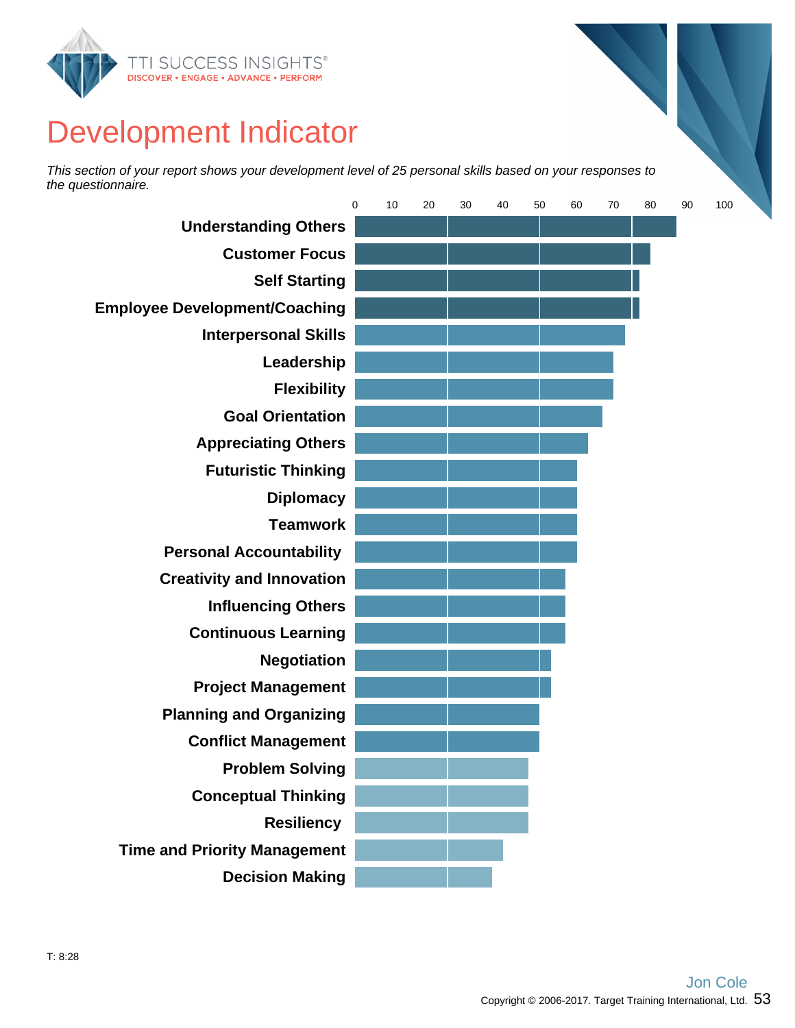# Development Indicator

*This section of your report shows your development level of 25 personal skills based on your responses to the questionnaire.*

| Skill | Approximate Score (0–100) |
|---|---|
| Understanding Others | 87 |
| Customer Focus | 80 |
| Self Starting | 77 |
| Employee Development/Coaching | 77 |
| Interpersonal Skills | 73 |
| Leadership | 70 |
| Flexibility | 70 |
| Goal Orientation | 67 |
| Appreciating Others | 63 |
| Futuristic Thinking | 60 |
| Diplomacy | 60 |
| Teamwork | 60 |
| Personal Accountability | 60 |
| Creativity and Innovation | 57 |
| Influencing Others | 57 |
| Continuous Learning | 57 |
| Negotiation | 53 |
| Project Management | 53 |
| Planning and Organizing | 50 |
| Conflict Management | 50 |
| Problem Solving | 47 |
| Conceptual Thinking | 47 |
| Resiliency | 47 |
| Time and Priority Management | 40 |
| Decision Making | 37 |

T: 8:28

Jon Cole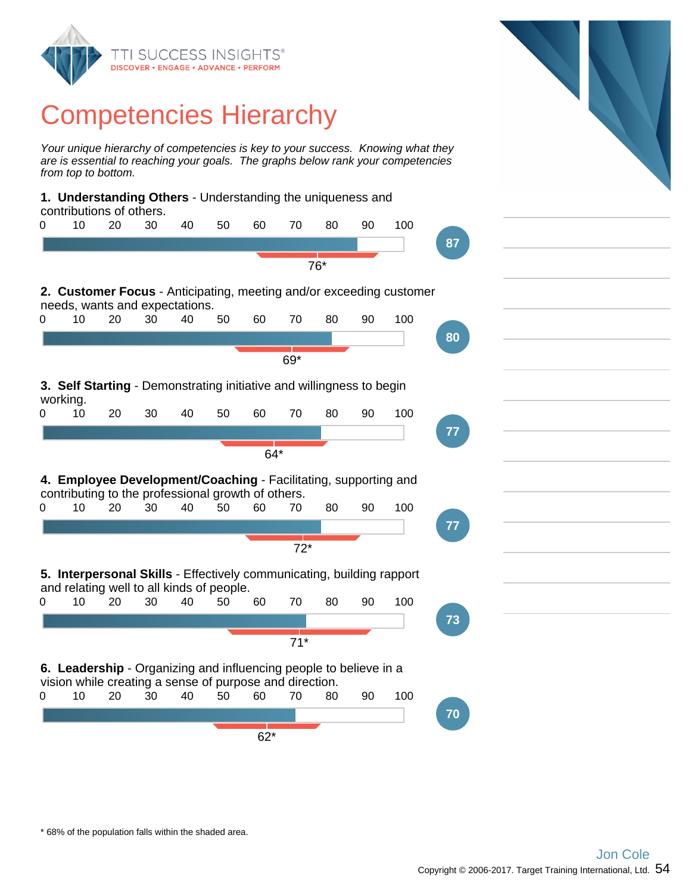# Competencies Hierarchy

*Your unique hierarchy of competencies is key to your success. Knowing what they are is essential to reaching your goals. The graphs below rank your competencies from top to bottom.*

**1. Understanding Others** - Understanding the uniqueness and contributions of others.

Score: 87 — 76*

**2. Customer Focus** - Anticipating, meeting and/or exceeding customer needs, wants and expectations.

Score: 80 — 69*

**3. Self Starting** - Demonstrating initiative and willingness to begin working.

Score: 77 — 64*

**4. Employee Development/Coaching** - Facilitating, supporting and contributing to the professional growth of others.

Score: 77 — 72*

**5. Interpersonal Skills** - Effectively communicating, building rapport and relating well to all kinds of people.

Score: 73 — 71*

**6. Leadership** - Organizing and influencing people to believe in a vision while creating a sense of purpose and direction.

Score: 70 — 62*

\* 68% of the population falls within the shaded area.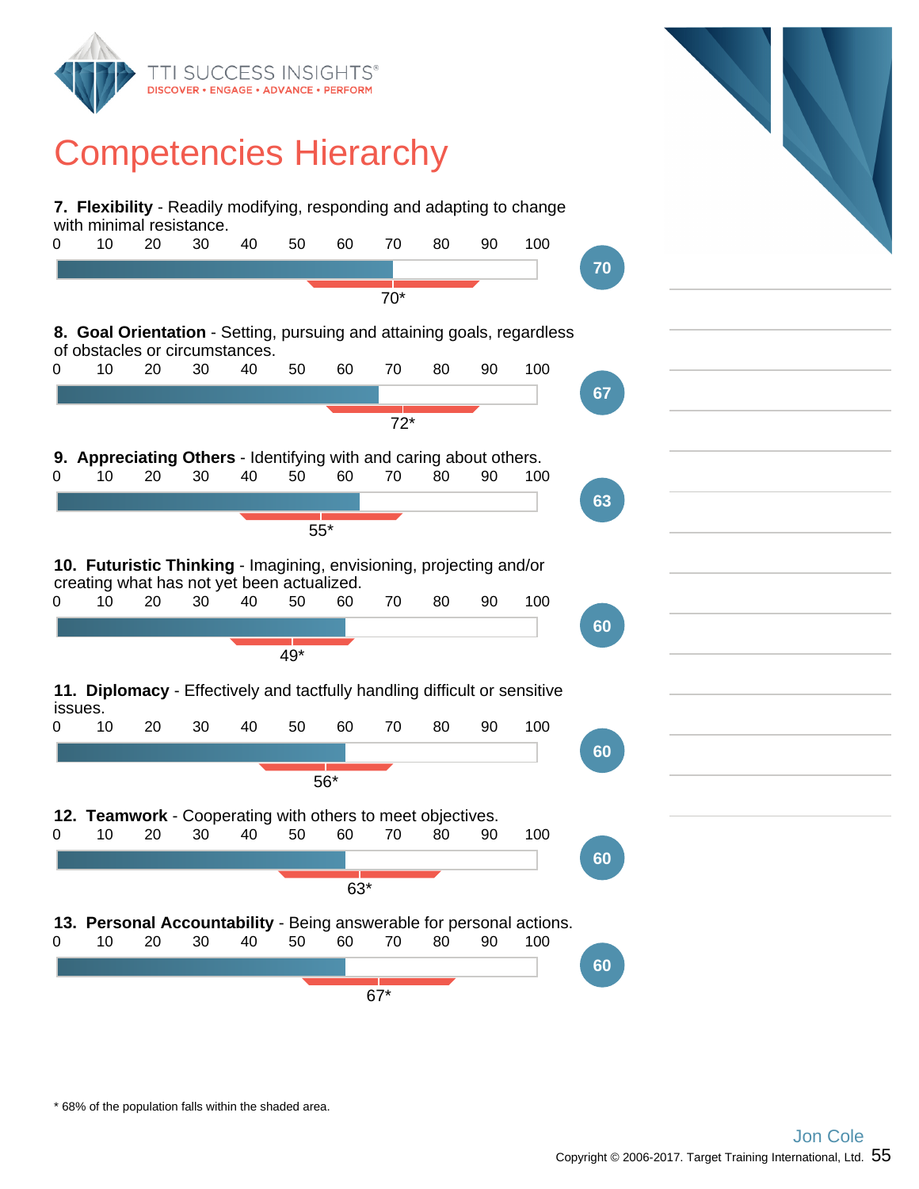# Competencies Hierarchy

**7. Flexibility** - Readily modifying, responding and adapting to change with minimal resistance.

Score: 70 — Population mean: 70*

**8. Goal Orientation** - Setting, pursuing and attaining goals, regardless of obstacles or circumstances.

Score: 67 — Population mean: 72*

**9. Appreciating Others** - Identifying with and caring about others.

Score: 63 — Population mean: 55*

**10. Futuristic Thinking** - Imagining, envisioning, projecting and/or creating what has not yet been actualized.

Score: 60 — Population mean: 49*

**11. Diplomacy** - Effectively and tactfully handling difficult or sensitive issues.

Score: 60 — Population mean: 56*

**12. Teamwork** - Cooperating with others to meet objectives.

Score: 60 — Population mean: 63*

**13. Personal Accountability** - Being answerable for personal actions.

Score: 60 — Population mean: 67*

\* 68% of the population falls within the shaded area.

Jon Cole

Copyright © 2006-2017. Target Training International, Ltd.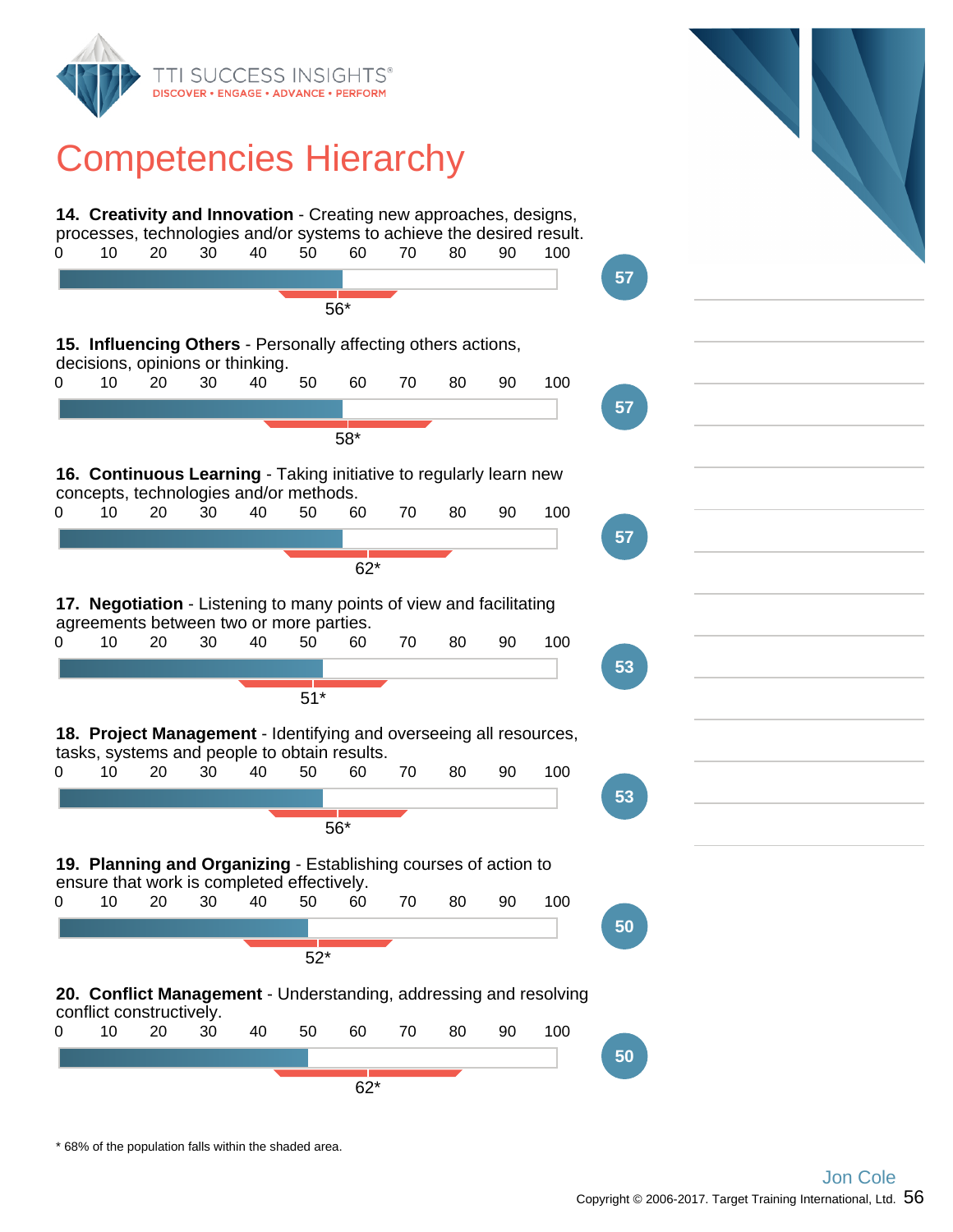# Competencies Hierarchy

**14. Creativity and Innovation** - Creating new approaches, designs, processes, technologies and/or systems to achieve the desired result.

0 10 20 30 40 50 60 70 80 90 100

**57**

56*

**15. Influencing Others** - Personally affecting others actions, decisions, opinions or thinking.

0 10 20 30 40 50 60 70 80 90 100

**57**

58*

**16. Continuous Learning** - Taking initiative to regularly learn new concepts, technologies and/or methods.

0 10 20 30 40 50 60 70 80 90 100

**57**

62*

**17. Negotiation** - Listening to many points of view and facilitating agreements between two or more parties.

0 10 20 30 40 50 60 70 80 90 100

**53**

51*

**18. Project Management** - Identifying and overseeing all resources, tasks, systems and people to obtain results.

0 10 20 30 40 50 60 70 80 90 100

**53**

56*

**19. Planning and Organizing** - Establishing courses of action to ensure that work is completed effectively.

0 10 20 30 40 50 60 70 80 90 100

**50**

52*

**20. Conflict Management** - Understanding, addressing and resolving conflict constructively.

0 10 20 30 40 50 60 70 80 90 100

**50**

62*

* 68% of the population falls within the shaded area.

Jon Cole

Copyright © 2006-2017. Target Training International, Ltd.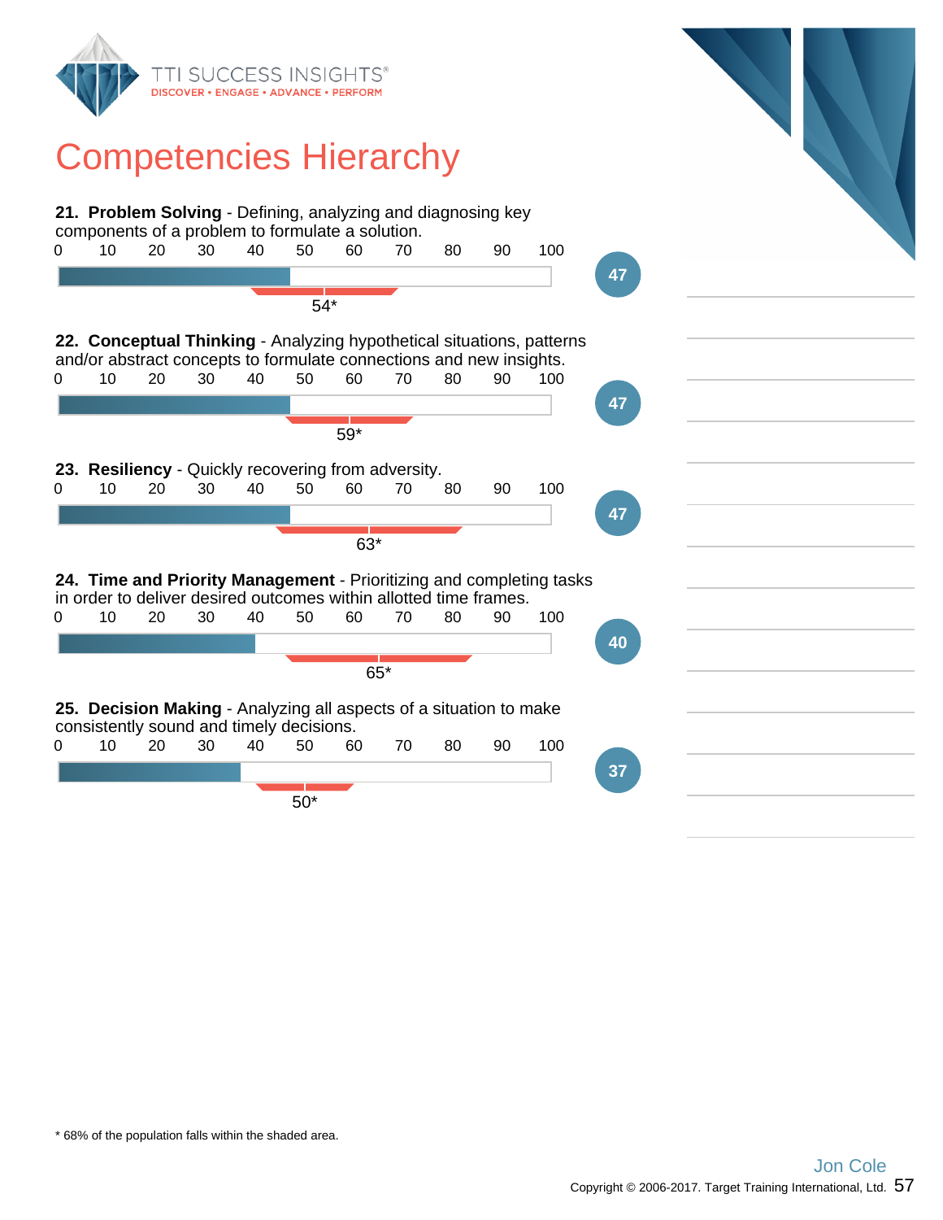# Competencies Hierarchy

**21. Problem Solving** - Defining, analyzing and diagnosing key components of a problem to formulate a solution.

0 10 20 30 40 50 60 70 80 90 100

54*

47

**22. Conceptual Thinking** - Analyzing hypothetical situations, patterns and/or abstract concepts to formulate connections and new insights.

0 10 20 30 40 50 60 70 80 90 100

59*

47

**23. Resiliency** - Quickly recovering from adversity.

0 10 20 30 40 50 60 70 80 90 100

63*

47

**24. Time and Priority Management** - Prioritizing and completing tasks in order to deliver desired outcomes within allotted time frames.

0 10 20 30 40 50 60 70 80 90 100

65*

40

**25. Decision Making** - Analyzing all aspects of a situation to make consistently sound and timely decisions.

0 10 20 30 40 50 60 70 80 90 100

50*

37

* 68% of the population falls within the shaded area.

Jon Cole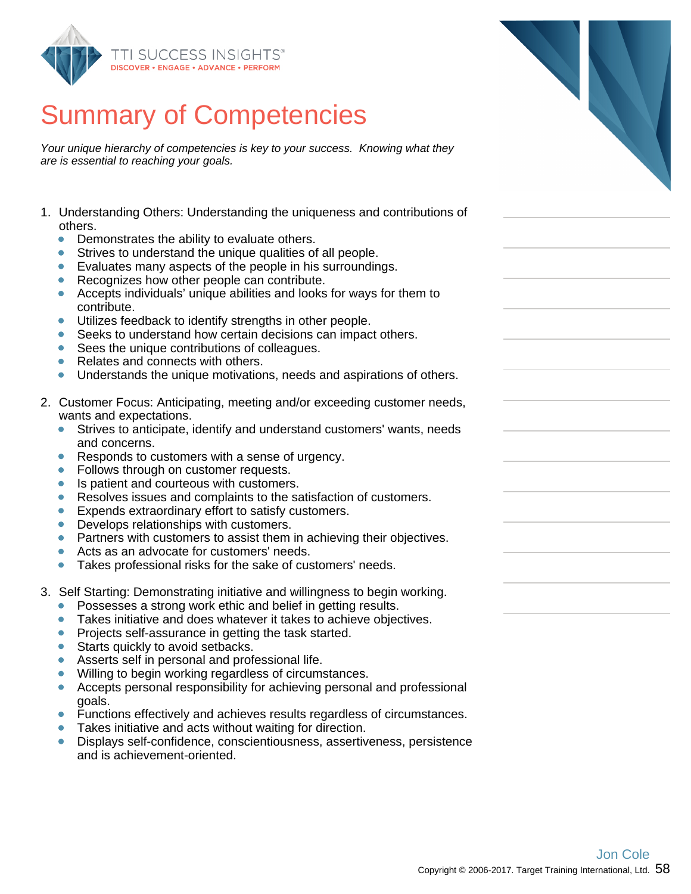# Summary of Competencies

*Your unique hierarchy of competencies is key to your success. Knowing what they are is essential to reaching your goals.*

1. Understanding Others: Understanding the uniqueness and contributions of others.
   - Demonstrates the ability to evaluate others.
   - Strives to understand the unique qualities of all people.
   - Evaluates many aspects of the people in his surroundings.
   - Recognizes how other people can contribute.
   - Accepts individuals' unique abilities and looks for ways for them to contribute.
   - Utilizes feedback to identify strengths in other people.
   - Seeks to understand how certain decisions can impact others.
   - Sees the unique contributions of colleagues.
   - Relates and connects with others.
   - Understands the unique motivations, needs and aspirations of others.

2. Customer Focus: Anticipating, meeting and/or exceeding customer needs, wants and expectations.
   - Strives to anticipate, identify and understand customers' wants, needs and concerns.
   - Responds to customers with a sense of urgency.
   - Follows through on customer requests.
   - Is patient and courteous with customers.
   - Resolves issues and complaints to the satisfaction of customers.
   - Expends extraordinary effort to satisfy customers.
   - Develops relationships with customers.
   - Partners with customers to assist them in achieving their objectives.
   - Acts as an advocate for customers' needs.
   - Takes professional risks for the sake of customers' needs.

3. Self Starting: Demonstrating initiative and willingness to begin working.
   - Possesses a strong work ethic and belief in getting results.
   - Takes initiative and does whatever it takes to achieve objectives.
   - Projects self-assurance in getting the task started.
   - Starts quickly to avoid setbacks.
   - Asserts self in personal and professional life.
   - Willing to begin working regardless of circumstances.
   - Accepts personal responsibility for achieving personal and professional goals.
   - Functions effectively and achieves results regardless of circumstances.
   - Takes initiative and acts without waiting for direction.
   - Displays self-confidence, conscientiousness, assertiveness, persistence and is achievement-oriented.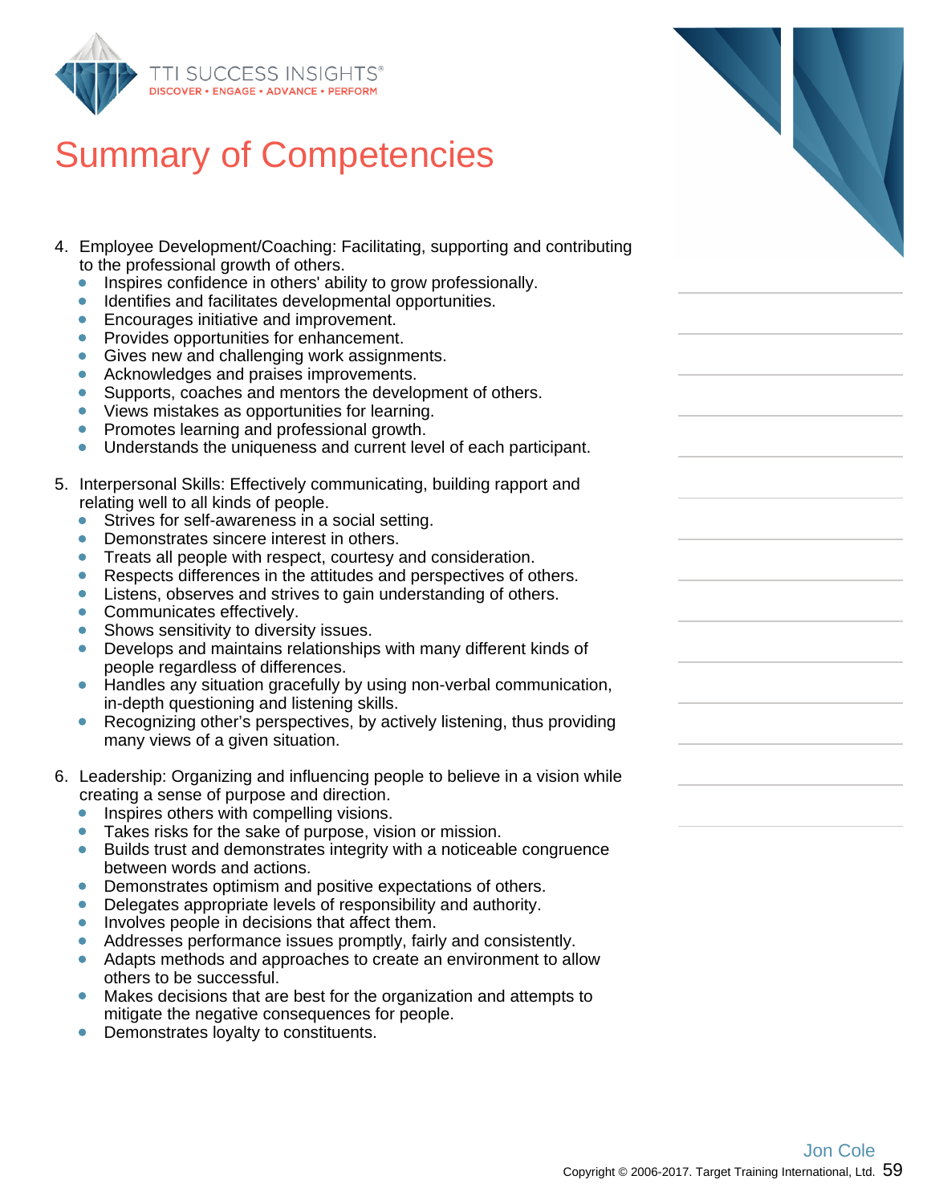# Summary of Competencies

4. Employee Development/Coaching: Facilitating, supporting and contributing to the professional growth of others.
   - Inspires confidence in others' ability to grow professionally.
   - Identifies and facilitates developmental opportunities.
   - Encourages initiative and improvement.
   - Provides opportunities for enhancement.
   - Gives new and challenging work assignments.
   - Acknowledges and praises improvements.
   - Supports, coaches and mentors the development of others.
   - Views mistakes as opportunities for learning.
   - Promotes learning and professional growth.
   - Understands the uniqueness and current level of each participant.

5. Interpersonal Skills: Effectively communicating, building rapport and relating well to all kinds of people.
   - Strives for self-awareness in a social setting.
   - Demonstrates sincere interest in others.
   - Treats all people with respect, courtesy and consideration.
   - Respects differences in the attitudes and perspectives of others.
   - Listens, observes and strives to gain understanding of others.
   - Communicates effectively.
   - Shows sensitivity to diversity issues.
   - Develops and maintains relationships with many different kinds of people regardless of differences.
   - Handles any situation gracefully by using non-verbal communication, in-depth questioning and listening skills.
   - Recognizing other's perspectives, by actively listening, thus providing many views of a given situation.

6. Leadership: Organizing and influencing people to believe in a vision while creating a sense of purpose and direction.
   - Inspires others with compelling visions.
   - Takes risks for the sake of purpose, vision or mission.
   - Builds trust and demonstrates integrity with a noticeable congruence between words and actions.
   - Demonstrates optimism and positive expectations of others.
   - Delegates appropriate levels of responsibility and authority.
   - Involves people in decisions that affect them.
   - Addresses performance issues promptly, fairly and consistently.
   - Adapts methods and approaches to create an environment to allow others to be successful.
   - Makes decisions that are best for the organization and attempts to mitigate the negative consequences for people.
   - Demonstrates loyalty to constituents.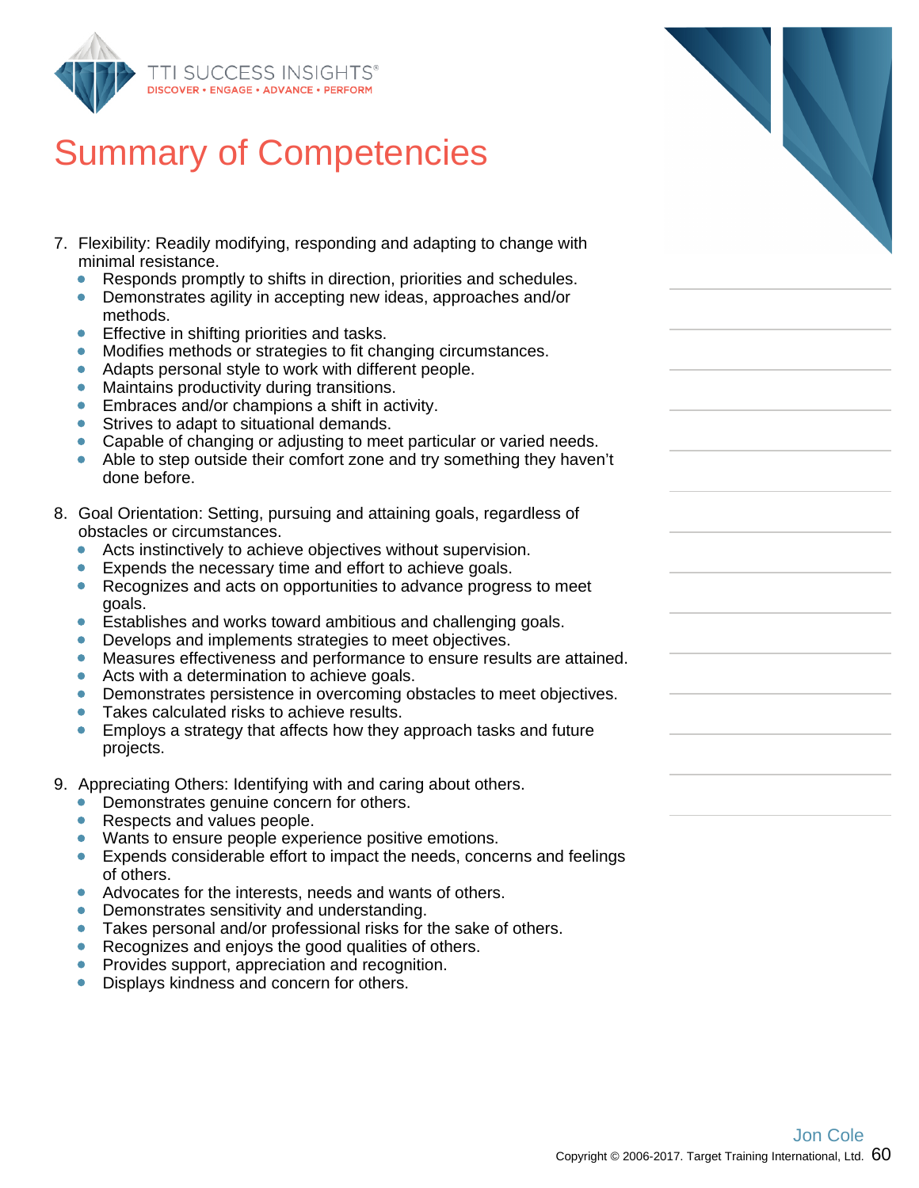# Summary of Competencies

7. Flexibility: Readily modifying, responding and adapting to change with minimal resistance.
   - Responds promptly to shifts in direction, priorities and schedules.
   - Demonstrates agility in accepting new ideas, approaches and/or methods.
   - Effective in shifting priorities and tasks.
   - Modifies methods or strategies to fit changing circumstances.
   - Adapts personal style to work with different people.
   - Maintains productivity during transitions.
   - Embraces and/or champions a shift in activity.
   - Strives to adapt to situational demands.
   - Capable of changing or adjusting to meet particular or varied needs.
   - Able to step outside their comfort zone and try something they haven't done before.

8. Goal Orientation: Setting, pursuing and attaining goals, regardless of obstacles or circumstances.
   - Acts instinctively to achieve objectives without supervision.
   - Expends the necessary time and effort to achieve goals.
   - Recognizes and acts on opportunities to advance progress to meet goals.
   - Establishes and works toward ambitious and challenging goals.
   - Develops and implements strategies to meet objectives.
   - Measures effectiveness and performance to ensure results are attained.
   - Acts with a determination to achieve goals.
   - Demonstrates persistence in overcoming obstacles to meet objectives.
   - Takes calculated risks to achieve results.
   - Employs a strategy that affects how they approach tasks and future projects.

9. Appreciating Others: Identifying with and caring about others.
   - Demonstrates genuine concern for others.
   - Respects and values people.
   - Wants to ensure people experience positive emotions.
   - Expends considerable effort to impact the needs, concerns and feelings of others.
   - Advocates for the interests, needs and wants of others.
   - Demonstrates sensitivity and understanding.
   - Takes personal and/or professional risks for the sake of others.
   - Recognizes and enjoys the good qualities of others.
   - Provides support, appreciation and recognition.
   - Displays kindness and concern for others.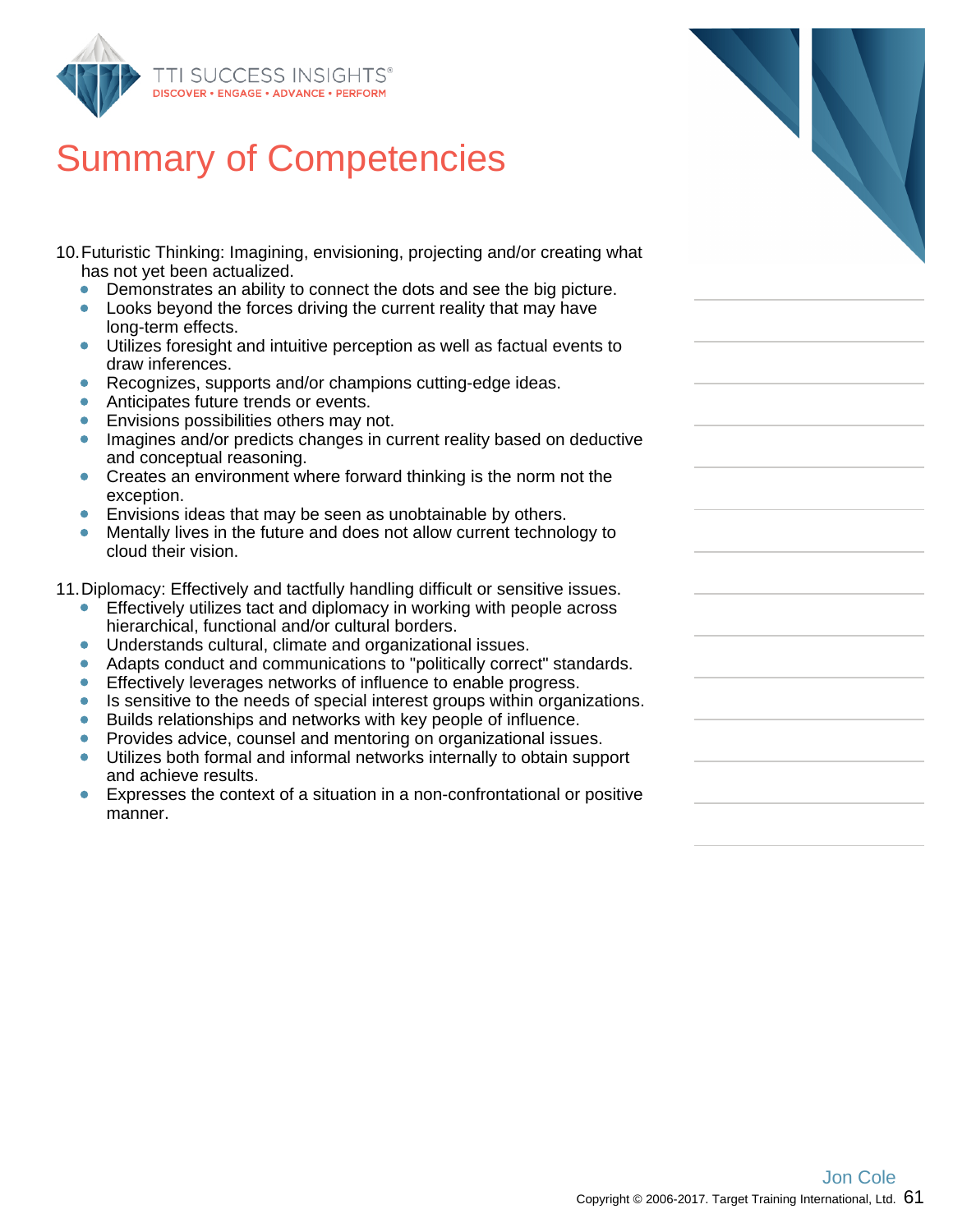# Summary of Competencies

10. Futuristic Thinking: Imagining, envisioning, projecting and/or creating what has not yet been actualized.
    - Demonstrates an ability to connect the dots and see the big picture.
    - Looks beyond the forces driving the current reality that may have long-term effects.
    - Utilizes foresight and intuitive perception as well as factual events to draw inferences.
    - Recognizes, supports and/or champions cutting-edge ideas.
    - Anticipates future trends or events.
    - Envisions possibilities others may not.
    - Imagines and/or predicts changes in current reality based on deductive and conceptual reasoning.
    - Creates an environment where forward thinking is the norm not the exception.
    - Envisions ideas that may be seen as unobtainable by others.
    - Mentally lives in the future and does not allow current technology to cloud their vision.

11. Diplomacy: Effectively and tactfully handling difficult or sensitive issues.
    - Effectively utilizes tact and diplomacy in working with people across hierarchical, functional and/or cultural borders.
    - Understands cultural, climate and organizational issues.
    - Adapts conduct and communications to "politically correct" standards.
    - Effectively leverages networks of influence to enable progress.
    - Is sensitive to the needs of special interest groups within organizations.
    - Builds relationships and networks with key people of influence.
    - Provides advice, counsel and mentoring on organizational issues.
    - Utilizes both formal and informal networks internally to obtain support and achieve results.
    - Expresses the context of a situation in a non-confrontational or positive manner.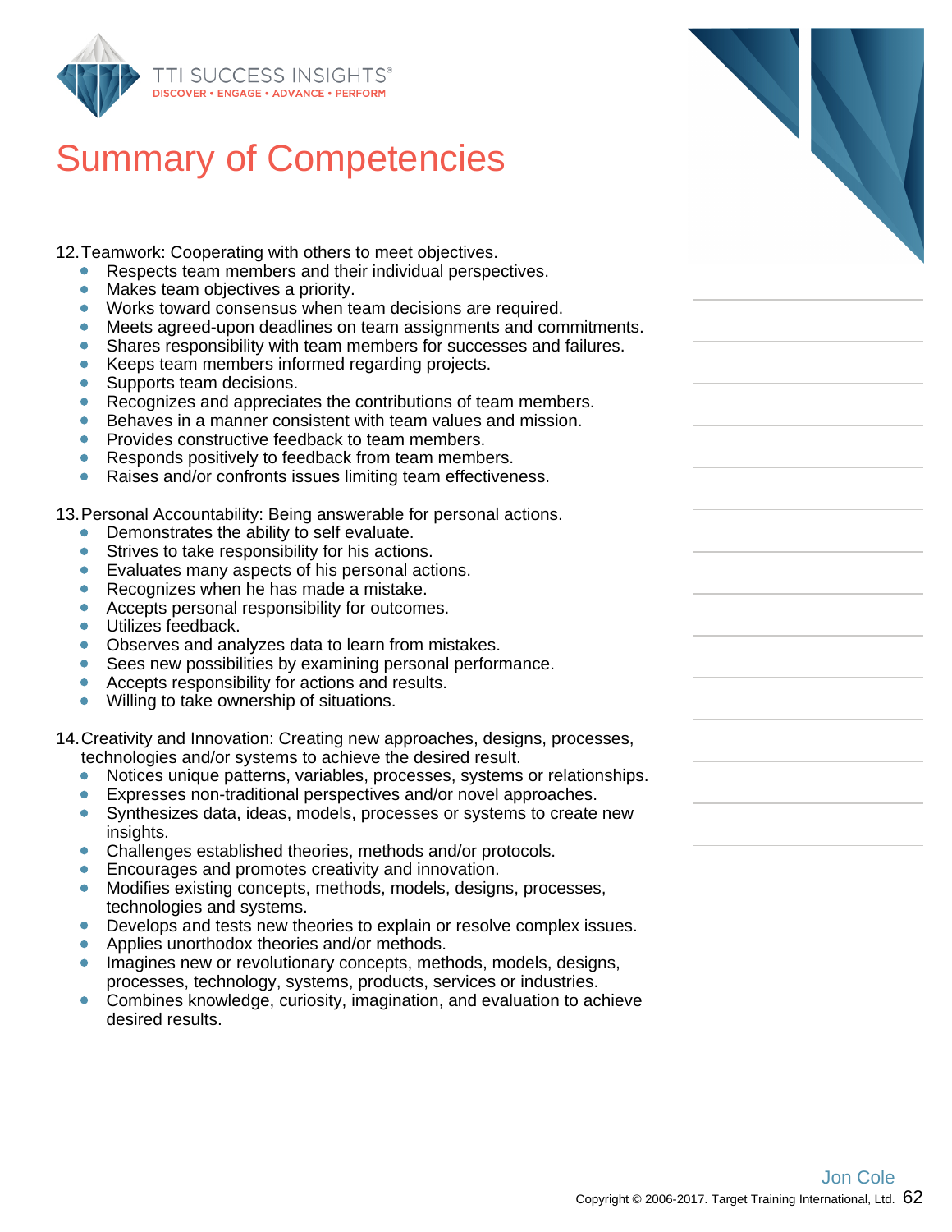# Summary of Competencies

12. Teamwork: Cooperating with others to meet objectives.
    - Respects team members and their individual perspectives.
    - Makes team objectives a priority.
    - Works toward consensus when team decisions are required.
    - Meets agreed-upon deadlines on team assignments and commitments.
    - Shares responsibility with team members for successes and failures.
    - Keeps team members informed regarding projects.
    - Supports team decisions.
    - Recognizes and appreciates the contributions of team members.
    - Behaves in a manner consistent with team values and mission.
    - Provides constructive feedback to team members.
    - Responds positively to feedback from team members.
    - Raises and/or confronts issues limiting team effectiveness.

13. Personal Accountability: Being answerable for personal actions.
    - Demonstrates the ability to self evaluate.
    - Strives to take responsibility for his actions.
    - Evaluates many aspects of his personal actions.
    - Recognizes when he has made a mistake.
    - Accepts personal responsibility for outcomes.
    - Utilizes feedback.
    - Observes and analyzes data to learn from mistakes.
    - Sees new possibilities by examining personal performance.
    - Accepts responsibility for actions and results.
    - Willing to take ownership of situations.

14. Creativity and Innovation: Creating new approaches, designs, processes, technologies and/or systems to achieve the desired result.
    - Notices unique patterns, variables, processes, systems or relationships.
    - Expresses non-traditional perspectives and/or novel approaches.
    - Synthesizes data, ideas, models, processes or systems to create new insights.
    - Challenges established theories, methods and/or protocols.
    - Encourages and promotes creativity and innovation.
    - Modifies existing concepts, methods, models, designs, processes, technologies and systems.
    - Develops and tests new theories to explain or resolve complex issues.
    - Applies unorthodox theories and/or methods.
    - Imagines new or revolutionary concepts, methods, models, designs, processes, technology, systems, products, services or industries.
    - Combines knowledge, curiosity, imagination, and evaluation to achieve desired results.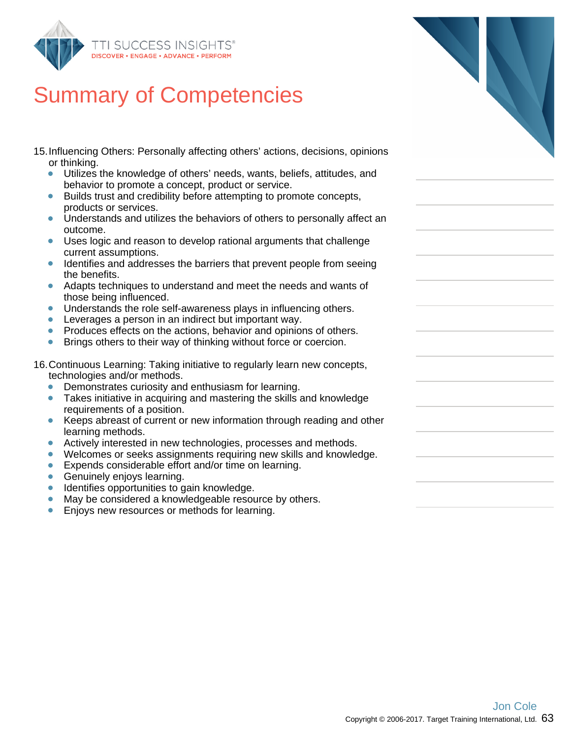# Summary of Competencies

15. Influencing Others: Personally affecting others' actions, decisions, opinions or thinking.
    - Utilizes the knowledge of others' needs, wants, beliefs, attitudes, and behavior to promote a concept, product or service.
    - Builds trust and credibility before attempting to promote concepts, products or services.
    - Understands and utilizes the behaviors of others to personally affect an outcome.
    - Uses logic and reason to develop rational arguments that challenge current assumptions.
    - Identifies and addresses the barriers that prevent people from seeing the benefits.
    - Adapts techniques to understand and meet the needs and wants of those being influenced.
    - Understands the role self-awareness plays in influencing others.
    - Leverages a person in an indirect but important way.
    - Produces effects on the actions, behavior and opinions of others.
    - Brings others to their way of thinking without force or coercion.

16. Continuous Learning: Taking initiative to regularly learn new concepts, technologies and/or methods.
    - Demonstrates curiosity and enthusiasm for learning.
    - Takes initiative in acquiring and mastering the skills and knowledge requirements of a position.
    - Keeps abreast of current or new information through reading and other learning methods.
    - Actively interested in new technologies, processes and methods.
    - Welcomes or seeks assignments requiring new skills and knowledge.
    - Expends considerable effort and/or time on learning.
    - Genuinely enjoys learning.
    - Identifies opportunities to gain knowledge.
    - May be considered a knowledgeable resource by others.
    - Enjoys new resources or methods for learning.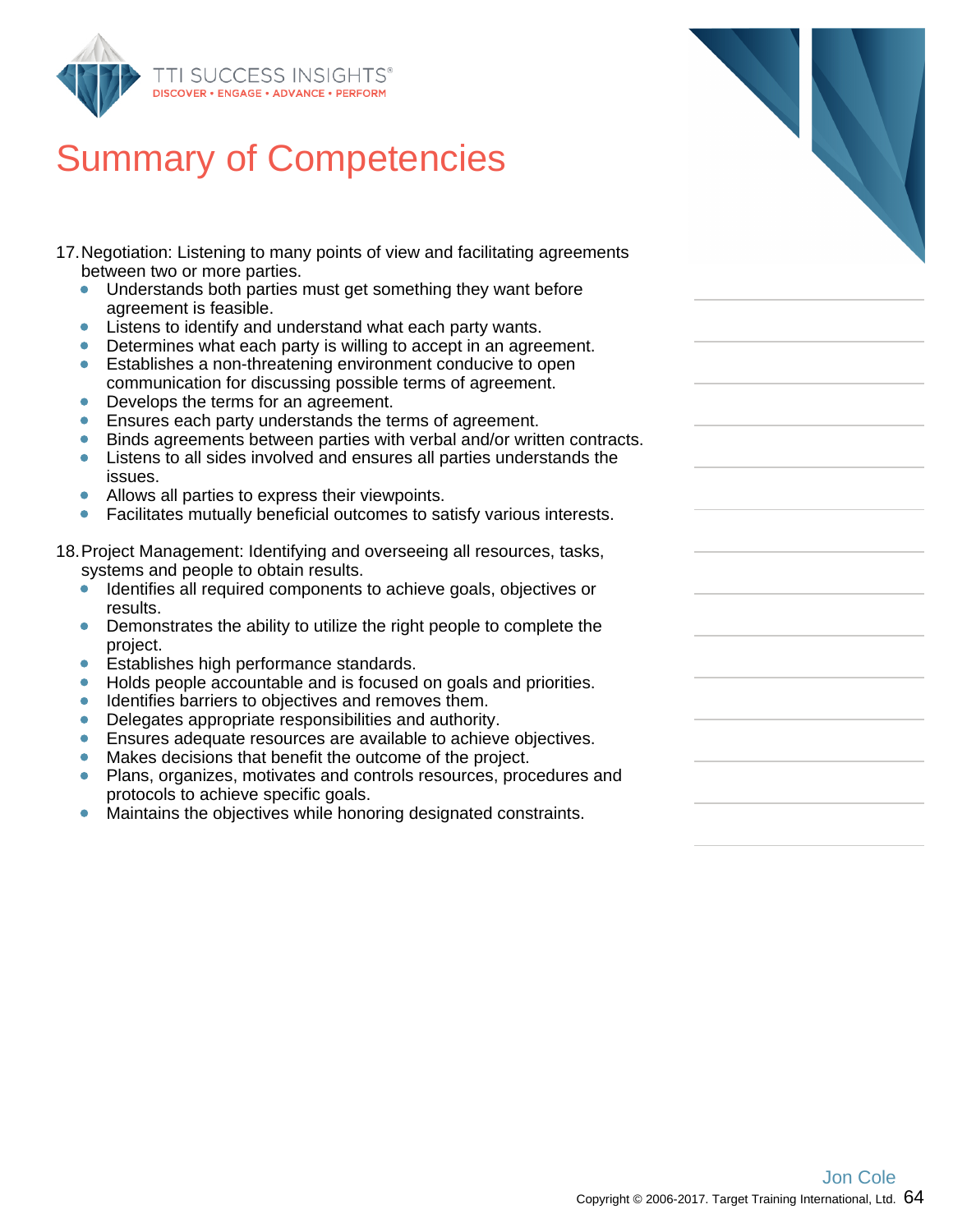# Summary of Competencies

17. Negotiation: Listening to many points of view and facilitating agreements between two or more parties.
    - Understands both parties must get something they want before agreement is feasible.
    - Listens to identify and understand what each party wants.
    - Determines what each party is willing to accept in an agreement.
    - Establishes a non-threatening environment conducive to open communication for discussing possible terms of agreement.
    - Develops the terms for an agreement.
    - Ensures each party understands the terms of agreement.
    - Binds agreements between parties with verbal and/or written contracts.
    - Listens to all sides involved and ensures all parties understands the issues.
    - Allows all parties to express their viewpoints.
    - Facilitates mutually beneficial outcomes to satisfy various interests.

18. Project Management: Identifying and overseeing all resources, tasks, systems and people to obtain results.
    - Identifies all required components to achieve goals, objectives or results.
    - Demonstrates the ability to utilize the right people to complete the project.
    - Establishes high performance standards.
    - Holds people accountable and is focused on goals and priorities.
    - Identifies barriers to objectives and removes them.
    - Delegates appropriate responsibilities and authority.
    - Ensures adequate resources are available to achieve objectives.
    - Makes decisions that benefit the outcome of the project.
    - Plans, organizes, motivates and controls resources, procedures and protocols to achieve specific goals.
    - Maintains the objectives while honoring designated constraints.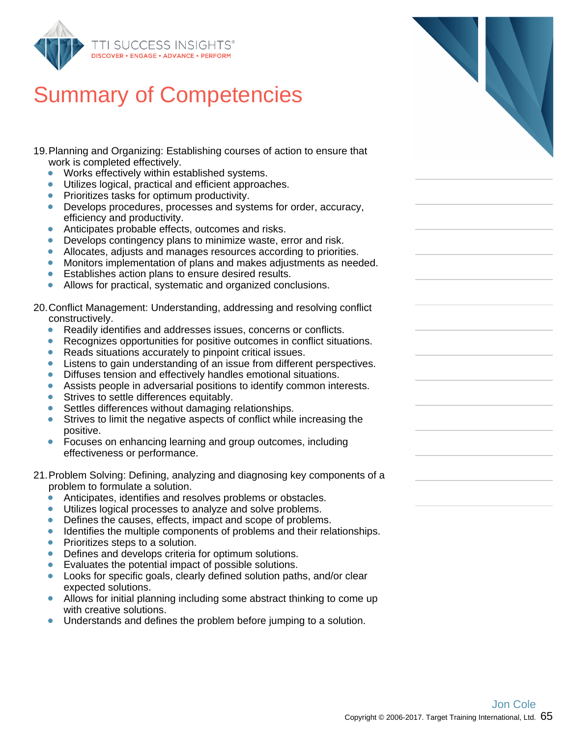# Summary of Competencies

19. Planning and Organizing: Establishing courses of action to ensure that work is completed effectively.
    - Works effectively within established systems.
    - Utilizes logical, practical and efficient approaches.
    - Prioritizes tasks for optimum productivity.
    - Develops procedures, processes and systems for order, accuracy, efficiency and productivity.
    - Anticipates probable effects, outcomes and risks.
    - Develops contingency plans to minimize waste, error and risk.
    - Allocates, adjusts and manages resources according to priorities.
    - Monitors implementation of plans and makes adjustments as needed.
    - Establishes action plans to ensure desired results.
    - Allows for practical, systematic and organized conclusions.

20. Conflict Management: Understanding, addressing and resolving conflict constructively.
    - Readily identifies and addresses issues, concerns or conflicts.
    - Recognizes opportunities for positive outcomes in conflict situations.
    - Reads situations accurately to pinpoint critical issues.
    - Listens to gain understanding of an issue from different perspectives.
    - Diffuses tension and effectively handles emotional situations.
    - Assists people in adversarial positions to identify common interests.
    - Strives to settle differences equitably.
    - Settles differences without damaging relationships.
    - Strives to limit the negative aspects of conflict while increasing the positive.
    - Focuses on enhancing learning and group outcomes, including effectiveness or performance.

21. Problem Solving: Defining, analyzing and diagnosing key components of a problem to formulate a solution.
    - Anticipates, identifies and resolves problems or obstacles.
    - Utilizes logical processes to analyze and solve problems.
    - Defines the causes, effects, impact and scope of problems.
    - Identifies the multiple components of problems and their relationships.
    - Prioritizes steps to a solution.
    - Defines and develops criteria for optimum solutions.
    - Evaluates the potential impact of possible solutions.
    - Looks for specific goals, clearly defined solution paths, and/or clear expected solutions.
    - Allows for initial planning including some abstract thinking to come up with creative solutions.
    - Understands and defines the problem before jumping to a solution.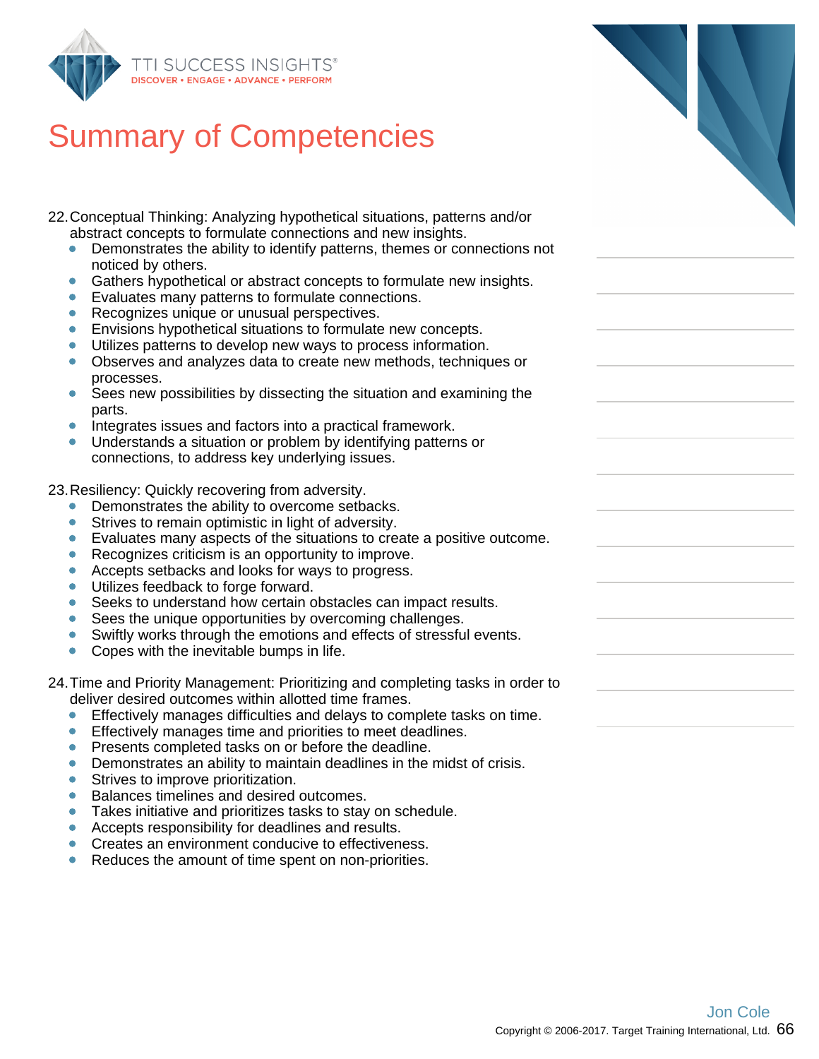# Summary of Competencies

22. Conceptual Thinking: Analyzing hypothetical situations, patterns and/or abstract concepts to formulate connections and new insights.
    - Demonstrates the ability to identify patterns, themes or connections not noticed by others.
    - Gathers hypothetical or abstract concepts to formulate new insights.
    - Evaluates many patterns to formulate connections.
    - Recognizes unique or unusual perspectives.
    - Envisions hypothetical situations to formulate new concepts.
    - Utilizes patterns to develop new ways to process information.
    - Observes and analyzes data to create new methods, techniques or processes.
    - Sees new possibilities by dissecting the situation and examining the parts.
    - Integrates issues and factors into a practical framework.
    - Understands a situation or problem by identifying patterns or connections, to address key underlying issues.

23. Resiliency: Quickly recovering from adversity.
    - Demonstrates the ability to overcome setbacks.
    - Strives to remain optimistic in light of adversity.
    - Evaluates many aspects of the situations to create a positive outcome.
    - Recognizes criticism is an opportunity to improve.
    - Accepts setbacks and looks for ways to progress.
    - Utilizes feedback to forge forward.
    - Seeks to understand how certain obstacles can impact results.
    - Sees the unique opportunities by overcoming challenges.
    - Swiftly works through the emotions and effects of stressful events.
    - Copes with the inevitable bumps in life.

24. Time and Priority Management: Prioritizing and completing tasks in order to deliver desired outcomes within allotted time frames.
    - Effectively manages difficulties and delays to complete tasks on time.
    - Effectively manages time and priorities to meet deadlines.
    - Presents completed tasks on or before the deadline.
    - Demonstrates an ability to maintain deadlines in the midst of crisis.
    - Strives to improve prioritization.
    - Balances timelines and desired outcomes.
    - Takes initiative and prioritizes tasks to stay on schedule.
    - Accepts responsibility for deadlines and results.
    - Creates an environment conducive to effectiveness.
    - Reduces the amount of time spent on non-priorities.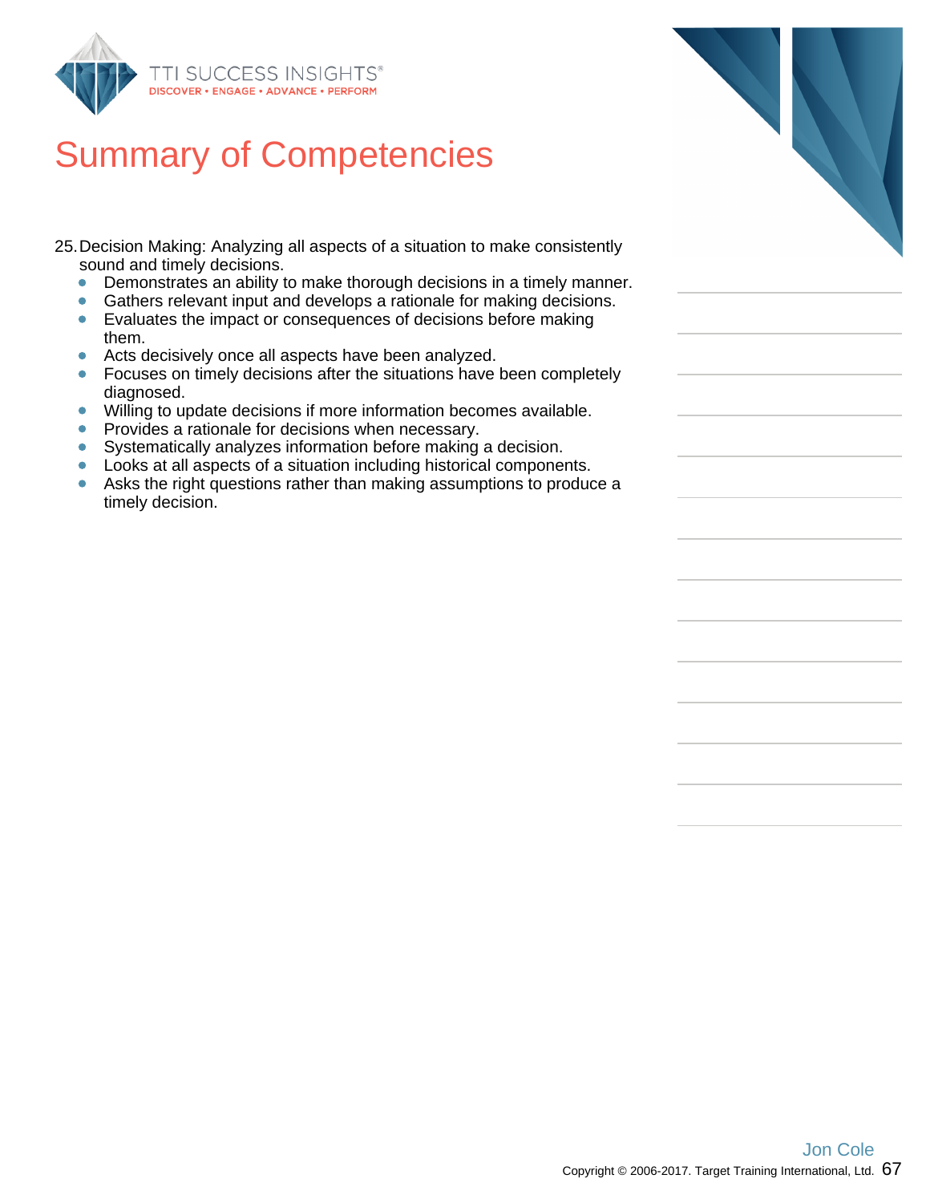# Summary of Competencies

25. Decision Making: Analyzing all aspects of a situation to make consistently sound and timely decisions.
    - Demonstrates an ability to make thorough decisions in a timely manner.
    - Gathers relevant input and develops a rationale for making decisions.
    - Evaluates the impact or consequences of decisions before making them.
    - Acts decisively once all aspects have been analyzed.
    - Focuses on timely decisions after the situations have been completely diagnosed.
    - Willing to update decisions if more information becomes available.
    - Provides a rationale for decisions when necessary.
    - Systematically analyzes information before making a decision.
    - Looks at all aspects of a situation including historical components.
    - Asks the right questions rather than making assumptions to produce a timely decision.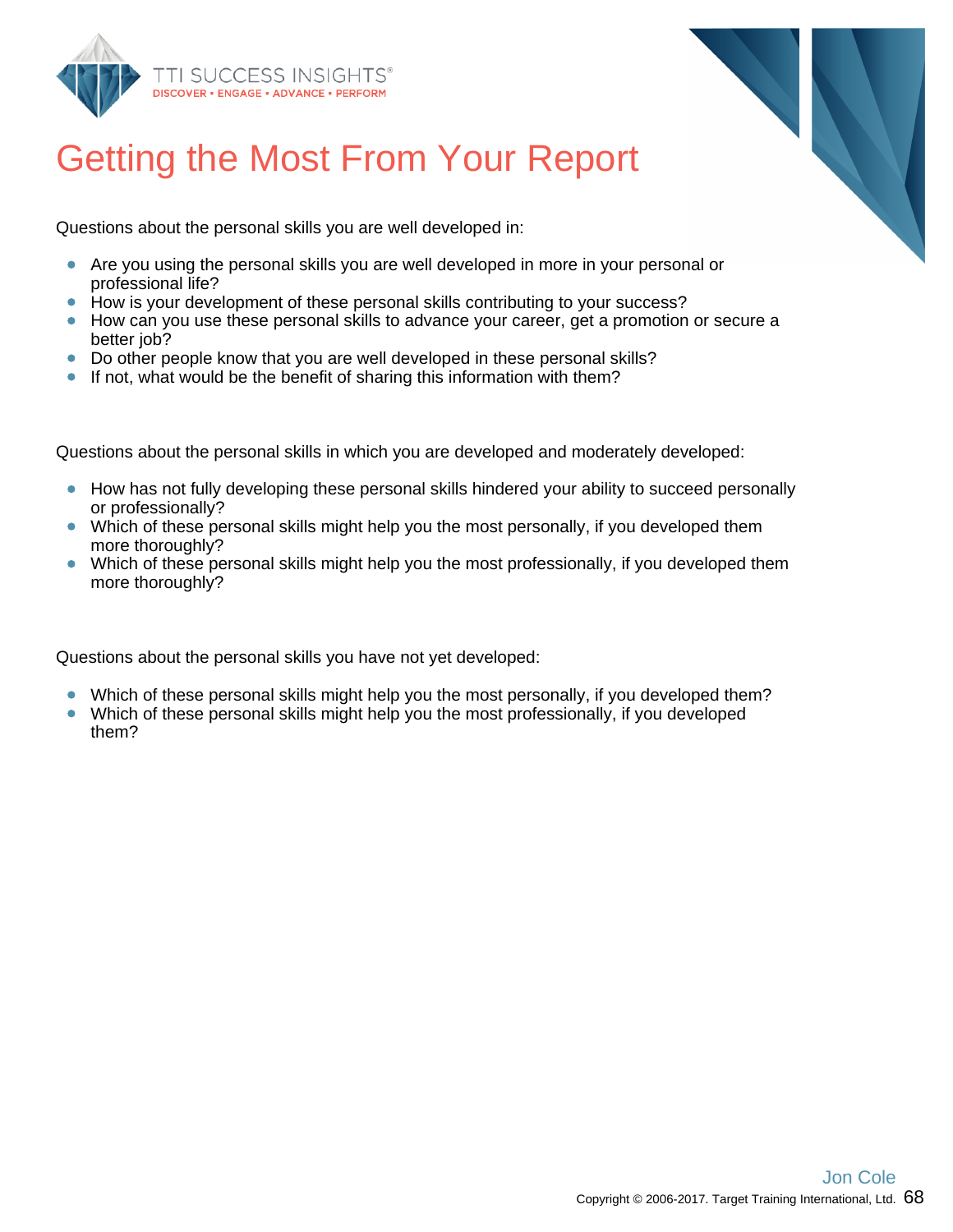# Getting the Most From Your Report

Questions about the personal skills you are well developed in:

- Are you using the personal skills you are well developed in more in your personal or professional life?
- How is your development of these personal skills contributing to your success?
- How can you use these personal skills to advance your career, get a promotion or secure a better job?
- Do other people know that you are well developed in these personal skills?
- If not, what would be the benefit of sharing this information with them?

Questions about the personal skills in which you are developed and moderately developed:

- How has not fully developing these personal skills hindered your ability to succeed personally or professionally?
- Which of these personal skills might help you the most personally, if you developed them more thoroughly?
- Which of these personal skills might help you the most professionally, if you developed them more thoroughly?

Questions about the personal skills you have not yet developed:

- Which of these personal skills might help you the most personally, if you developed them?
- Which of these personal skills might help you the most professionally, if you developed them?